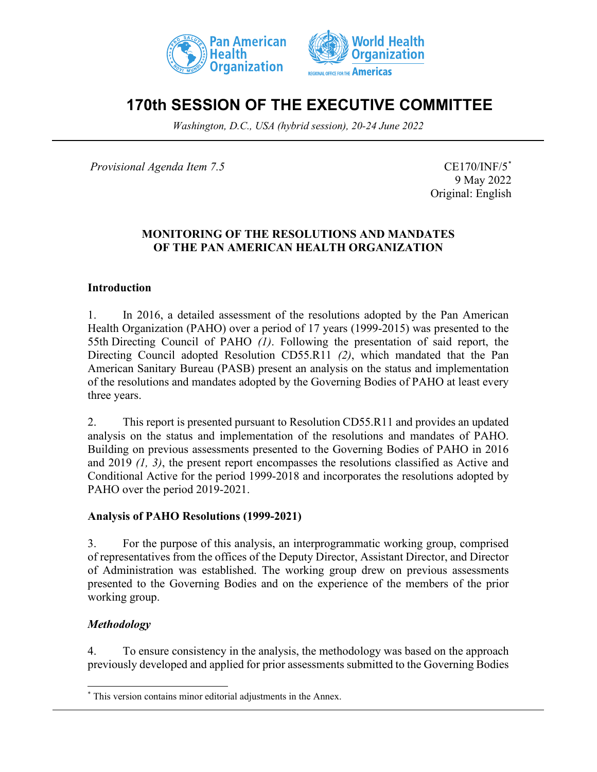# 170th SESSION OF THE EXECUTIVE COMMITTEE

*Washington, D.C., USA (hybrid session), 20-24 June 2022*

*Provisional Agenda Item 7.5*

CE170/INF/5[*]
9 May 2022
Original: English

**MONITORING OF THE RESOLUTIONS AND MANDATES OF THE PAN AMERICAN HEALTH ORGANIZATION**

## Introduction

1. In 2016, a detailed assessment of the resolutions adopted by the Pan American Health Organization (PAHO) over a period of 17 years (1999-2015) was presented to the 55th Directing Council of PAHO *(1)*. Following the presentation of said report, the Directing Council adopted Resolution CD55.R11 *(2)*, which mandated that the Pan American Sanitary Bureau (PASB) present an analysis on the status and implementation of the resolutions and mandates adopted by the Governing Bodies of PAHO at least every three years.

2. This report is presented pursuant to Resolution CD55.R11 and provides an updated analysis on the status and implementation of the resolutions and mandates of PAHO. Building on previous assessments presented to the Governing Bodies of PAHO in 2016 and 2019 *(1, 3)*, the present report encompasses the resolutions classified as Active and Conditional Active for the period 1999-2018 and incorporates the resolutions adopted by PAHO over the period 2019-2021.

## Analysis of PAHO Resolutions (1999-2021)

3. For the purpose of this analysis, an interprogrammatic working group, comprised of representatives from the offices of the Deputy Director, Assistant Director, and Director of Administration was established. The working group drew on previous assessments presented to the Governing Bodies and on the experience of the members of the prior working group.

### *Methodology*

4. To ensure consistency in the analysis, the methodology was based on the approach previously developed and applied for prior assessments submitted to the Governing Bodies

---

[*] This version contains minor editorial adjustments in the Annex.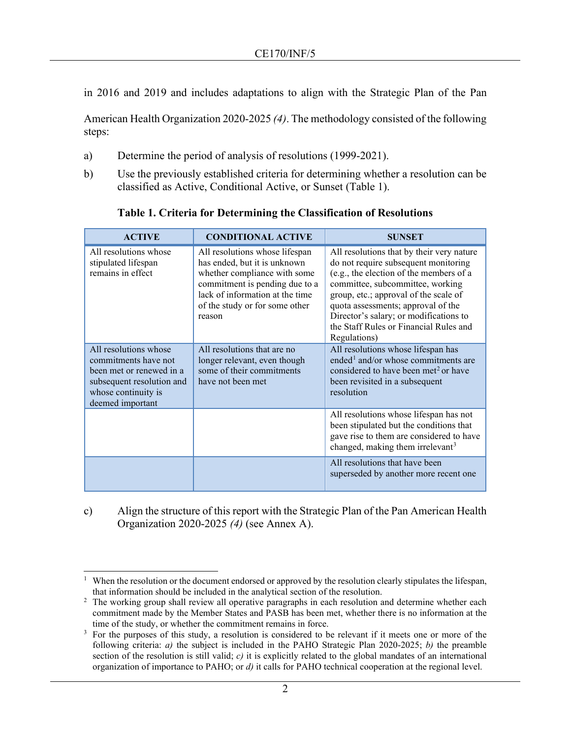in 2016 and 2019 and includes adaptations to align with the Strategic Plan of the Pan American Health Organization 2020-2025 *(4)*. The methodology consisted of the following steps:

a) Determine the period of analysis of resolutions (1999-2021).

b) Use the previously established criteria for determining whether a resolution can be classified as Active, Conditional Active, or Sunset (Table 1).

**Table 1. Criteria for Determining the Classification of Resolutions**

| ACTIVE | CONDITIONAL ACTIVE | SUNSET |
|---|---|---|
| All resolutions whose stipulated lifespan remains in effect | All resolutions whose lifespan has ended, but it is unknown whether compliance with some commitment is pending due to a lack of information at the time of the study or for some other reason | All resolutions that by their very nature do not require subsequent monitoring (e.g., the election of the members of a committee, subcommittee, working group, etc.; approval of the scale of quota assessments; approval of the Director's salary; or modifications to the Staff Rules or Financial Rules and Regulations) |
| All resolutions whose commitments have not been met or renewed in a subsequent resolution and whose continuity is deemed important | All resolutions that are no longer relevant, even though some of their commitments have not been met | All resolutions whose lifespan has ended[1] and/or whose commitments are considered to have been met[2] or have been revisited in a subsequent resolution |
| | | All resolutions whose lifespan has not been stipulated but the conditions that gave rise to them are considered to have changed, making them irrelevant[3] |
| | | All resolutions that have been superseded by another more recent one |

c) Align the structure of this report with the Strategic Plan of the Pan American Health Organization 2020-2025 *(4)* (see Annex A).

---

[1] When the resolution or the document endorsed or approved by the resolution clearly stipulates the lifespan, that information should be included in the analytical section of the resolution.

[2] The working group shall review all operative paragraphs in each resolution and determine whether each commitment made by the Member States and PASB has been met, whether there is no information at the time of the study, or whether the commitment remains in force.

[3] For the purposes of this study, a resolution is considered to be relevant if it meets one or more of the following criteria: *a)* the subject is included in the PAHO Strategic Plan 2020-2025; *b)* the preamble section of the resolution is still valid; *c)* it is explicitly related to the global mandates of an international organization of importance to PAHO; or *d)* it calls for PAHO technical cooperation at the regional level.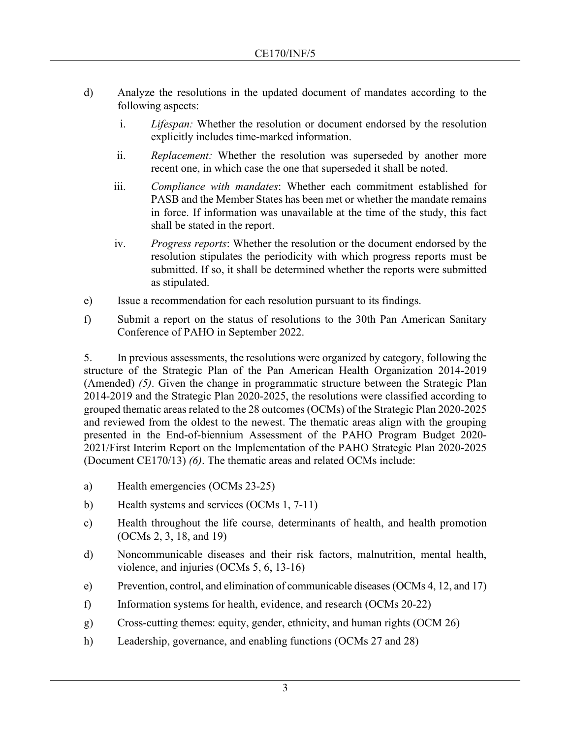d) Analyze the resolutions in the updated document of mandates according to the following aspects:

   i. *Lifespan:* Whether the resolution or document endorsed by the resolution explicitly includes time-marked information.

   ii. *Replacement:* Whether the resolution was superseded by another more recent one, in which case the one that superseded it shall be noted.

   iii. *Compliance with mandates*: Whether each commitment established for PASB and the Member States has been met or whether the mandate remains in force. If information was unavailable at the time of the study, this fact shall be stated in the report.

   iv. *Progress reports*: Whether the resolution or the document endorsed by the resolution stipulates the periodicity with which progress reports must be submitted. If so, it shall be determined whether the reports were submitted as stipulated.

e) Issue a recommendation for each resolution pursuant to its findings.

f) Submit a report on the status of resolutions to the 30th Pan American Sanitary Conference of PAHO in September 2022.

5. In previous assessments, the resolutions were organized by category, following the structure of the Strategic Plan of the Pan American Health Organization 2014-2019 (Amended) *(5)*. Given the change in programmatic structure between the Strategic Plan 2014-2019 and the Strategic Plan 2020-2025, the resolutions were classified according to grouped thematic areas related to the 28 outcomes (OCMs) of the Strategic Plan 2020-2025 and reviewed from the oldest to the newest. The thematic areas align with the grouping presented in the End-of-biennium Assessment of the PAHO Program Budget 2020-2021/First Interim Report on the Implementation of the PAHO Strategic Plan 2020-2025 (Document CE170/13) *(6)*. The thematic areas and related OCMs include:

a) Health emergencies (OCMs 23-25)

b) Health systems and services (OCMs 1, 7-11)

c) Health throughout the life course, determinants of health, and health promotion (OCMs 2, 3, 18, and 19)

d) Noncommunicable diseases and their risk factors, malnutrition, mental health, violence, and injuries (OCMs 5, 6, 13-16)

e) Prevention, control, and elimination of communicable diseases (OCMs 4, 12, and 17)

f) Information systems for health, evidence, and research (OCMs 20-22)

g) Cross-cutting themes: equity, gender, ethnicity, and human rights (OCM 26)

h) Leadership, governance, and enabling functions (OCMs 27 and 28)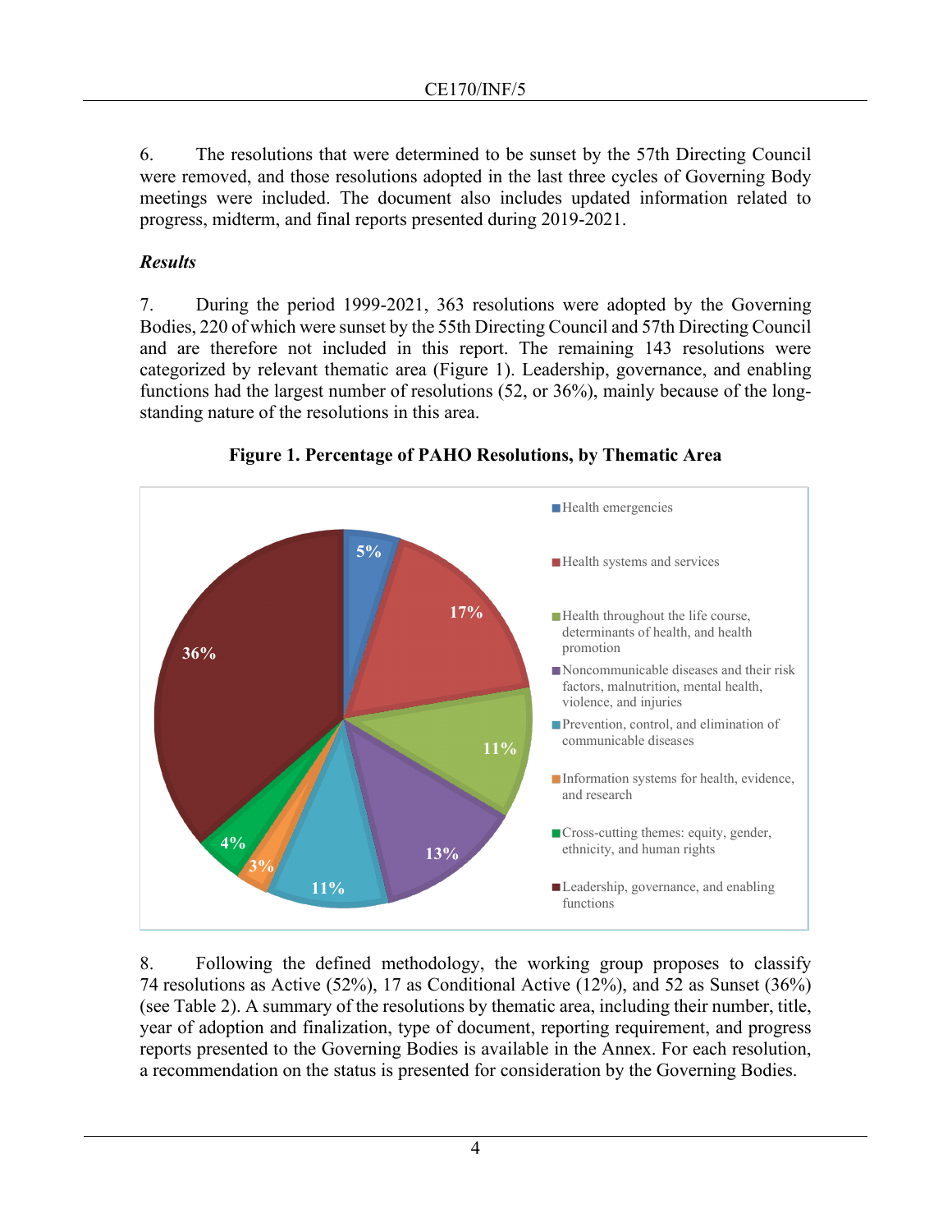6. The resolutions that were determined to be sunset by the 57th Directing Council were removed, and those resolutions adopted in the last three cycles of Governing Body meetings were included. The document also includes updated information related to progress, midterm, and final reports presented during 2019-2021.

### *Results*

7. During the period 1999-2021, 363 resolutions were adopted by the Governing Bodies, 220 of which were sunset by the 55th Directing Council and 57th Directing Council and are therefore not included in this report. The remaining 143 resolutions were categorized by relevant thematic area (Figure 1). Leadership, governance, and enabling functions had the largest number of resolutions (52, or 36%), mainly because of the long-standing nature of the resolutions in this area.

**Figure 1. Percentage of PAHO Resolutions, by Thematic Area**

| Thematic Area | Percentage |
|---|---|
| Health emergencies | 5% |
| Health systems and services | 17% |
| Health throughout the life course, determinants of health, and health promotion | 11% |
| Noncommunicable diseases and their risk factors, malnutrition, mental health, violence, and injuries | 13% |
| Prevention, control, and elimination of communicable diseases | 11% |
| Information systems for health, evidence, and research | 3% |
| Cross-cutting themes: equity, gender, ethnicity, and human rights | 4% |
| Leadership, governance, and enabling functions | 36% |

8. Following the defined methodology, the working group proposes to classify 74 resolutions as Active (52%), 17 as Conditional Active (12%), and 52 as Sunset (36%) (see Table 2). A summary of the resolutions by thematic area, including their number, title, year of adoption and finalization, type of document, reporting requirement, and progress reports presented to the Governing Bodies is available in the Annex. For each resolution, a recommendation on the status is presented for consideration by the Governing Bodies.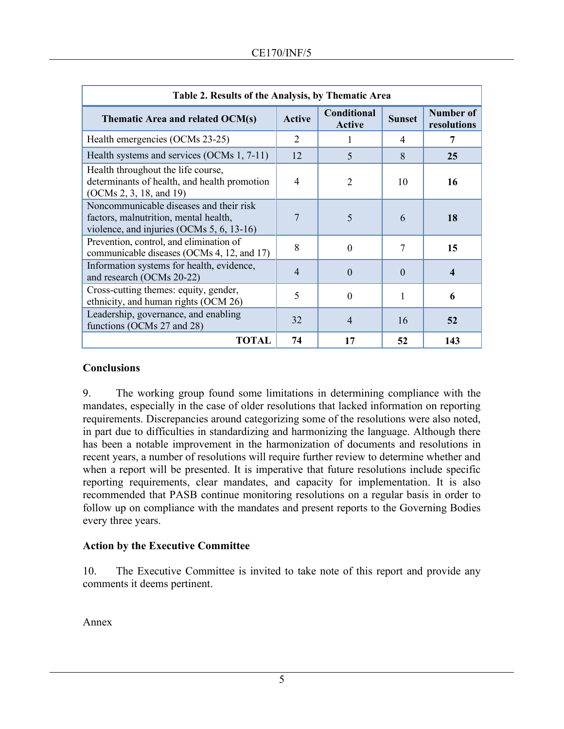**Table 2. Results of the Analysis, by Thematic Area**

| Thematic Area and related OCM(s) | Active | Conditional Active | Sunset | Number of resolutions |
|---|---|---|---|---|
| Health emergencies (OCMs 23-25) | 2 | 1 | 4 | **7** |
| Health systems and services (OCMs 1, 7-11) | 12 | 5 | 8 | **25** |
| Health throughout the life course, determinants of health, and health promotion (OCMs 2, 3, 18, and 19) | 4 | 2 | 10 | **16** |
| Noncommunicable diseases and their risk factors, malnutrition, mental health, violence, and injuries (OCMs 5, 6, 13-16) | 7 | 5 | 6 | **18** |
| Prevention, control, and elimination of communicable diseases (OCMs 4, 12, and 17) | 8 | 0 | 7 | **15** |
| Information systems for health, evidence, and research (OCMs 20-22) | 4 | 0 | 0 | **4** |
| Cross-cutting themes: equity, gender, ethnicity, and human rights (OCM 26) | 5 | 0 | 1 | **6** |
| Leadership, governance, and enabling functions (OCMs 27 and 28) | 32 | 4 | 16 | **52** |
| **TOTAL** | **74** | **17** | **52** | **143** |

## Conclusions

9. The working group found some limitations in determining compliance with the mandates, especially in the case of older resolutions that lacked information on reporting requirements. Discrepancies around categorizing some of the resolutions were also noted, in part due to difficulties in standardizing and harmonizing the language. Although there has been a notable improvement in the harmonization of documents and resolutions in recent years, a number of resolutions will require further review to determine whether and when a report will be presented. It is imperative that future resolutions include specific reporting requirements, clear mandates, and capacity for implementation. It is also recommended that PASB continue monitoring resolutions on a regular basis in order to follow up on compliance with the mandates and present reports to the Governing Bodies every three years.

## Action by the Executive Committee

10. The Executive Committee is invited to take note of this report and provide any comments it deems pertinent.

Annex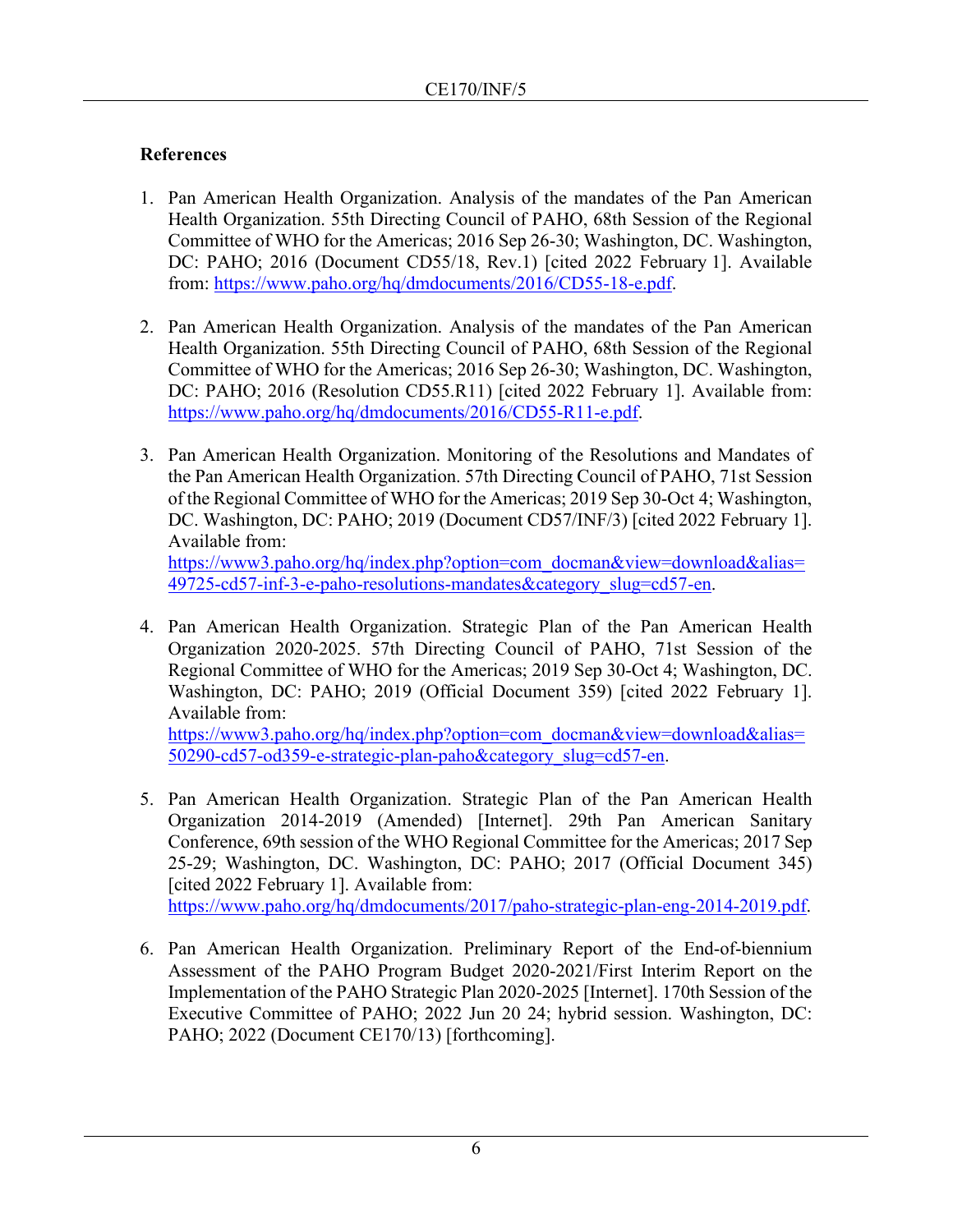**References**

1. Pan American Health Organization. Analysis of the mandates of the Pan American Health Organization. 55th Directing Council of PAHO, 68th Session of the Regional Committee of WHO for the Americas; 2016 Sep 26-30; Washington, DC. Washington, DC: PAHO; 2016 (Document CD55/18, Rev.1) [cited 2022 February 1]. Available from: https://www.paho.org/hq/dmdocuments/2016/CD55-18-e.pdf.

2. Pan American Health Organization. Analysis of the mandates of the Pan American Health Organization. 55th Directing Council of PAHO, 68th Session of the Regional Committee of WHO for the Americas; 2016 Sep 26-30; Washington, DC. Washington, DC: PAHO; 2016 (Resolution CD55.R11) [cited 2022 February 1]. Available from: https://www.paho.org/hq/dmdocuments/2016/CD55-R11-e.pdf.

3. Pan American Health Organization. Monitoring of the Resolutions and Mandates of the Pan American Health Organization. 57th Directing Council of PAHO, 71st Session of the Regional Committee of WHO for the Americas; 2019 Sep 30-Oct 4; Washington, DC. Washington, DC: PAHO; 2019 (Document CD57/INF/3) [cited 2022 February 1]. Available from: https://www3.paho.org/hq/index.php?option=com_docman&view=download&alias=49725-cd57-inf-3-e-paho-resolutions-mandates&category_slug=cd57-en.

4. Pan American Health Organization. Strategic Plan of the Pan American Health Organization 2020-2025. 57th Directing Council of PAHO, 71st Session of the Regional Committee of WHO for the Americas; 2019 Sep 30-Oct 4; Washington, DC. Washington, DC: PAHO; 2019 (Official Document 359) [cited 2022 February 1]. Available from: https://www3.paho.org/hq/index.php?option=com_docman&view=download&alias=50290-cd57-od359-e-strategic-plan-paho&category_slug=cd57-en.

5. Pan American Health Organization. Strategic Plan of the Pan American Health Organization 2014-2019 (Amended) [Internet]. 29th Pan American Sanitary Conference, 69th session of the WHO Regional Committee for the Americas; 2017 Sep 25-29; Washington, DC. Washington, DC: PAHO; 2017 (Official Document 345) [cited 2022 February 1]. Available from: https://www.paho.org/hq/dmdocuments/2017/paho-strategic-plan-eng-2014-2019.pdf.

6. Pan American Health Organization. Preliminary Report of the End-of-biennium Assessment of the PAHO Program Budget 2020-2021/First Interim Report on the Implementation of the PAHO Strategic Plan 2020-2025 [Internet]. 170th Session of the Executive Committee of PAHO; 2022 Jun 20 24; hybrid session. Washington, DC: PAHO; 2022 (Document CE170/13) [forthcoming].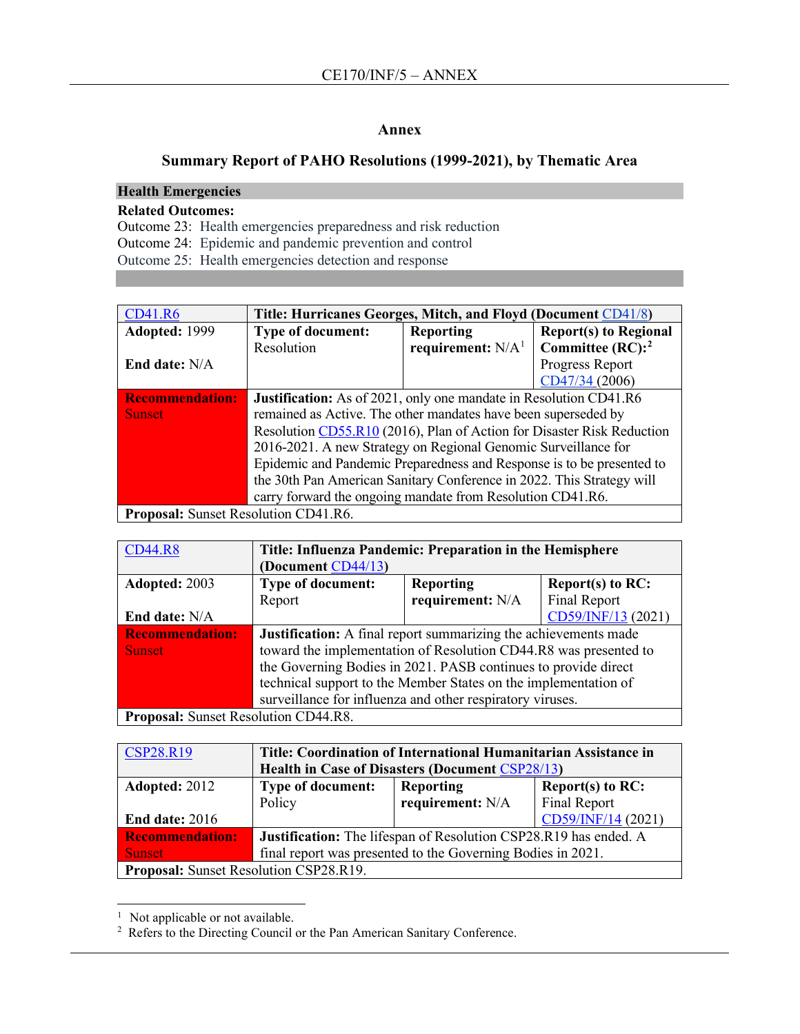## Annex

## Summary Report of PAHO Resolutions (1999-2021), by Thematic Area

### Health Emergencies

**Related Outcomes:**

Outcome 23: Health emergencies preparedness and risk reduction
Outcome 24: Epidemic and pandemic prevention and control
Outcome 25: Health emergencies detection and response

| CD41.R6 | **Title: Hurricanes Georges, Mitch, and Floyd (Document CD41/8)** | | |
|---|---|---|---|
| **Adopted:** 1999<br><br>**End date:** N/A | **Type of document:** Resolution | **Reporting requirement:** N/A[1] | **Report(s) to Regional Committee (RC):**[2] Progress Report CD47/34 (2006) |
| **Recommendation:** Sunset | **Justification:** As of 2021, only one mandate in Resolution CD41.R6 remained as Active. The other mandates have been superseded by Resolution CD55.R10 (2016), Plan of Action for Disaster Risk Reduction 2016-2021. A new Strategy on Regional Genomic Surveillance for Epidemic and Pandemic Preparedness and Response is to be presented to the 30th Pan American Sanitary Conference in 2022. This Strategy will carry forward the ongoing mandate from Resolution CD41.R6. | | |
| **Proposal:** Sunset Resolution CD41.R6. | | | |

| CD44.R8 | **Title: Influenza Pandemic: Preparation in the Hemisphere (Document CD44/13)** | | |
|---|---|---|---|
| **Adopted:** 2003<br><br>**End date:** N/A | **Type of document:** Report | **Reporting requirement:** N/A | **Report(s) to RC:** Final Report CD59/INF/13 (2021) |
| **Recommendation:** Sunset | **Justification:** A final report summarizing the achievements made toward the implementation of Resolution CD44.R8 was presented to the Governing Bodies in 2021. PASB continues to provide direct technical support to the Member States on the implementation of surveillance for influenza and other respiratory viruses. | | |
| **Proposal:** Sunset Resolution CD44.R8. | | | |

| CSP28.R19 | **Title: Coordination of International Humanitarian Assistance in Health in Case of Disasters (Document CSP28/13)** | | |
|---|---|---|---|
| **Adopted:** 2012<br><br>**End date:** 2016 | **Type of document:** Policy | **Reporting requirement:** N/A | **Report(s) to RC:** Final Report CD59/INF/14 (2021) |
| **Recommendation:** Sunset | **Justification:** The lifespan of Resolution CSP28.R19 has ended. A final report was presented to the Governing Bodies in 2021. | | |
| **Proposal:** Sunset Resolution CSP28.R19. | | | |

---

[1] Not applicable or not available.
[2] Refers to the Directing Council or the Pan American Sanitary Conference.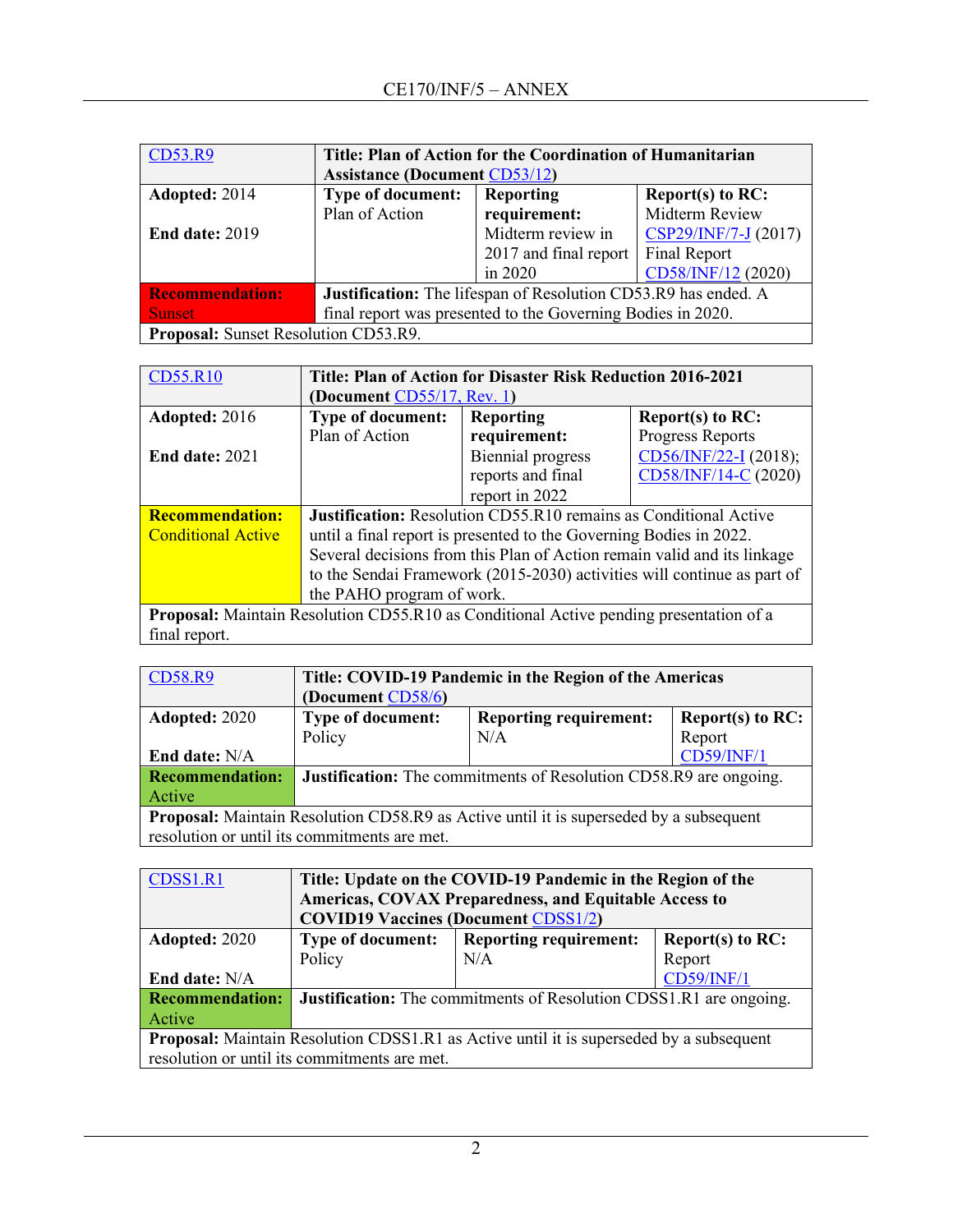| CD53.R9 | Title: Plan of Action for the Coordination of Humanitarian Assistance (Document CD53/12) | | |
|---|---|---|---|
| **Adopted:** 2014<br><br>**End date:** 2019 | **Type of document:** Plan of Action | **Reporting requirement:** Midterm review in 2017 and final report in 2020 | **Report(s) to RC:** Midterm Review CSP29/INF/7-J (2017) Final Report CD58/INF/12 (2020) |
| **Recommendation:** Sunset | **Justification:** The lifespan of Resolution CD53.R9 has ended. A final report was presented to the Governing Bodies in 2020. | | |
| **Proposal:** Sunset Resolution CD53.R9. | | | |

| CD55.R10 | Title: Plan of Action for Disaster Risk Reduction 2016-2021 (Document CD55/17, Rev. 1) | | |
|---|---|---|---|
| **Adopted:** 2016<br><br>**End date:** 2021 | **Type of document:** Plan of Action | **Reporting requirement:** Biennial progress reports and final report in 2022 | **Report(s) to RC:** Progress Reports CD56/INF/22-I (2018); CD58/INF/14-C (2020) |
| **Recommendation:** Conditional Active | **Justification:** Resolution CD55.R10 remains as Conditional Active until a final report is presented to the Governing Bodies in 2022. Several decisions from this Plan of Action remain valid and its linkage to the Sendai Framework (2015-2030) activities will continue as part of the PAHO program of work. | | |
| **Proposal:** Maintain Resolution CD55.R10 as Conditional Active pending presentation of a final report. | | | |

| CD58.R9 | Title: COVID-19 Pandemic in the Region of the Americas (Document CD58/6) | | |
|---|---|---|---|
| **Adopted:** 2020<br><br>**End date:** N/A | **Type of document:** Policy | **Reporting requirement:** N/A | **Report(s) to RC:** Report CD59/INF/1 |
| **Recommendation:** Active | **Justification:** The commitments of Resolution CD58.R9 are ongoing. | | |
| **Proposal:** Maintain Resolution CD58.R9 as Active until it is superseded by a subsequent resolution or until its commitments are met. | | | |

| CDSS1.R1 | Title: Update on the COVID-19 Pandemic in the Region of the Americas, COVAX Preparedness, and Equitable Access to COVID19 Vaccines (Document CDSS1/2) | | |
|---|---|---|---|
| **Adopted:** 2020<br><br>**End date:** N/A | **Type of document:** Policy | **Reporting requirement:** N/A | **Report(s) to RC:** Report CD59/INF/1 |
| **Recommendation:** Active | **Justification:** The commitments of Resolution CDSS1.R1 are ongoing. | | |
| **Proposal:** Maintain Resolution CDSS1.R1 as Active until it is superseded by a subsequent resolution or until its commitments are met. | | | |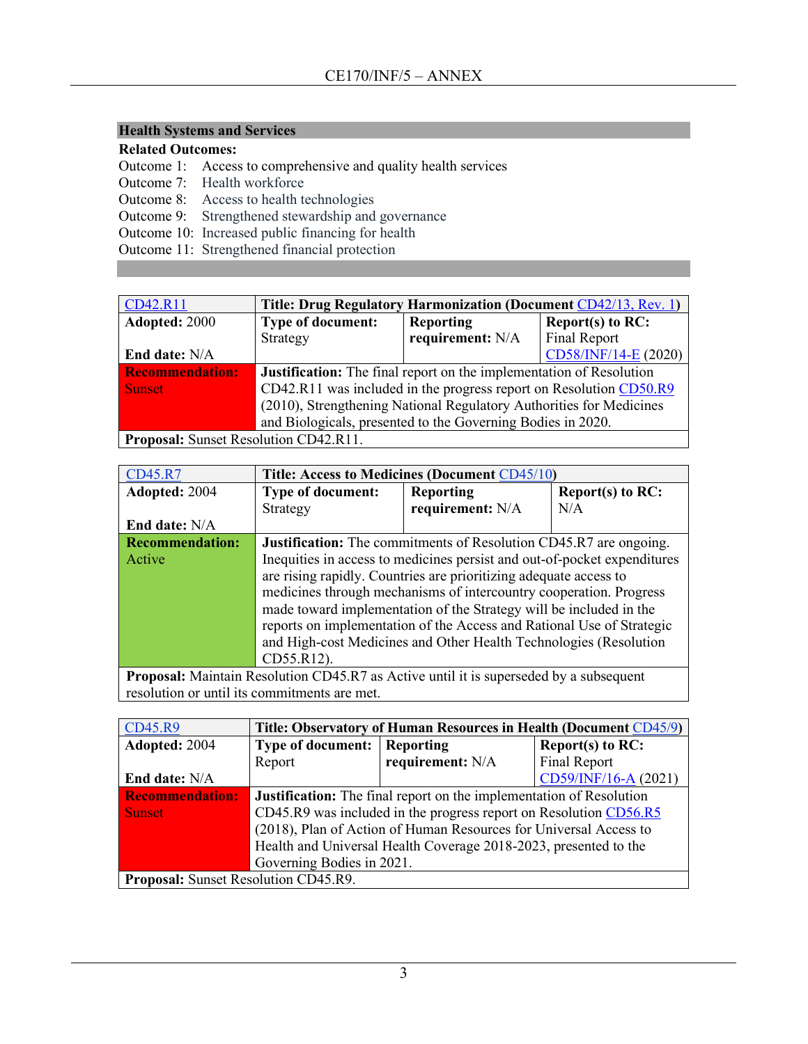## Health Systems and Services

**Related Outcomes:**

Outcome 1: Access to comprehensive and quality health services
Outcome 7: Health workforce
Outcome 8: Access to health technologies
Outcome 9: Strengthened stewardship and governance
Outcome 10: Increased public financing for health
Outcome 11: Strengthened financial protection

| CD42.R11 | **Title: Drug Regulatory Harmonization (Document CD42/13, Rev. 1)** | | |
|---|---|---|---|
| **Adopted:** 2000<br><br>**End date:** N/A | **Type of document:** Strategy | **Reporting requirement:** N/A | **Report(s) to RC:** Final Report CD58/INF/14-E (2020) |
| **Recommendation:** Sunset | **Justification:** The final report on the implementation of Resolution CD42.R11 was included in the progress report on Resolution CD50.R9 (2010), Strengthening National Regulatory Authorities for Medicines and Biologicals, presented to the Governing Bodies in 2020. | | |
| **Proposal:** Sunset Resolution CD42.R11. | | | |

| CD45.R7 | **Title: Access to Medicines (Document CD45/10)** | | |
|---|---|---|---|
| **Adopted:** 2004<br><br>**End date:** N/A | **Type of document:** Strategy | **Reporting requirement:** N/A | **Report(s) to RC:** N/A |
| **Recommendation:** Active | **Justification:** The commitments of Resolution CD45.R7 are ongoing. Inequities in access to medicines persist and out-of-pocket expenditures are rising rapidly. Countries are prioritizing adequate access to medicines through mechanisms of intercountry cooperation. Progress made toward implementation of the Strategy will be included in the reports on implementation of the Access and Rational Use of Strategic and High-cost Medicines and Other Health Technologies (Resolution CD55.R12). | | |
| **Proposal:** Maintain Resolution CD45.R7 as Active until it is superseded by a subsequent resolution or until its commitments are met. | | | |

| CD45.R9 | **Title: Observatory of Human Resources in Health (Document CD45/9)** | | |
|---|---|---|---|
| **Adopted:** 2004<br><br>**End date:** N/A | **Type of document:** Report | **Reporting requirement:** N/A | **Report(s) to RC:** Final Report CD59/INF/16-A (2021) |
| **Recommendation:** Sunset | **Justification:** The final report on the implementation of Resolution CD45.R9 was included in the progress report on Resolution CD56.R5 (2018), Plan of Action of Human Resources for Universal Access to Health and Universal Health Coverage 2018-2023, presented to the Governing Bodies in 2021. | | |
| **Proposal:** Sunset Resolution CD45.R9. | | | |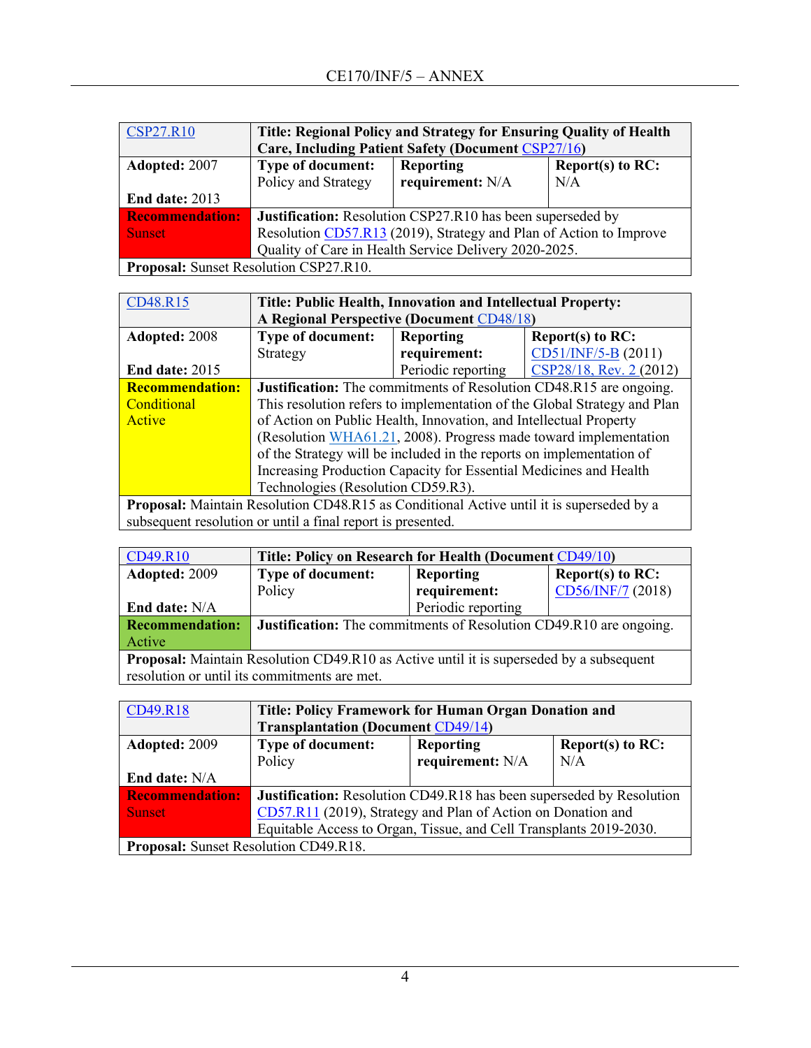| CSP27.R10 | Title: Regional Policy and Strategy for Ensuring Quality of Health Care, Including Patient Safety (Document CSP27/16) | | |
|---|---|---|---|
| **Adopted:** 2007<br><br>**End date:** 2013 | **Type of document:** Policy and Strategy | **Reporting requirement:** N/A | **Report(s) to RC:** N/A |
| **Recommendation:** Sunset | **Justification:** Resolution CSP27.R10 has been superseded by Resolution CD57.R13 (2019), Strategy and Plan of Action to Improve Quality of Care in Health Service Delivery 2020-2025. | | |
| **Proposal:** Sunset Resolution CSP27.R10. | | | |

| CD48.R15 | Title: Public Health, Innovation and Intellectual Property: A Regional Perspective (Document CD48/18) | | |
|---|---|---|---|
| **Adopted:** 2008<br><br>**End date:** 2015 | **Type of document:** Strategy | **Reporting requirement:** Periodic reporting | **Report(s) to RC:** CD51/INF/5-B (2011) CSP28/18, Rev. 2 (2012) |
| **Recommendation:** Conditional Active | **Justification:** The commitments of Resolution CD48.R15 are ongoing. This resolution refers to implementation of the Global Strategy and Plan of Action on Public Health, Innovation, and Intellectual Property (Resolution WHA61.21, 2008). Progress made toward implementation of the Strategy will be included in the reports on implementation of Increasing Production Capacity for Essential Medicines and Health Technologies (Resolution CD59.R3). | | |
| **Proposal:** Maintain Resolution CD48.R15 as Conditional Active until it is superseded by a subsequent resolution or until a final report is presented. | | | |

| CD49.R10 | Title: Policy on Research for Health (Document CD49/10) | | |
|---|---|---|---|
| **Adopted:** 2009<br><br>**End date:** N/A | **Type of document:** Policy | **Reporting requirement:** Periodic reporting | **Report(s) to RC:** CD56/INF/7 (2018) |
| **Recommendation:** Active | **Justification:** The commitments of Resolution CD49.R10 are ongoing. | | |
| **Proposal:** Maintain Resolution CD49.R10 as Active until it is superseded by a subsequent resolution or until its commitments are met. | | | |

| CD49.R18 | Title: Policy Framework for Human Organ Donation and Transplantation (Document CD49/14) | | |
|---|---|---|---|
| **Adopted:** 2009<br><br>**End date:** N/A | **Type of document:** Policy | **Reporting requirement:** N/A | **Report(s) to RC:** N/A |
| **Recommendation:** Sunset | **Justification:** Resolution CD49.R18 has been superseded by Resolution CD57.R11 (2019), Strategy and Plan of Action on Donation and Equitable Access to Organ, Tissue, and Cell Transplants 2019-2030. | | |
| **Proposal:** Sunset Resolution CD49.R18. | | | |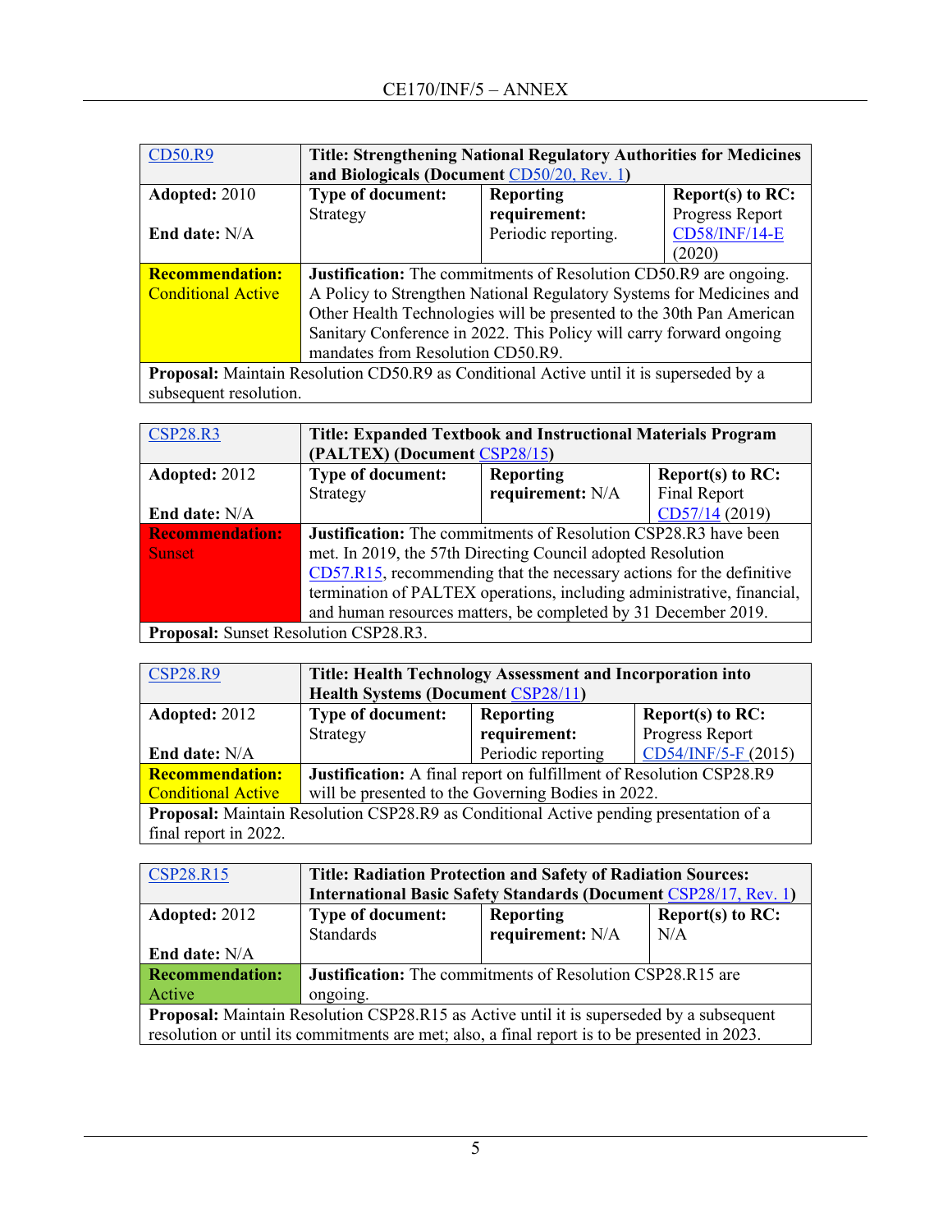| CD50.R9 | **Title: Strengthening National Regulatory Authorities for Medicines and Biologicals (Document CD50/20, Rev. 1)** | | |
|---|---|---|---|
| **Adopted:** 2010<br><br>**End date:** N/A | **Type of document:** Strategy | **Reporting requirement:** Periodic reporting. | **Report(s) to RC:** Progress Report CD58/INF/14-E (2020) |
| **Recommendation:** Conditional Active | **Justification:** The commitments of Resolution CD50.R9 are ongoing. A Policy to Strengthen National Regulatory Systems for Medicines and Other Health Technologies will be presented to the 30th Pan American Sanitary Conference in 2022. This Policy will carry forward ongoing mandates from Resolution CD50.R9. | | |
| **Proposal:** Maintain Resolution CD50.R9 as Conditional Active until it is superseded by a subsequent resolution. | | | |

| CSP28.R3 | **Title: Expanded Textbook and Instructional Materials Program (PALTEX) (Document CSP28/15)** | | |
|---|---|---|---|
| **Adopted:** 2012<br><br>**End date:** N/A | **Type of document:** Strategy | **Reporting requirement:** N/A | **Report(s) to RC:** Final Report CD57/14 (2019) |
| **Recommendation:** Sunset | **Justification:** The commitments of Resolution CSP28.R3 have been met. In 2019, the 57th Directing Council adopted Resolution CD57.R15, recommending that the necessary actions for the definitive termination of PALTEX operations, including administrative, financial, and human resources matters, be completed by 31 December 2019. | | |
| **Proposal:** Sunset Resolution CSP28.R3. | | | |

| CSP28.R9 | **Title: Health Technology Assessment and Incorporation into Health Systems (Document CSP28/11)** | | |
|---|---|---|---|
| **Adopted:** 2012<br><br>**End date:** N/A | **Type of document:** Strategy | **Reporting requirement:** Periodic reporting | **Report(s) to RC:** Progress Report CD54/INF/5-F (2015) |
| **Recommendation:** Conditional Active | **Justification:** A final report on fulfillment of Resolution CSP28.R9 will be presented to the Governing Bodies in 2022. | | |
| **Proposal:** Maintain Resolution CSP28.R9 as Conditional Active pending presentation of a final report in 2022. | | | |

| CSP28.R15 | **Title: Radiation Protection and Safety of Radiation Sources: International Basic Safety Standards (Document CSP28/17, Rev. 1)** | | |
|---|---|---|---|
| **Adopted:** 2012<br><br>**End date:** N/A | **Type of document:** Standards | **Reporting requirement:** N/A | **Report(s) to RC:** N/A |
| **Recommendation:** Active | **Justification:** The commitments of Resolution CSP28.R15 are ongoing. | | |
| **Proposal:** Maintain Resolution CSP28.R15 as Active until it is superseded by a subsequent resolution or until its commitments are met; also, a final report is to be presented in 2023. | | | |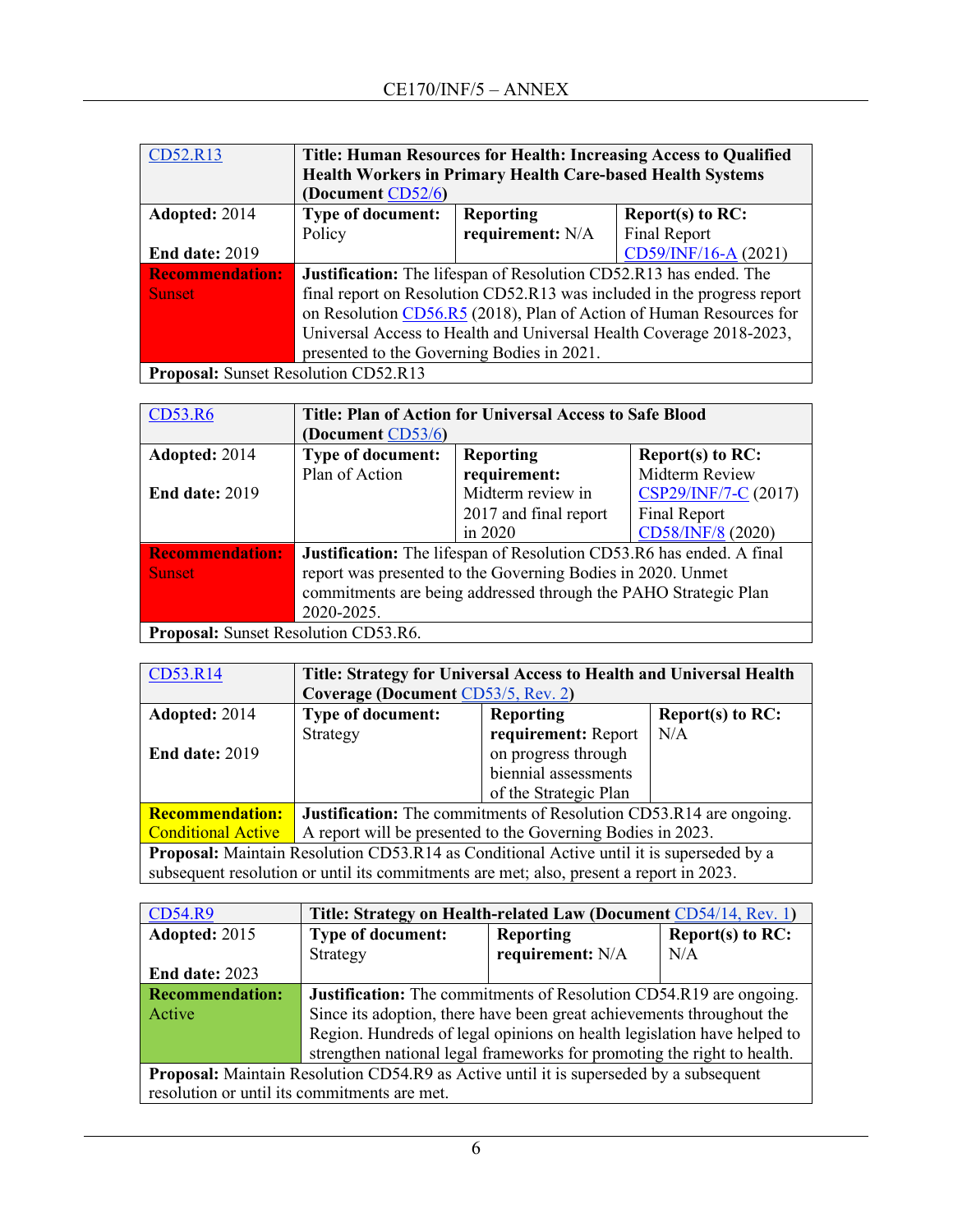| CD52.R13 | Title: Human Resources for Health: Increasing Access to Qualified Health Workers in Primary Health Care-based Health Systems (Document CD52/6) | | |
|---|---|---|---|
| **Adopted:** 2014<br><br>**End date:** 2019 | **Type of document:** Policy | **Reporting requirement:** N/A | **Report(s) to RC:** Final Report CD59/INF/16-A (2021) |
| **Recommendation:** Sunset | **Justification:** The lifespan of Resolution CD52.R13 has ended. The final report on Resolution CD52.R13 was included in the progress report on Resolution CD56.R5 (2018), Plan of Action of Human Resources for Universal Access to Health and Universal Health Coverage 2018-2023, presented to the Governing Bodies in 2021. | | |
| **Proposal:** Sunset Resolution CD52.R13 | | | |

| CD53.R6 | Title: Plan of Action for Universal Access to Safe Blood (Document CD53/6) | | |
|---|---|---|---|
| **Adopted:** 2014<br><br>**End date:** 2019 | **Type of document:** Plan of Action | **Reporting requirement:** Midterm review in 2017 and final report in 2020 | **Report(s) to RC:** Midterm Review CSP29/INF/7-C (2017) Final Report CD58/INF/8 (2020) |
| **Recommendation:** Sunset | **Justification:** The lifespan of Resolution CD53.R6 has ended. A final report was presented to the Governing Bodies in 2020. Unmet commitments are being addressed through the PAHO Strategic Plan 2020-2025. | | |
| **Proposal:** Sunset Resolution CD53.R6. | | | |

| CD53.R14 | Title: Strategy for Universal Access to Health and Universal Health Coverage (Document CD53/5, Rev. 2) | | |
|---|---|---|---|
| **Adopted:** 2014<br><br>**End date:** 2019 | **Type of document:** Strategy | **Reporting requirement:** Report on progress through biennial assessments of the Strategic Plan | **Report(s) to RC:** N/A |
| **Recommendation:** Conditional Active | **Justification:** The commitments of Resolution CD53.R14 are ongoing. A report will be presented to the Governing Bodies in 2023. | | |
| **Proposal:** Maintain Resolution CD53.R14 as Conditional Active until it is superseded by a subsequent resolution or until its commitments are met; also, present a report in 2023. | | | |

| CD54.R9 | Title: Strategy on Health-related Law (Document CD54/14, Rev. 1) | | |
|---|---|---|---|
| **Adopted:** 2015<br><br>**End date:** 2023 | **Type of document:** Strategy | **Reporting requirement:** N/A | **Report(s) to RC:** N/A |
| **Recommendation:** Active | **Justification:** The commitments of Resolution CD54.R19 are ongoing. Since its adoption, there have been great achievements throughout the Region. Hundreds of legal opinions on health legislation have helped to strengthen national legal frameworks for promoting the right to health. | | |
| **Proposal:** Maintain Resolution CD54.R9 as Active until it is superseded by a subsequent resolution or until its commitments are met. | | | |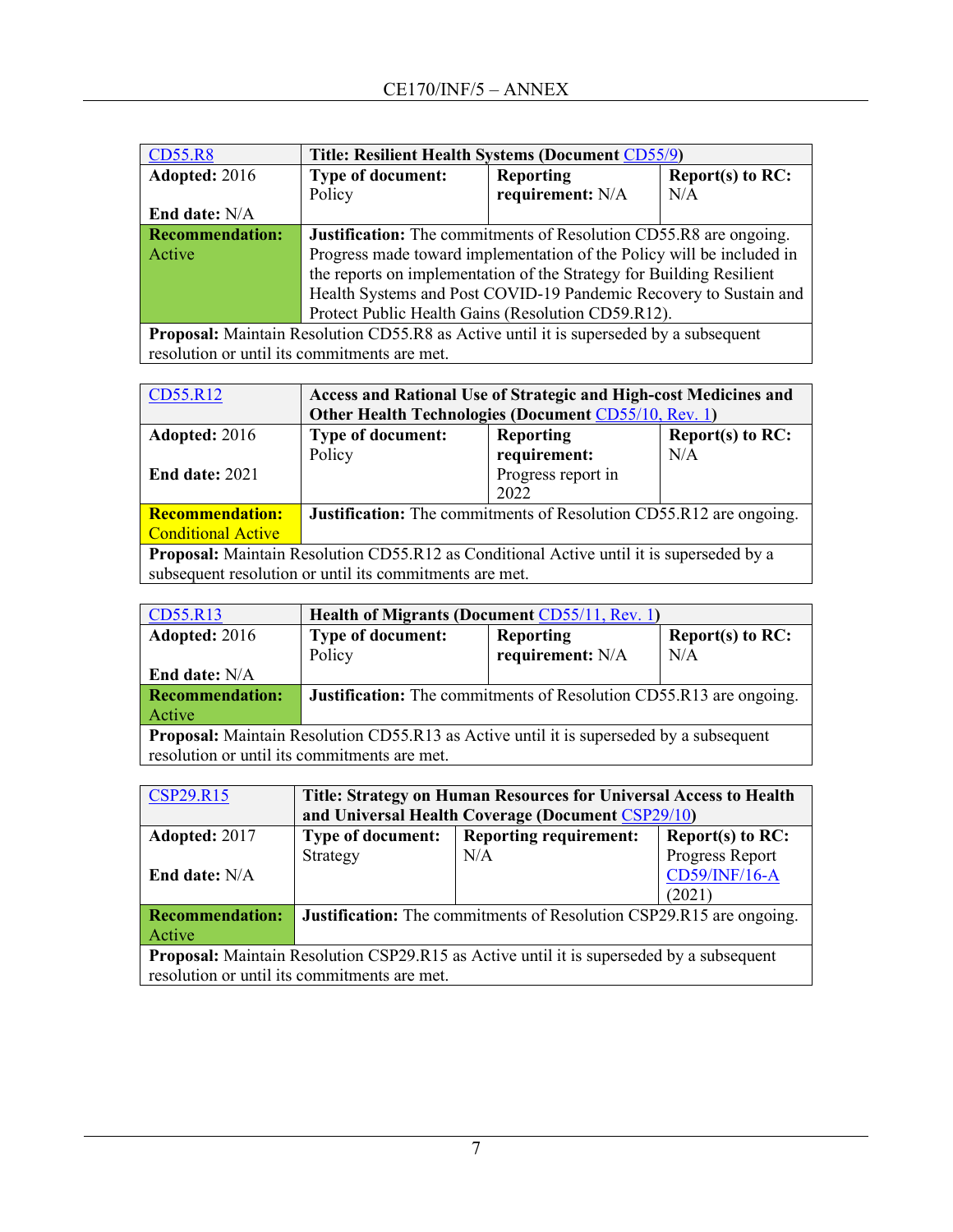| CD55.R8 | Title: Resilient Health Systems (Document CD55/9) | | |
|---|---|---|---|
| **Adopted:** 2016<br><br>**End date:** N/A | **Type of document:** Policy | **Reporting requirement:** N/A | **Report(s) to RC:** N/A |
| **Recommendation:** Active | **Justification:** The commitments of Resolution CD55.R8 are ongoing. Progress made toward implementation of the Policy will be included in the reports on implementation of the Strategy for Building Resilient Health Systems and Post COVID-19 Pandemic Recovery to Sustain and Protect Public Health Gains (Resolution CD59.R12). | | |
| **Proposal:** Maintain Resolution CD55.R8 as Active until it is superseded by a subsequent resolution or until its commitments are met. | | | |

| CD55.R12 | Access and Rational Use of Strategic and High-cost Medicines and Other Health Technologies (Document CD55/10, Rev. 1) | | |
|---|---|---|---|
| **Adopted:** 2016<br><br>**End date:** 2021 | **Type of document:** Policy | **Reporting requirement:** Progress report in 2022 | **Report(s) to RC:** N/A |
| **Recommendation:** Conditional Active | **Justification:** The commitments of Resolution CD55.R12 are ongoing. | | |
| **Proposal:** Maintain Resolution CD55.R12 as Conditional Active until it is superseded by a subsequent resolution or until its commitments are met. | | | |

| CD55.R13 | Health of Migrants (Document CD55/11, Rev. 1) | | |
|---|---|---|---|
| **Adopted:** 2016<br><br>**End date:** N/A | **Type of document:** Policy | **Reporting requirement:** N/A | **Report(s) to RC:** N/A |
| **Recommendation:** Active | **Justification:** The commitments of Resolution CD55.R13 are ongoing. | | |
| **Proposal:** Maintain Resolution CD55.R13 as Active until it is superseded by a subsequent resolution or until its commitments are met. | | | |

| CSP29.R15 | Title: Strategy on Human Resources for Universal Access to Health and Universal Health Coverage (Document CSP29/10) | | |
|---|---|---|---|
| **Adopted:** 2017<br><br>**End date:** N/A | **Type of document:** Strategy | **Reporting requirement:** N/A | **Report(s) to RC:** Progress Report CD59/INF/16-A (2021) |
| **Recommendation:** Active | **Justification:** The commitments of Resolution CSP29.R15 are ongoing. | | |
| **Proposal:** Maintain Resolution CSP29.R15 as Active until it is superseded by a subsequent resolution or until its commitments are met. | | | |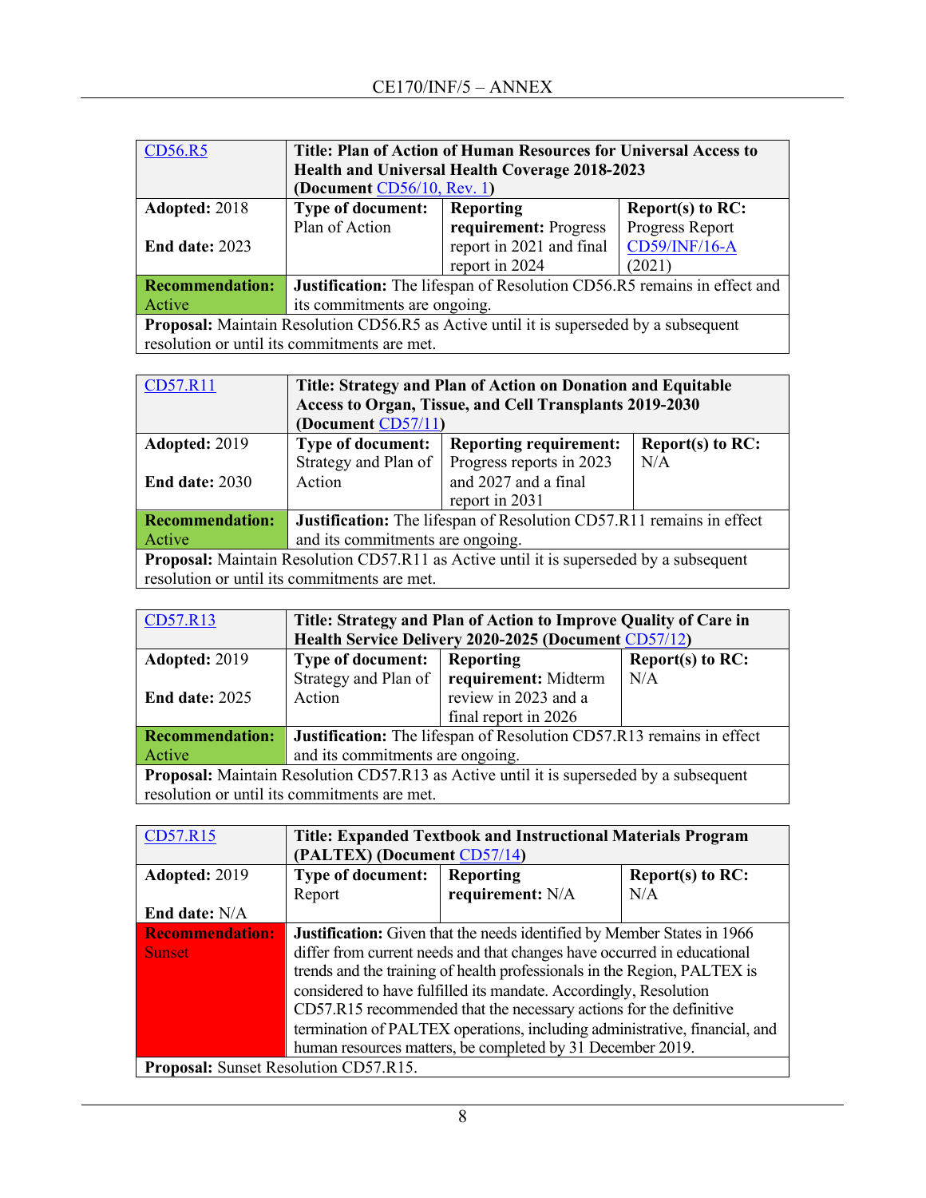| CD56.R5 | Title: Plan of Action of Human Resources for Universal Access to Health and Universal Health Coverage 2018-2023 (Document CD56/10, Rev. 1) | | |
|---|---|---|---|
| **Adopted:** 2018<br><br>**End date:** 2023 | **Type of document:** Plan of Action | **Reporting requirement:** Progress report in 2021 and final report in 2024 | **Report(s) to RC:** Progress Report CD59/INF/16-A (2021) |
| **Recommendation:** Active | **Justification:** The lifespan of Resolution CD56.R5 remains in effect and its commitments are ongoing. | | |
| **Proposal:** Maintain Resolution CD56.R5 as Active until it is superseded by a subsequent resolution or until its commitments are met. | | | |

| CD57.R11 | Title: Strategy and Plan of Action on Donation and Equitable Access to Organ, Tissue, and Cell Transplants 2019-2030 (Document CD57/11) | | |
|---|---|---|---|
| **Adopted:** 2019<br><br>**End date:** 2030 | **Type of document:** Strategy and Plan of Action | **Reporting requirement:** Progress reports in 2023 and 2027 and a final report in 2031 | **Report(s) to RC:** N/A |
| **Recommendation:** Active | **Justification:** The lifespan of Resolution CD57.R11 remains in effect and its commitments are ongoing. | | |
| **Proposal:** Maintain Resolution CD57.R11 as Active until it is superseded by a subsequent resolution or until its commitments are met. | | | |

| CD57.R13 | Title: Strategy and Plan of Action to Improve Quality of Care in Health Service Delivery 2020-2025 (Document CD57/12) | | |
|---|---|---|---|
| **Adopted:** 2019<br><br>**End date:** 2025 | **Type of document:** Strategy and Plan of Action | **Reporting requirement:** Midterm review in 2023 and a final report in 2026 | **Report(s) to RC:** N/A |
| **Recommendation:** Active | **Justification:** The lifespan of Resolution CD57.R13 remains in effect and its commitments are ongoing. | | |
| **Proposal:** Maintain Resolution CD57.R13 as Active until it is superseded by a subsequent resolution or until its commitments are met. | | | |

| CD57.R15 | Title: Expanded Textbook and Instructional Materials Program (PALTEX) (Document CD57/14) | | |
|---|---|---|---|
| **Adopted:** 2019<br><br>**End date:** N/A | **Type of document:** Report | **Reporting requirement:** N/A | **Report(s) to RC:** N/A |
| **Recommendation:** Sunset | **Justification:** Given that the needs identified by Member States in 1966 differ from current needs and that changes have occurred in educational trends and the training of health professionals in the Region, PALTEX is considered to have fulfilled its mandate. Accordingly, Resolution CD57.R15 recommended that the necessary actions for the definitive termination of PALTEX operations, including administrative, financial, and human resources matters, be completed by 31 December 2019. | | |
| **Proposal:** Sunset Resolution CD57.R15. | | | |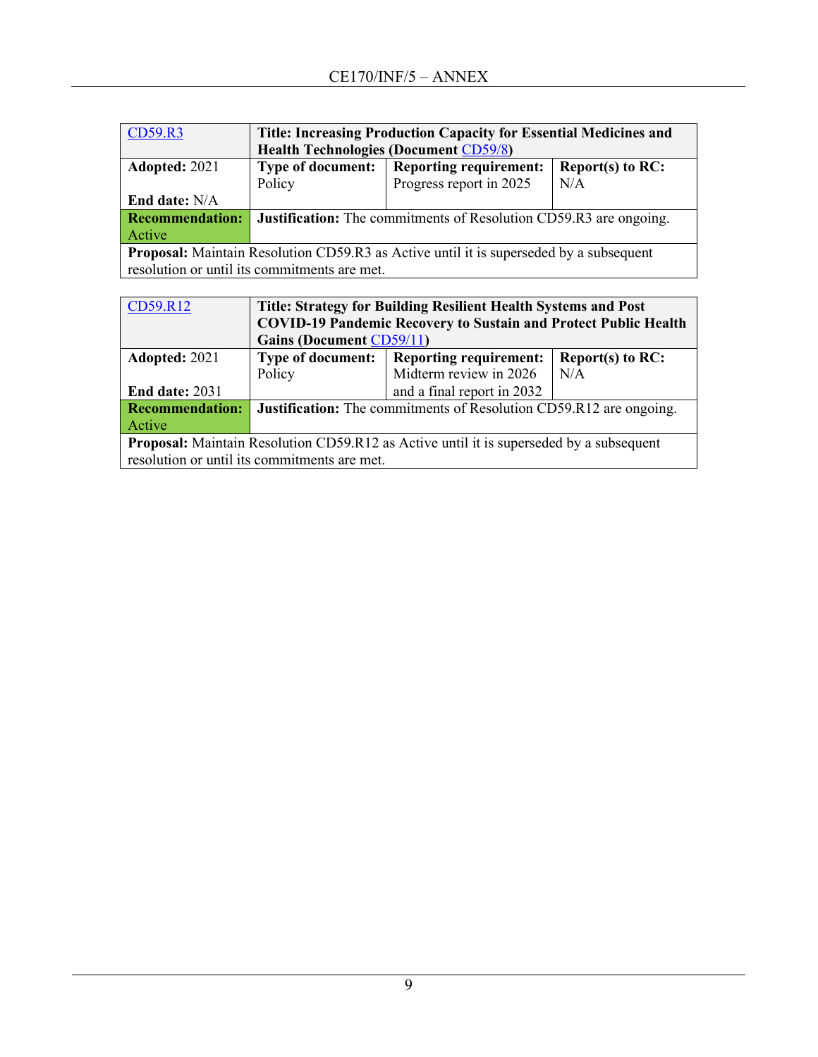| CD59.R3 | **Title: Increasing Production Capacity for Essential Medicines and Health Technologies (Document CD59/8)** | | |
|---|---|---|---|
| **Adopted:** 2021<br><br>**End date:** N/A | **Type of document:** Policy | **Reporting requirement:** Progress report in 2025 | **Report(s) to RC:** N/A |
| **Recommendation:** Active | **Justification:** The commitments of Resolution CD59.R3 are ongoing. | | |
| **Proposal:** Maintain Resolution CD59.R3 as Active until it is superseded by a subsequent resolution or until its commitments are met. | | | |

| CD59.R12 | **Title: Strategy for Building Resilient Health Systems and Post COVID-19 Pandemic Recovery to Sustain and Protect Public Health Gains (Document CD59/11)** | | |
|---|---|---|---|
| **Adopted:** 2021<br><br>**End date:** 2031 | **Type of document:** Policy | **Reporting requirement:** Midterm review in 2026 and a final report in 2032 | **Report(s) to RC:** N/A |
| **Recommendation:** Active | **Justification:** The commitments of Resolution CD59.R12 are ongoing. | | |
| **Proposal:** Maintain Resolution CD59.R12 as Active until it is superseded by a subsequent resolution or until its commitments are met. | | | |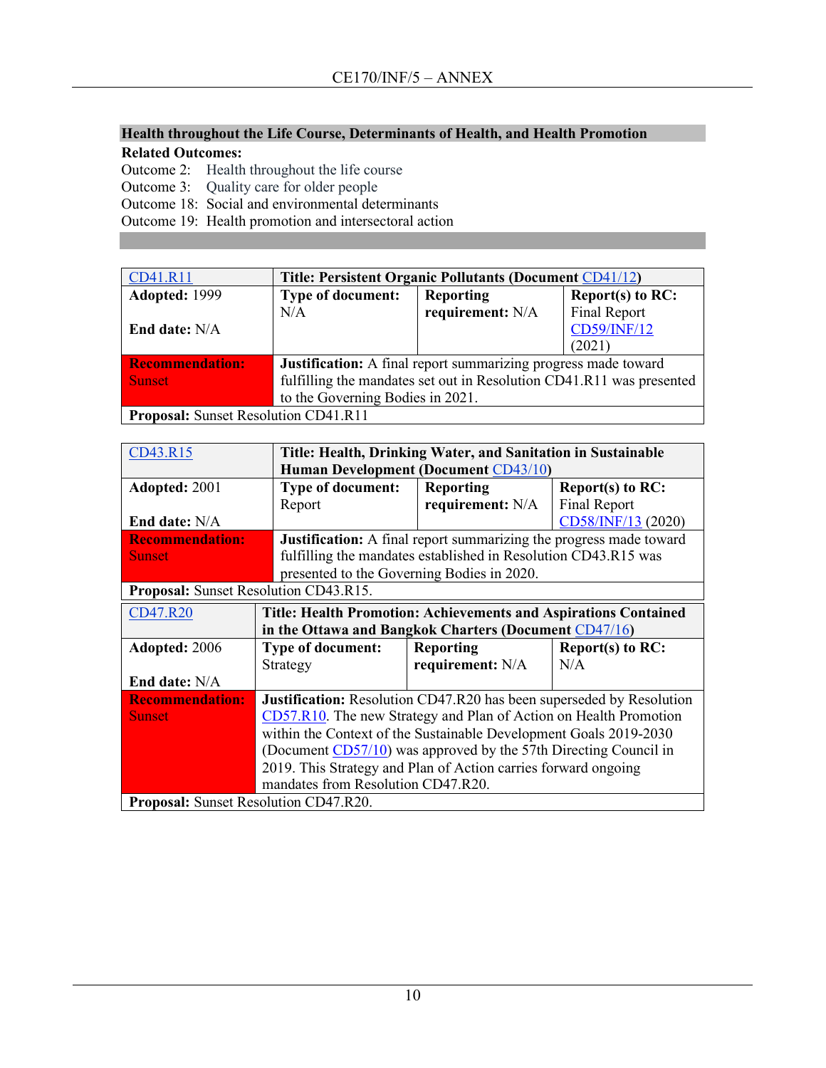**Health throughout the Life Course, Determinants of Health, and Health Promotion**

**Related Outcomes:**

Outcome 2: Health throughout the life course
Outcome 3: Quality care for older people
Outcome 18: Social and environmental determinants
Outcome 19: Health promotion and intersectoral action

| CD41.R11 | **Title: Persistent Organic Pollutants (Document CD41/12)** | | |
|---|---|---|---|
| **Adopted:** 1999<br><br>**End date:** N/A | **Type of document:** N/A | **Reporting requirement:** N/A | **Report(s) to RC:** Final Report CD59/INF/12 (2021) |
| **Recommendation:** Sunset | **Justification:** A final report summarizing progress made toward fulfilling the mandates set out in Resolution CD41.R11 was presented to the Governing Bodies in 2021. | | |
| **Proposal:** Sunset Resolution CD41.R11 | | | |

| CD43.R15 | **Title: Health, Drinking Water, and Sanitation in Sustainable Human Development (Document CD43/10)** | | |
|---|---|---|---|
| **Adopted:** 2001<br><br>**End date:** N/A | **Type of document:** Report | **Reporting requirement:** N/A | **Report(s) to RC:** Final Report CD58/INF/13 (2020) |
| **Recommendation:** Sunset | **Justification:** A final report summarizing the progress made toward fulfilling the mandates established in Resolution CD43.R15 was presented to the Governing Bodies in 2020. | | |
| **Proposal:** Sunset Resolution CD43.R15. | | | |

| CD47.R20 | **Title: Health Promotion: Achievements and Aspirations Contained in the Ottawa and Bangkok Charters (Document CD47/16)** | | |
|---|---|---|---|
| **Adopted:** 2006<br><br>**End date:** N/A | **Type of document:** Strategy | **Reporting requirement:** N/A | **Report(s) to RC:** N/A |
| **Recommendation:** Sunset | **Justification:** Resolution CD47.R20 has been superseded by Resolution CD57.R10. The new Strategy and Plan of Action on Health Promotion within the Context of the Sustainable Development Goals 2019-2030 (Document CD57/10) was approved by the 57th Directing Council in 2019. This Strategy and Plan of Action carries forward ongoing mandates from Resolution CD47.R20. | | |
| **Proposal:** Sunset Resolution CD47.R20. | | | |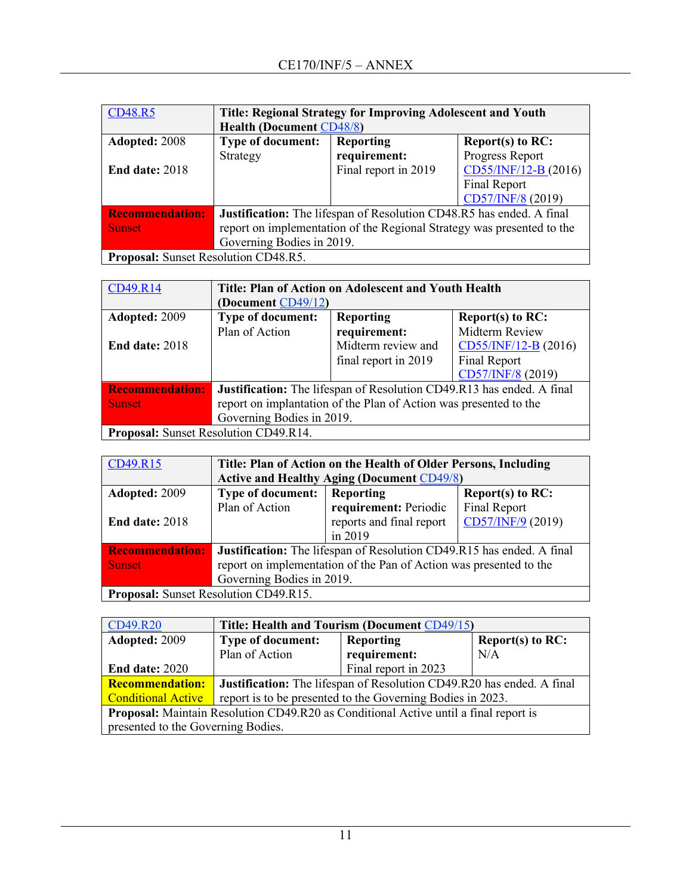| CD48.R5 | Title: Regional Strategy for Improving Adolescent and Youth Health (Document CD48/8) | | |
|---|---|---|---|
| **Adopted:** 2008<br><br>**End date:** 2018 | **Type of document:** Strategy | **Reporting requirement:** Final report in 2019 | **Report(s) to RC:** Progress Report CD55/INF/12-B (2016) Final Report CD57/INF/8 (2019) |
| **Recommendation:** Sunset | **Justification:** The lifespan of Resolution CD48.R5 has ended. A final report on implementation of the Regional Strategy was presented to the Governing Bodies in 2019. | | |
| **Proposal:** Sunset Resolution CD48.R5. | | | |

| CD49.R14 | Title: Plan of Action on Adolescent and Youth Health (Document CD49/12) | | |
|---|---|---|---|
| **Adopted:** 2009<br><br>**End date:** 2018 | **Type of document:** Plan of Action | **Reporting requirement:** Midterm review and final report in 2019 | **Report(s) to RC:** Midterm Review CD55/INF/12-B (2016) Final Report CD57/INF/8 (2019) |
| **Recommendation:** Sunset | **Justification:** The lifespan of Resolution CD49.R13 has ended. A final report on implantation of the Plan of Action was presented to the Governing Bodies in 2019. | | |
| **Proposal:** Sunset Resolution CD49.R14. | | | |

| CD49.R15 | Title: Plan of Action on the Health of Older Persons, Including Active and Healthy Aging (Document CD49/8) | | |
|---|---|---|---|
| **Adopted:** 2009<br><br>**End date:** 2018 | **Type of document:** Plan of Action | **Reporting requirement:** Periodic reports and final report in 2019 | **Report(s) to RC:** Final Report CD57/INF/9 (2019) |
| **Recommendation:** Sunset | **Justification:** The lifespan of Resolution CD49.R15 has ended. A final report on implementation of the Pan of Action was presented to the Governing Bodies in 2019. | | |
| **Proposal:** Sunset Resolution CD49.R15. | | | |

| CD49.R20 | Title: Health and Tourism (Document CD49/15) | | |
|---|---|---|---|
| **Adopted:** 2009<br><br>**End date:** 2020 | **Type of document:** Plan of Action | **Reporting requirement:** Final report in 2023 | **Report(s) to RC:** N/A |
| **Recommendation:** Conditional Active | **Justification:** The lifespan of Resolution CD49.R20 has ended. A final report is to be presented to the Governing Bodies in 2023. | | |
| **Proposal:** Maintain Resolution CD49.R20 as Conditional Active until a final report is presented to the Governing Bodies. | | | |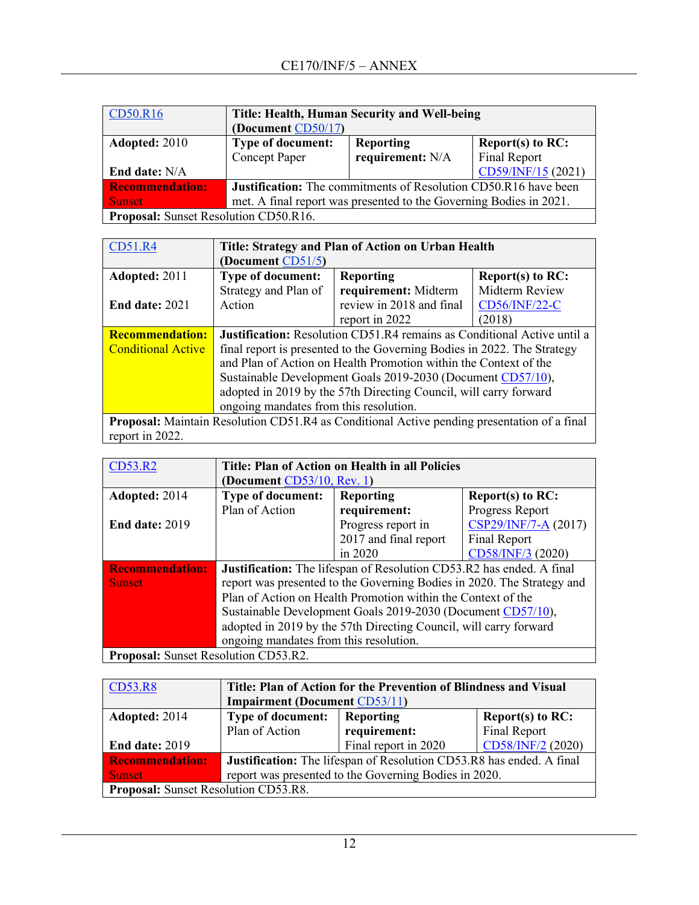| CD50.R16 | Title: Health, Human Security and Well-being (Document CD50/17) | | |
|---|---|---|---|
| **Adopted:** 2010<br><br>**End date:** N/A | **Type of document:** Concept Paper | **Reporting requirement:** N/A | **Report(s) to RC:** Final Report CD59/INF/15 (2021) |
| **Recommendation:** Sunset | **Justification:** The commitments of Resolution CD50.R16 have been met. A final report was presented to the Governing Bodies in 2021. | | |
| **Proposal:** Sunset Resolution CD50.R16. | | | |

| CD51.R4 | Title: Strategy and Plan of Action on Urban Health (Document CD51/5) | | |
|---|---|---|---|
| **Adopted:** 2011<br><br>**End date:** 2021 | **Type of document:** Strategy and Plan of Action | **Reporting requirement:** Midterm review in 2018 and final report in 2022 | **Report(s) to RC:** Midterm Review CD56/INF/22-C (2018) |
| **Recommendation:** Conditional Active | **Justification:** Resolution CD51.R4 remains as Conditional Active until a final report is presented to the Governing Bodies in 2022. The Strategy and Plan of Action on Health Promotion within the Context of the Sustainable Development Goals 2019-2030 (Document CD57/10), adopted in 2019 by the 57th Directing Council, will carry forward ongoing mandates from this resolution. | | |
| **Proposal:** Maintain Resolution CD51.R4 as Conditional Active pending presentation of a final report in 2022. | | | |

| CD53.R2 | Title: Plan of Action on Health in all Policies (Document CD53/10, Rev. 1) | | |
|---|---|---|---|
| **Adopted:** 2014<br><br>**End date:** 2019 | **Type of document:** Plan of Action | **Reporting requirement:** Progress report in 2017 and final report in 2020 | **Report(s) to RC:** Progress Report CSP29/INF/7-A (2017) Final Report CD58/INF/3 (2020) |
| **Recommendation:** Sunset | **Justification:** The lifespan of Resolution CD53.R2 has ended. A final report was presented to the Governing Bodies in 2020. The Strategy and Plan of Action on Health Promotion within the Context of the Sustainable Development Goals 2019-2030 (Document CD57/10), adopted in 2019 by the 57th Directing Council, will carry forward ongoing mandates from this resolution. | | |
| **Proposal:** Sunset Resolution CD53.R2. | | | |

| CD53.R8 | Title: Plan of Action for the Prevention of Blindness and Visual Impairment (Document CD53/11) | | |
|---|---|---|---|
| **Adopted:** 2014<br><br>**End date:** 2019 | **Type of document:** Plan of Action | **Reporting requirement:** Final report in 2020 | **Report(s) to RC:** Final Report CD58/INF/2 (2020) |
| **Recommendation:** Sunset | **Justification:** The lifespan of Resolution CD53.R8 has ended. A final report was presented to the Governing Bodies in 2020. | | |
| **Proposal:** Sunset Resolution CD53.R8. | | | |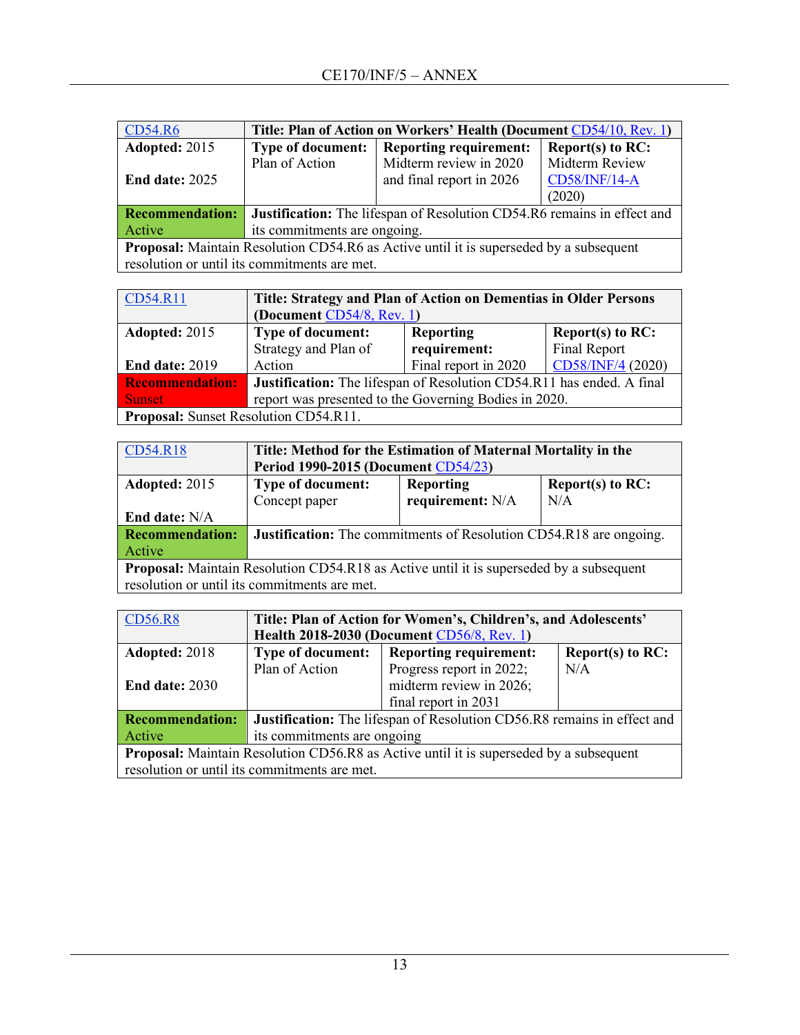| CD54.R6 | Title: Plan of Action on Workers' Health (Document CD54/10, Rev. 1) | | |
|---|---|---|---|
| **Adopted:** 2015<br><br>**End date:** 2025 | **Type of document:** Plan of Action | **Reporting requirement:** Midterm review in 2020 and final report in 2026 | **Report(s) to RC:** Midterm Review CD58/INF/14-A (2020) |
| **Recommendation:** Active | **Justification:** The lifespan of Resolution CD54.R6 remains in effect and its commitments are ongoing. | | |
| **Proposal:** Maintain Resolution CD54.R6 as Active until it is superseded by a subsequent resolution or until its commitments are met. | | | |

| CD54.R11 | Title: Strategy and Plan of Action on Dementias in Older Persons (Document CD54/8, Rev. 1) | | |
|---|---|---|---|
| **Adopted:** 2015<br><br>**End date:** 2019 | **Type of document:** Strategy and Plan of Action | **Reporting requirement:** Final report in 2020 | **Report(s) to RC:** Final Report CD58/INF/4 (2020) |
| **Recommendation:** Sunset | **Justification:** The lifespan of Resolution CD54.R11 has ended. A final report was presented to the Governing Bodies in 2020. | | |
| **Proposal:** Sunset Resolution CD54.R11. | | | |

| CD54.R18 | Title: Method for the Estimation of Maternal Mortality in the Period 1990-2015 (Document CD54/23) | | |
|---|---|---|---|
| **Adopted:** 2015<br><br>**End date:** N/A | **Type of document:** Concept paper | **Reporting requirement:** N/A | **Report(s) to RC:** N/A |
| **Recommendation:** Active | **Justification:** The commitments of Resolution CD54.R18 are ongoing. | | |
| **Proposal:** Maintain Resolution CD54.R18 as Active until it is superseded by a subsequent resolution or until its commitments are met. | | | |

| CD56.R8 | Title: Plan of Action for Women's, Children's, and Adolescents' Health 2018-2030 (Document CD56/8, Rev. 1) | | |
|---|---|---|---|
| **Adopted:** 2018<br><br>**End date:** 2030 | **Type of document:** Plan of Action | **Reporting requirement:** Progress report in 2022; midterm review in 2026; final report in 2031 | **Report(s) to RC:** N/A |
| **Recommendation:** Active | **Justification:** The lifespan of Resolution CD56.R8 remains in effect and its commitments are ongoing | | |
| **Proposal:** Maintain Resolution CD56.R8 as Active until it is superseded by a subsequent resolution or until its commitments are met. | | | |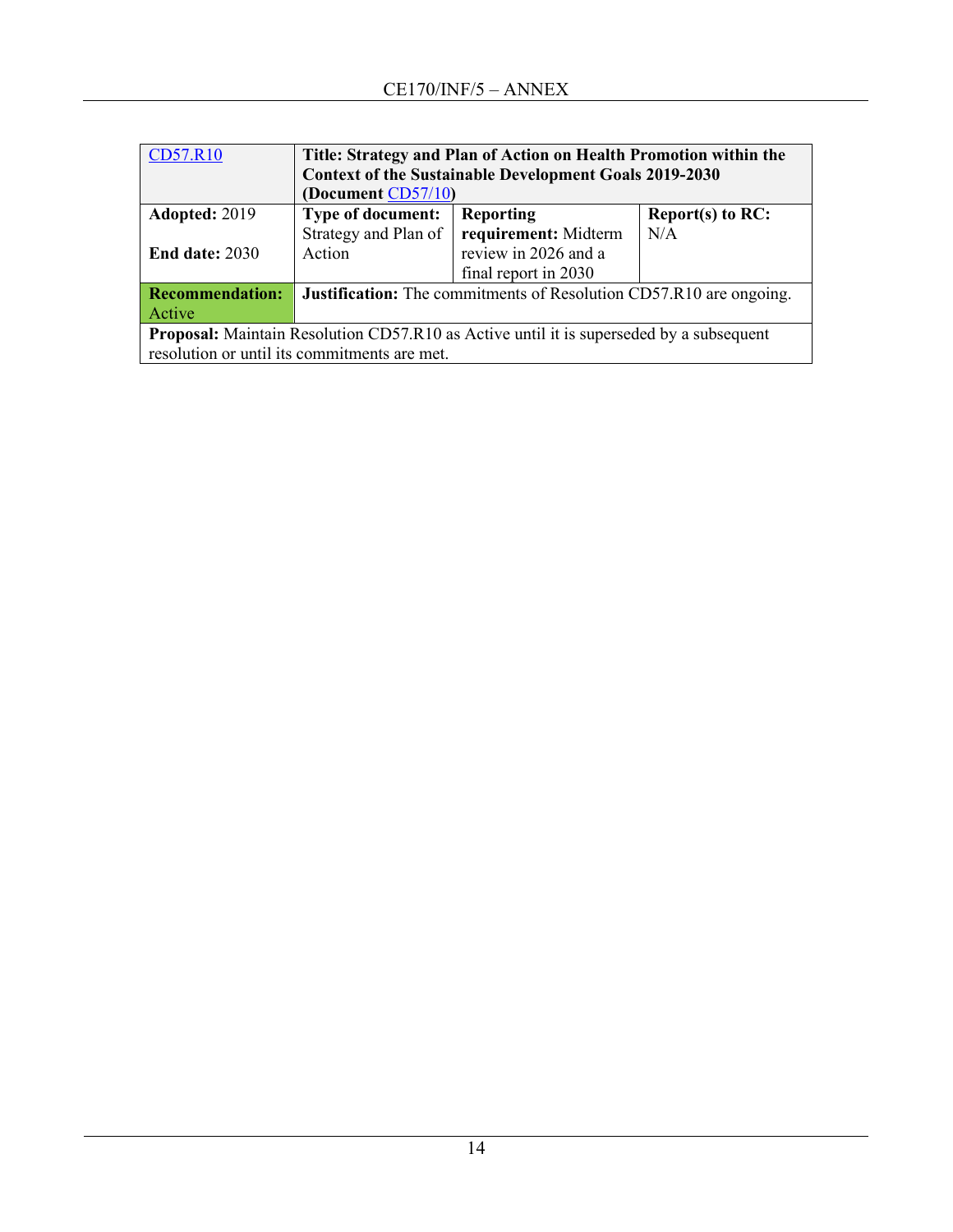| CD57.R10 | **Title: Strategy and Plan of Action on Health Promotion within the Context of the Sustainable Development Goals 2019-2030 (Document CD57/10)** | | |
|---|---|---|---|
| **Adopted:** 2019<br><br>**End date:** 2030 | **Type of document:** Strategy and Plan of Action | **Reporting requirement:** Midterm review in 2026 and a final report in 2030 | **Report(s) to RC:** N/A |
| **Recommendation:** Active | **Justification:** The commitments of Resolution CD57.R10 are ongoing. | | |
| **Proposal:** Maintain Resolution CD57.R10 as Active until it is superseded by a subsequent resolution or until its commitments are met. | | | |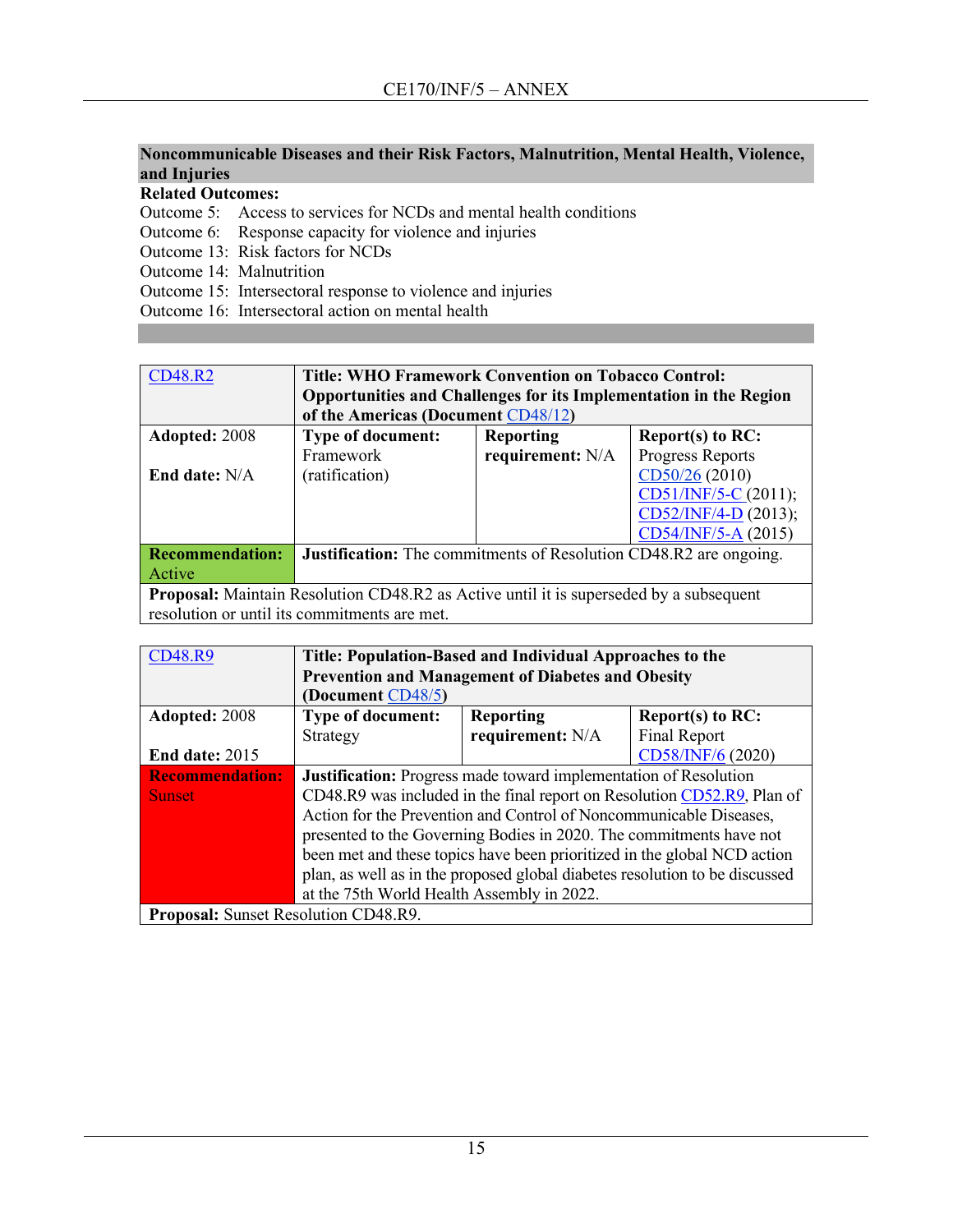## Noncommunicable Diseases and their Risk Factors, Malnutrition, Mental Health, Violence, and Injuries

**Related Outcomes:**

Outcome 5: Access to services for NCDs and mental health conditions
Outcome 6: Response capacity for violence and injuries
Outcome 13: Risk factors for NCDs
Outcome 14: Malnutrition
Outcome 15: Intersectoral response to violence and injuries
Outcome 16: Intersectoral action on mental health

| CD48.R2 | **Title: WHO Framework Convention on Tobacco Control: Opportunities and Challenges for its Implementation in the Region of the Americas (Document CD48/12)** | | |
|---|---|---|---|
| **Adopted:** 2008<br><br>**End date:** N/A | **Type of document:** Framework (ratification) | **Reporting requirement:** N/A | **Report(s) to RC:** Progress Reports CD50/26 (2010) CD51/INF/5-C (2011); CD52/INF/4-D (2013); CD54/INF/5-A (2015) |
| **Recommendation:** Active | **Justification:** The commitments of Resolution CD48.R2 are ongoing. | | |
| **Proposal:** Maintain Resolution CD48.R2 as Active until it is superseded by a subsequent resolution or until its commitments are met. | | | |

| CD48.R9 | **Title: Population-Based and Individual Approaches to the Prevention and Management of Diabetes and Obesity (Document CD48/5)** | | |
|---|---|---|---|
| **Adopted:** 2008<br><br>**End date:** 2015 | **Type of document:** Strategy | **Reporting requirement:** N/A | **Report(s) to RC:** Final Report CD58/INF/6 (2020) |
| **Recommendation:** Sunset | **Justification:** Progress made toward implementation of Resolution CD48.R9 was included in the final report on Resolution CD52.R9, Plan of Action for the Prevention and Control of Noncommunicable Diseases, presented to the Governing Bodies in 2020. The commitments have not been met and these topics have been prioritized in the global NCD action plan, as well as in the proposed global diabetes resolution to be discussed at the 75th World Health Assembly in 2022. | | |
| **Proposal:** Sunset Resolution CD48.R9. | | | |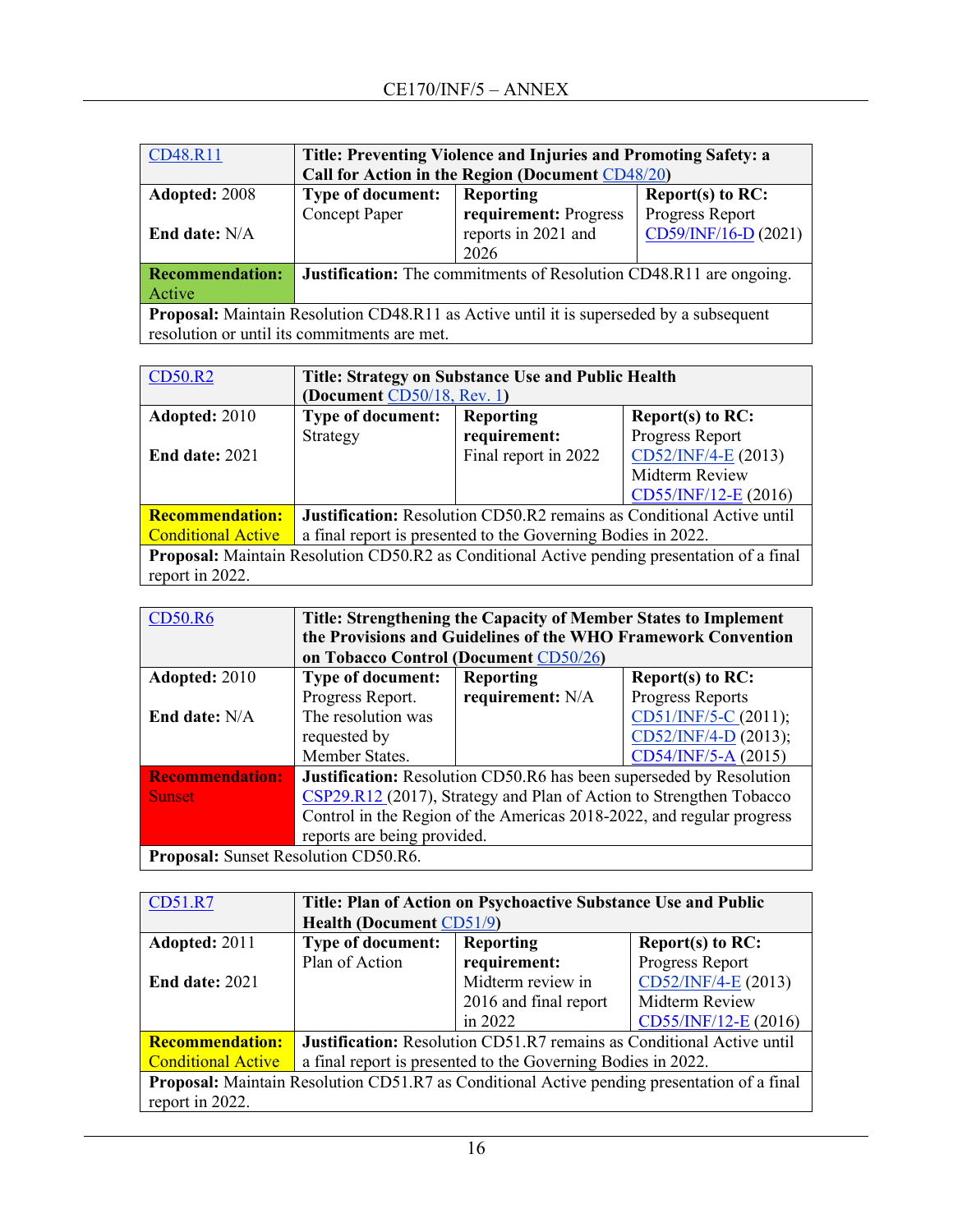| CD48.R11 | Title: Preventing Violence and Injuries and Promoting Safety: a Call for Action in the Region (Document CD48/20) | | |
|---|---|---|---|
| **Adopted:** 2008<br><br>**End date:** N/A | **Type of document:** Concept Paper | **Reporting requirement:** Progress reports in 2021 and 2026 | **Report(s) to RC:** Progress Report CD59/INF/16-D (2021) |
| **Recommendation:** Active | **Justification:** The commitments of Resolution CD48.R11 are ongoing. | | |
| **Proposal:** Maintain Resolution CD48.R11 as Active until it is superseded by a subsequent resolution or until its commitments are met. | | | |

| CD50.R2 | Title: Strategy on Substance Use and Public Health (Document CD50/18, Rev. 1) | | |
|---|---|---|---|
| **Adopted:** 2010<br><br>**End date:** 2021 | **Type of document:** Strategy | **Reporting requirement:** Final report in 2022 | **Report(s) to RC:** Progress Report CD52/INF/4-E (2013) Midterm Review CD55/INF/12-E (2016) |
| **Recommendation:** Conditional Active | **Justification:** Resolution CD50.R2 remains as Conditional Active until a final report is presented to the Governing Bodies in 2022. | | |
| **Proposal:** Maintain Resolution CD50.R2 as Conditional Active pending presentation of a final report in 2022. | | | |

| CD50.R6 | Title: Strengthening the Capacity of Member States to Implement the Provisions and Guidelines of the WHO Framework Convention on Tobacco Control (Document CD50/26) | | |
|---|---|---|---|
| **Adopted:** 2010<br><br>**End date:** N/A | **Type of document:** Progress Report. The resolution was requested by Member States. | **Reporting requirement:** N/A | **Report(s) to RC:** Progress Reports CD51/INF/5-C (2011); CD52/INF/4-D (2013); CD54/INF/5-A (2015) |
| **Recommendation:** Sunset | **Justification:** Resolution CD50.R6 has been superseded by Resolution CSP29.R12 (2017), Strategy and Plan of Action to Strengthen Tobacco Control in the Region of the Americas 2018-2022, and regular progress reports are being provided. | | |
| **Proposal:** Sunset Resolution CD50.R6. | | | |

| CD51.R7 | Title: Plan of Action on Psychoactive Substance Use and Public Health (Document CD51/9) | | |
|---|---|---|---|
| **Adopted:** 2011<br><br>**End date:** 2021 | **Type of document:** Plan of Action | **Reporting requirement:** Midterm review in 2016 and final report in 2022 | **Report(s) to RC:** Progress Report CD52/INF/4-E (2013) Midterm Review CD55/INF/12-E (2016) |
| **Recommendation:** Conditional Active | **Justification:** Resolution CD51.R7 remains as Conditional Active until a final report is presented to the Governing Bodies in 2022. | | |
| **Proposal:** Maintain Resolution CD51.R7 as Conditional Active pending presentation of a final report in 2022. | | | |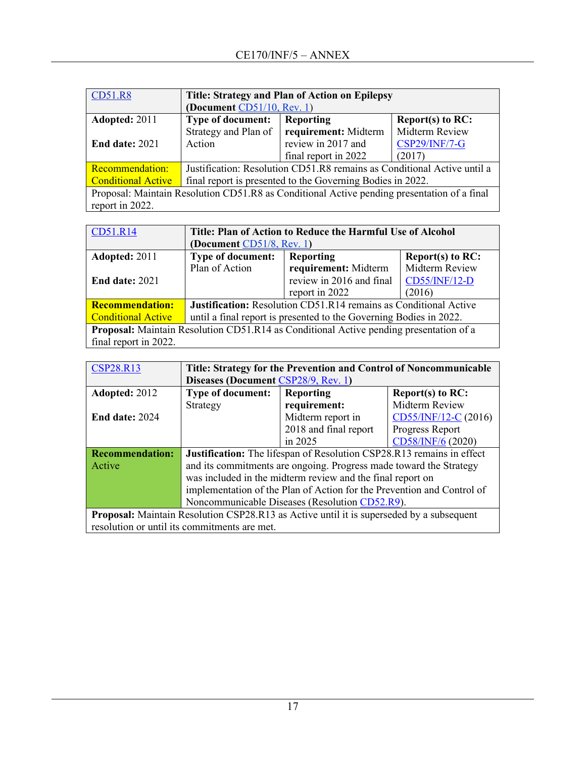| CD51.R8 | **Title: Strategy and Plan of Action on Epilepsy (Document** CD51/10, Rev. 1) | | |
|---|---|---|---|
| **Adopted:** 2011<br><br>**End date:** 2021 | **Type of document:** Strategy and Plan of Action | **Reporting requirement:** Midterm review in 2017 and final report in 2022 | **Report(s) to RC:** Midterm Review CSP29/INF/7-G (2017) |
| Recommendation: Conditional Active | Justification: Resolution CD51.R8 remains as Conditional Active until a final report is presented to the Governing Bodies in 2022. | | |
| Proposal: Maintain Resolution CD51.R8 as Conditional Active pending presentation of a final report in 2022. | | | |

| CD51.R14 | **Title: Plan of Action to Reduce the Harmful Use of Alcohol (Document** CD51/8, Rev. 1) | | |
|---|---|---|---|
| **Adopted:** 2011<br><br>**End date:** 2021 | **Type of document:** Plan of Action | **Reporting requirement:** Midterm review in 2016 and final report in 2022 | **Report(s) to RC:** Midterm Review CD55/INF/12-D (2016) |
| **Recommendation:** Conditional Active | **Justification:** Resolution CD51.R14 remains as Conditional Active until a final report is presented to the Governing Bodies in 2022. | | |
| **Proposal:** Maintain Resolution CD51.R14 as Conditional Active pending presentation of a final report in 2022. | | | |

| CSP28.R13 | **Title: Strategy for the Prevention and Control of Noncommunicable Diseases (Document** CSP28/9, Rev. 1**)** | | |
|---|---|---|---|
| **Adopted:** 2012<br><br>**End date:** 2024 | **Type of document:** Strategy | **Reporting requirement:** Midterm report in 2018 and final report in 2025 | **Report(s) to RC:** Midterm Review CD55/INF/12-C (2016) Progress Report CD58/INF/6 (2020) |
| **Recommendation:** Active | **Justification:** The lifespan of Resolution CSP28.R13 remains in effect and its commitments are ongoing. Progress made toward the Strategy was included in the midterm review and the final report on implementation of the Plan of Action for the Prevention and Control of Noncommunicable Diseases (Resolution CD52.R9). | | |
| **Proposal:** Maintain Resolution CSP28.R13 as Active until it is superseded by a subsequent resolution or until its commitments are met. | | | |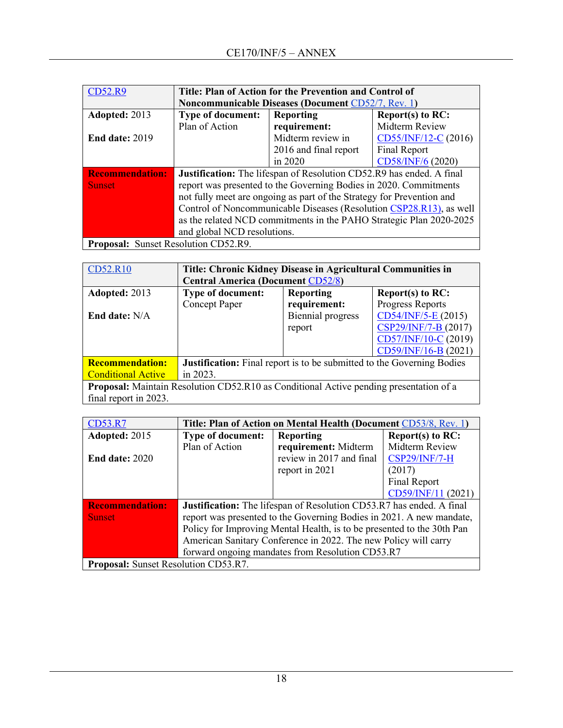| [CD52.R9](#) | **Title: Plan of Action for the Prevention and Control of Noncommunicable Diseases (Document [CD52/7, Rev. 1](#))** | | |
|---|---|---|---|
| **Adopted:** 2013<br><br>**End date:** 2019 | **Type of document:** Plan of Action | **Reporting requirement:** Midterm review in 2016 and final report in 2020 | **Report(s) to RC:** Midterm Review [CD55/INF/12-C](#) (2016)<br>Final Report [CD58/INF/6](#) (2020) |
| **Recommendation:** Sunset | **Justification:** The lifespan of Resolution CD52.R9 has ended. A final report was presented to the Governing Bodies in 2020. Commitments not fully meet are ongoing as part of the Strategy for Prevention and Control of Noncommunicable Diseases (Resolution [CSP28.R13](#)), as well as the related NCD commitments in the PAHO Strategic Plan 2020-2025 and global NCD resolutions. | | |
| **Proposal:** Sunset Resolution CD52.R9. | | | |

| [CD52.R10](#) | **Title: Chronic Kidney Disease in Agricultural Communities in Central America (Document [CD52/8](#))** | | |
|---|---|---|---|
| **Adopted:** 2013<br><br>**End date:** N/A | **Type of document:** Concept Paper | **Reporting requirement:** Biennial progress report | **Report(s) to RC:** Progress Reports [CD54/INF/5-E](#) (2015)<br>[CSP29/INF/7-B](#) (2017)<br>[CD57/INF/10-C](#) (2019)<br>[CD59/INF/16-B](#) (2021) |
| **Recommendation:** Conditional Active | **Justification:** Final report is to be submitted to the Governing Bodies in 2023. | | |
| **Proposal:** Maintain Resolution CD52.R10 as Conditional Active pending presentation of a final report in 2023. | | | |

| [CD53.R7](#) | **Title: Plan of Action on Mental Health (Document [CD53/8, Rev. 1](#))** | | |
|---|---|---|---|
| **Adopted:** 2015<br><br>**End date:** 2020 | **Type of document:** Plan of Action | **Reporting requirement:** Midterm review in 2017 and final report in 2021 | **Report(s) to RC:** Midterm Review [CSP29/INF/7-H](#) (2017)<br>Final Report [CD59/INF/11](#) (2021) |
| **Recommendation:** Sunset | **Justification:** The lifespan of Resolution CD53.R7 has ended. A final report was presented to the Governing Bodies in 2021. A new mandate, Policy for Improving Mental Health, is to be presented to the 30th Pan American Sanitary Conference in 2022. The new Policy will carry forward ongoing mandates from Resolution CD53.R7 | | |
| **Proposal:** Sunset Resolution CD53.R7. | | | |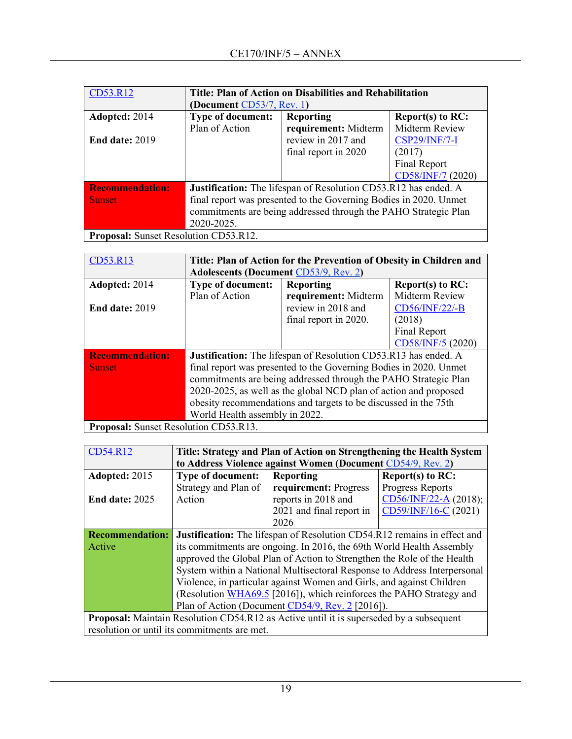| CD53.R12 | Title: Plan of Action on Disabilities and Rehabilitation (Document CD53/7, Rev. 1) | | |
|---|---|---|---|
| **Adopted:** 2014<br><br>**End date:** 2019 | **Type of document:** Plan of Action | **Reporting requirement:** Midterm review in 2017 and final report in 2020 | **Report(s) to RC:** Midterm Review CSP29/INF/7-I (2017)<br>Final Report CD58/INF/7 (2020) |
| **Recommendation:** Sunset | **Justification:** The lifespan of Resolution CD53.R12 has ended. A final report was presented to the Governing Bodies in 2020. Unmet commitments are being addressed through the PAHO Strategic Plan 2020-2025. | | |
| **Proposal:** Sunset Resolution CD53.R12. | | | |

| CD53.R13 | Title: Plan of Action for the Prevention of Obesity in Children and Adolescents (Document CD53/9, Rev. 2) | | |
|---|---|---|---|
| **Adopted:** 2014<br><br>**End date:** 2019 | **Type of document:** Plan of Action | **Reporting requirement:** Midterm review in 2018 and final report in 2020. | **Report(s) to RC:** Midterm Review CD56/INF/22/-B (2018)<br>Final Report CD58/INF/5 (2020) |
| **Recommendation:** Sunset | **Justification:** The lifespan of Resolution CD53.R13 has ended. A final report was presented to the Governing Bodies in 2020. Unmet commitments are being addressed through the PAHO Strategic Plan 2020-2025, as well as the global NCD plan of action and proposed obesity recommendations and targets to be discussed in the 75th World Health assembly in 2022. | | |
| **Proposal:** Sunset Resolution CD53.R13. | | | |

| CD54.R12 | Title: Strategy and Plan of Action on Strengthening the Health System to Address Violence against Women (Document CD54/9, Rev. 2) | | |
|---|---|---|---|
| **Adopted:** 2015<br><br>**End date:** 2025 | **Type of document:** Strategy and Plan of Action | **Reporting requirement:** Progress reports in 2018 and 2021 and final report in 2026 | **Report(s) to RC:** Progress Reports CD56/INF/22-A (2018); CD59/INF/16-C (2021) |
| **Recommendation:** Active | **Justification:** The lifespan of Resolution CD54.R12 remains in effect and its commitments are ongoing. In 2016, the 69th World Health Assembly approved the Global Plan of Action to Strengthen the Role of the Health System within a National Multisectoral Response to Address Interpersonal Violence, in particular against Women and Girls, and against Children (Resolution WHA69.5 [2016]), which reinforces the PAHO Strategy and Plan of Action (Document CD54/9, Rev. 2 [2016]). | | |
| **Proposal:** Maintain Resolution CD54.R12 as Active until it is superseded by a subsequent resolution or until its commitments are met. | | | |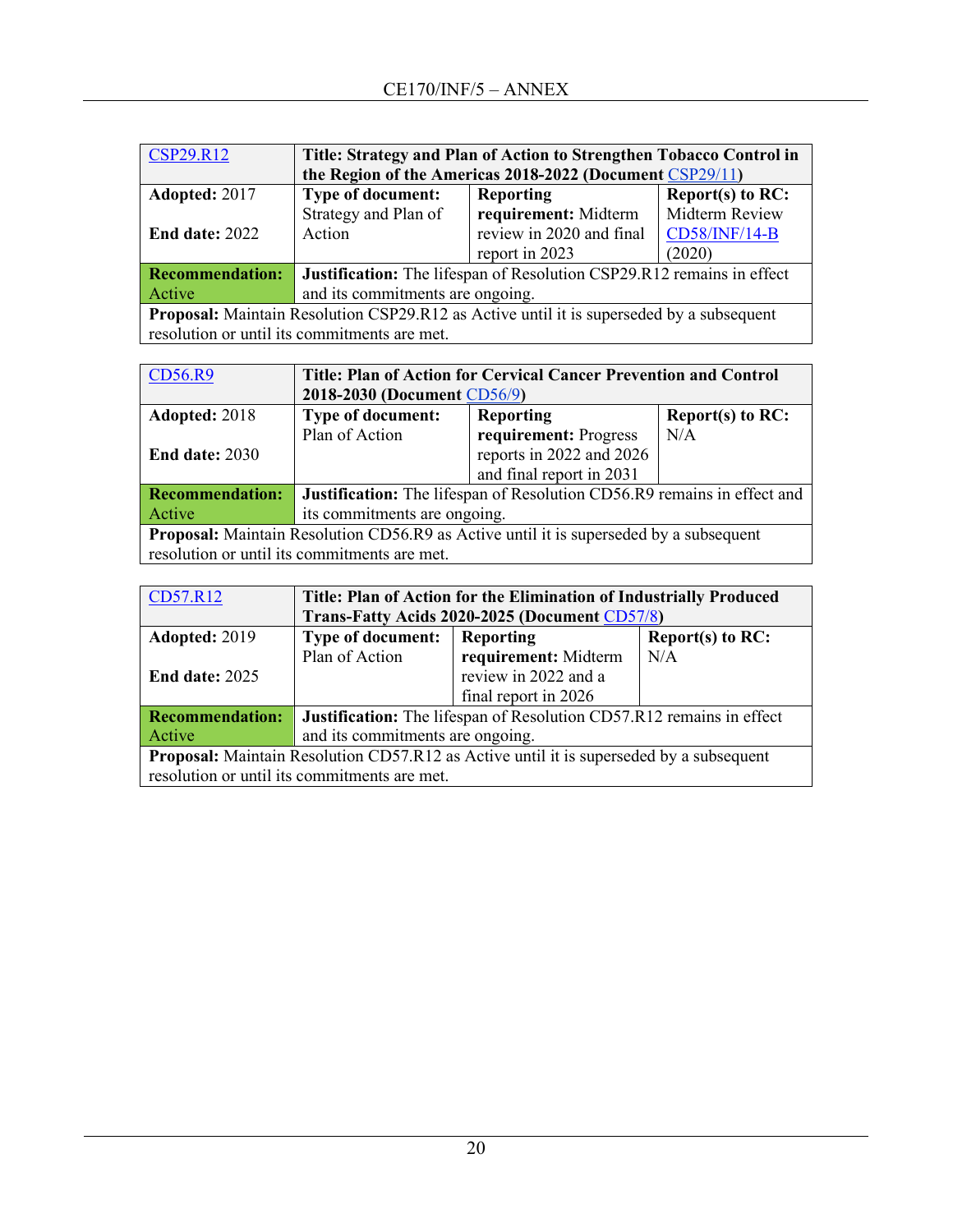| CSP29.R12 | **Title: Strategy and Plan of Action to Strengthen Tobacco Control in the Region of the Americas 2018-2022 (Document CSP29/11)** | | |
|---|---|---|---|
| **Adopted:** 2017<br><br>**End date:** 2022 | **Type of document:** Strategy and Plan of Action | **Reporting requirement:** Midterm review in 2020 and final report in 2023 | **Report(s) to RC:** Midterm Review CD58/INF/14-B (2020) |
| **Recommendation:** Active | **Justification:** The lifespan of Resolution CSP29.R12 remains in effect and its commitments are ongoing. | | |
| **Proposal:** Maintain Resolution CSP29.R12 as Active until it is superseded by a subsequent resolution or until its commitments are met. | | | |

| CD56.R9 | **Title: Plan of Action for Cervical Cancer Prevention and Control 2018-2030 (Document CD56/9)** | | |
|---|---|---|---|
| **Adopted:** 2018<br><br>**End date:** 2030 | **Type of document:** Plan of Action | **Reporting requirement:** Progress reports in 2022 and 2026 and final report in 2031 | **Report(s) to RC:** N/A |
| **Recommendation:** Active | **Justification:** The lifespan of Resolution CD56.R9 remains in effect and its commitments are ongoing. | | |
| **Proposal:** Maintain Resolution CD56.R9 as Active until it is superseded by a subsequent resolution or until its commitments are met. | | | |

| CD57.R12 | **Title: Plan of Action for the Elimination of Industrially Produced Trans-Fatty Acids 2020-2025 (Document CD57/8)** | | |
|---|---|---|---|
| **Adopted:** 2019<br><br>**End date:** 2025 | **Type of document:** Plan of Action | **Reporting requirement:** Midterm review in 2022 and a final report in 2026 | **Report(s) to RC:** N/A |
| **Recommendation:** Active | **Justification:** The lifespan of Resolution CD57.R12 remains in effect and its commitments are ongoing. | | |
| **Proposal:** Maintain Resolution CD57.R12 as Active until it is superseded by a subsequent resolution or until its commitments are met. | | | |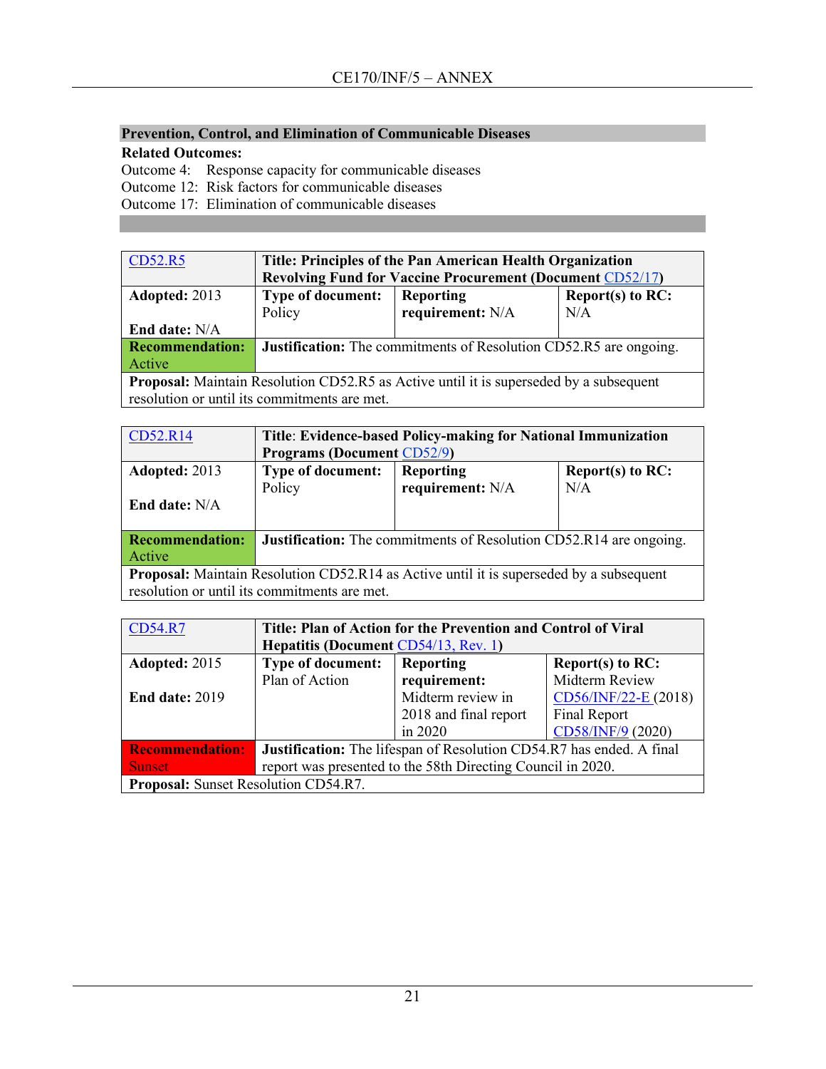## Prevention, Control, and Elimination of Communicable Diseases

**Related Outcomes:**

Outcome 4: Response capacity for communicable diseases
Outcome 12: Risk factors for communicable diseases
Outcome 17: Elimination of communicable diseases

| CD52.R5 | **Title: Principles of the Pan American Health Organization Revolving Fund for Vaccine Procurement (Document CD52/17)** | | |
|---|---|---|---|
| **Adopted:** 2013<br><br>**End date:** N/A | **Type of document:** Policy | **Reporting requirement:** N/A | **Report(s) to RC:** N/A |
| **Recommendation:** Active | **Justification:** The commitments of Resolution CD52.R5 are ongoing. | | |
| **Proposal:** Maintain Resolution CD52.R5 as Active until it is superseded by a subsequent resolution or until its commitments are met. | | | |

| CD52.R14 | **Title: Evidence-based Policy-making for National Immunization Programs (Document CD52/9)** | | |
|---|---|---|---|
| **Adopted:** 2013<br><br>**End date:** N/A | **Type of document:** Policy | **Reporting requirement:** N/A | **Report(s) to RC:** N/A |
| **Recommendation:** Active | **Justification:** The commitments of Resolution CD52.R14 are ongoing. | | |
| **Proposal:** Maintain Resolution CD52.R14 as Active until it is superseded by a subsequent resolution or until its commitments are met. | | | |

| CD54.R7 | **Title: Plan of Action for the Prevention and Control of Viral Hepatitis (Document CD54/13, Rev. 1)** | | |
|---|---|---|---|
| **Adopted:** 2015<br><br>**End date:** 2019 | **Type of document:** Plan of Action | **Reporting requirement:** Midterm review in 2018 and final report in 2020 | **Report(s) to RC:** Midterm Review CD56/INF/22-E (2018) Final Report CD58/INF/9 (2020) |
| **Recommendation:** Sunset | **Justification:** The lifespan of Resolution CD54.R7 has ended. A final report was presented to the 58th Directing Council in 2020. | | |
| **Proposal:** Sunset Resolution CD54.R7. | | | |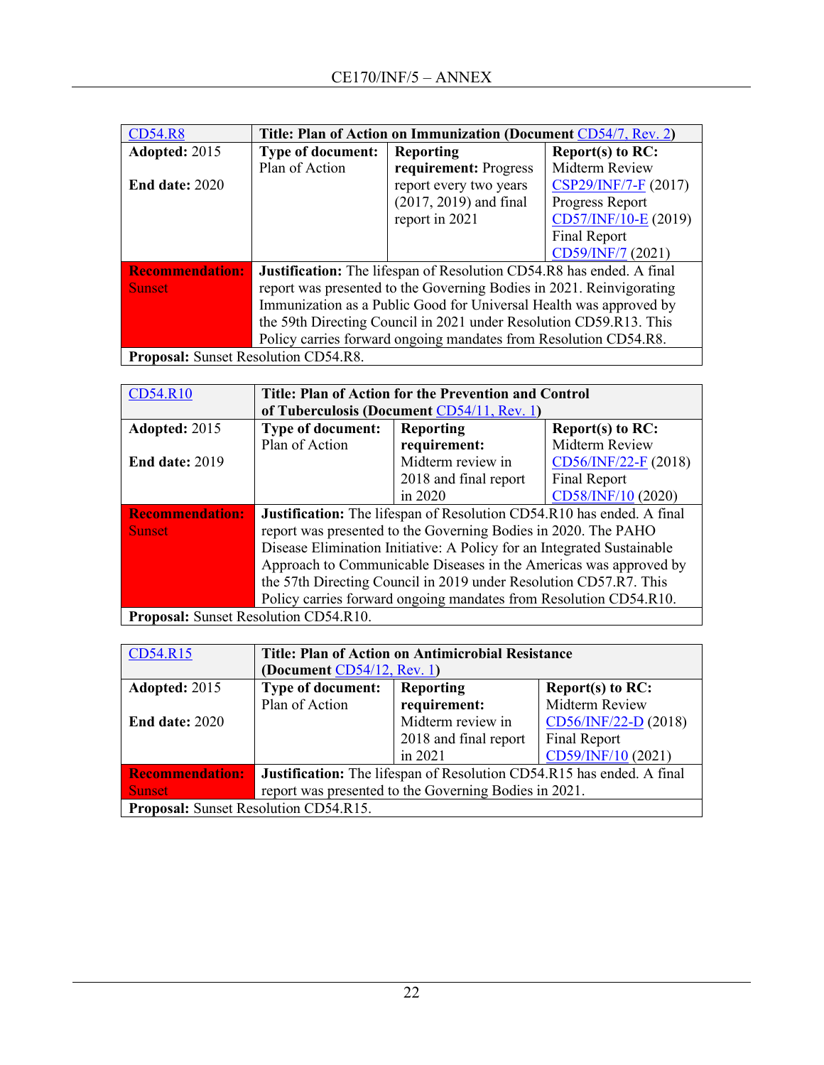| CD54.R8 | Title: Plan of Action on Immunization (Document CD54/7, Rev. 2) | | |
|---|---|---|---|
| **Adopted:** 2015<br><br>**End date:** 2020 | **Type of document:** Plan of Action | **Reporting requirement:** Progress report every two years (2017, 2019) and final report in 2021 | **Report(s) to RC:** Midterm Review CSP29/INF/7-F (2017) Progress Report CD57/INF/10-E (2019) Final Report CD59/INF/7 (2021) |
| **Recommendation:** Sunset | **Justification:** The lifespan of Resolution CD54.R8 has ended. A final report was presented to the Governing Bodies in 2021. Reinvigorating Immunization as a Public Good for Universal Health was approved by the 59th Directing Council in 2021 under Resolution CD59.R13. This Policy carries forward ongoing mandates from Resolution CD54.R8. | | |
| **Proposal:** Sunset Resolution CD54.R8. | | | |

| CD54.R10 | Title: Plan of Action for the Prevention and Control of Tuberculosis (Document CD54/11, Rev. 1) | | |
|---|---|---|---|
| **Adopted:** 2015<br><br>**End date:** 2019 | **Type of document:** Plan of Action | **Reporting requirement:** Midterm review in 2018 and final report in 2020 | **Report(s) to RC:** Midterm Review CD56/INF/22-F (2018) Final Report CD58/INF/10 (2020) |
| **Recommendation:** Sunset | **Justification:** The lifespan of Resolution CD54.R10 has ended. A final report was presented to the Governing Bodies in 2020. The PAHO Disease Elimination Initiative: A Policy for an Integrated Sustainable Approach to Communicable Diseases in the Americas was approved by the 57th Directing Council in 2019 under Resolution CD57.R7. This Policy carries forward ongoing mandates from Resolution CD54.R10. | | |
| **Proposal:** Sunset Resolution CD54.R10. | | | |

| CD54.R15 | Title: Plan of Action on Antimicrobial Resistance (Document CD54/12, Rev. 1) | | |
|---|---|---|---|
| **Adopted:** 2015<br><br>**End date:** 2020 | **Type of document:** Plan of Action | **Reporting requirement:** Midterm review in 2018 and final report in 2021 | **Report(s) to RC:** Midterm Review CD56/INF/22-D (2018) Final Report CD59/INF/10 (2021) |
| **Recommendation:** Sunset | **Justification:** The lifespan of Resolution CD54.R15 has ended. A final report was presented to the Governing Bodies in 2021. | | |
| **Proposal:** Sunset Resolution CD54.R15. | | | |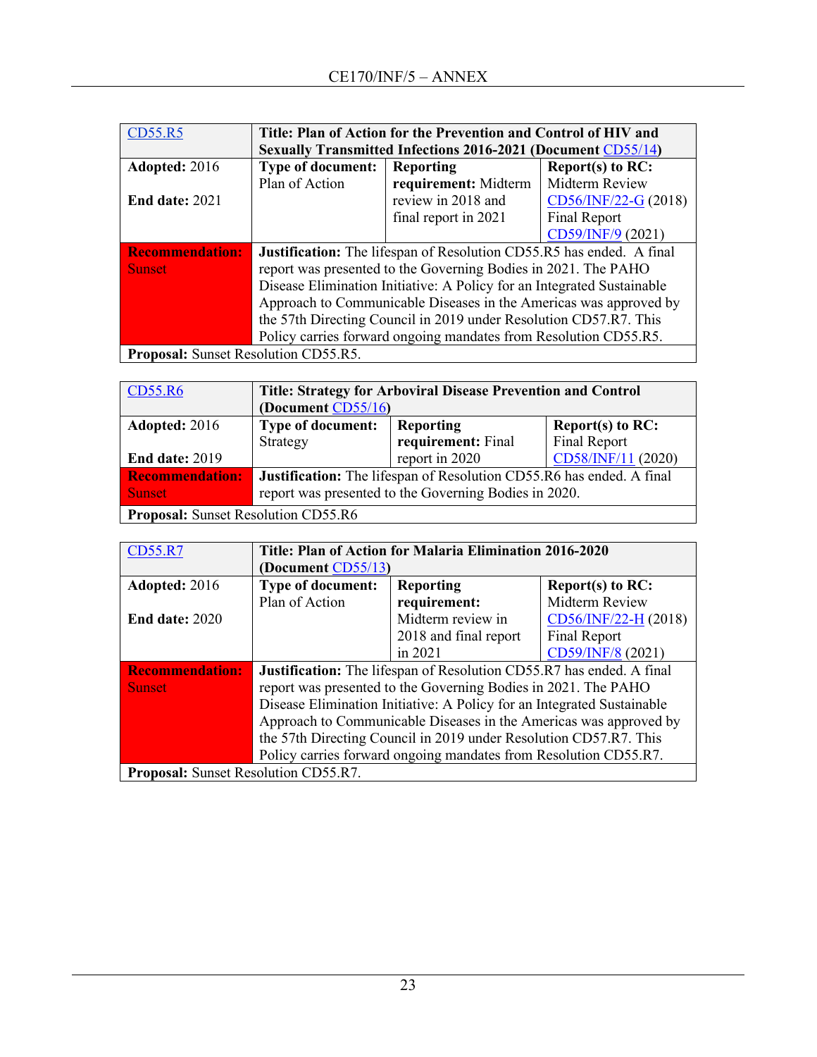| CD55.R5 | **Title: Plan of Action for the Prevention and Control of HIV and Sexually Transmitted Infections 2016-2021 (Document CD55/14)** | | |
|---|---|---|---|
| **Adopted:** 2016<br><br>**End date:** 2021 | **Type of document:** Plan of Action | **Reporting requirement:** Midterm review in 2018 and final report in 2021 | **Report(s) to RC:** Midterm Review CD56/INF/22-G (2018) Final Report CD59/INF/9 (2021) |
| **Recommendation:** Sunset | **Justification:** The lifespan of Resolution CD55.R5 has ended. A final report was presented to the Governing Bodies in 2021. The PAHO Disease Elimination Initiative: A Policy for an Integrated Sustainable Approach to Communicable Diseases in the Americas was approved by the 57th Directing Council in 2019 under Resolution CD57.R7. This Policy carries forward ongoing mandates from Resolution CD55.R5. | | |
| **Proposal:** Sunset Resolution CD55.R5. | | | |

| CD55.R6 | **Title: Strategy for Arboviral Disease Prevention and Control (Document CD55/16)** | | |
|---|---|---|---|
| **Adopted:** 2016<br><br>**End date:** 2019 | **Type of document:** Strategy | **Reporting requirement:** Final report in 2020 | **Report(s) to RC:** Final Report CD58/INF/11 (2020) |
| **Recommendation:** Sunset | **Justification:** The lifespan of Resolution CD55.R6 has ended. A final report was presented to the Governing Bodies in 2020. | | |
| **Proposal:** Sunset Resolution CD55.R6 | | | |

| CD55.R7 | **Title: Plan of Action for Malaria Elimination 2016-2020 (Document CD55/13)** | | |
|---|---|---|---|
| **Adopted:** 2016<br><br>**End date:** 2020 | **Type of document:** Plan of Action | **Reporting requirement:** Midterm review in 2018 and final report in 2021 | **Report(s) to RC:** Midterm Review CD56/INF/22-H (2018) Final Report CD59/INF/8 (2021) |
| **Recommendation:** Sunset | **Justification:** The lifespan of Resolution CD55.R7 has ended. A final report was presented to the Governing Bodies in 2021. The PAHO Disease Elimination Initiative: A Policy for an Integrated Sustainable Approach to Communicable Diseases in the Americas was approved by the 57th Directing Council in 2019 under Resolution CD57.R7. This Policy carries forward ongoing mandates from Resolution CD55.R7. | | |
| **Proposal:** Sunset Resolution CD55.R7. | | | |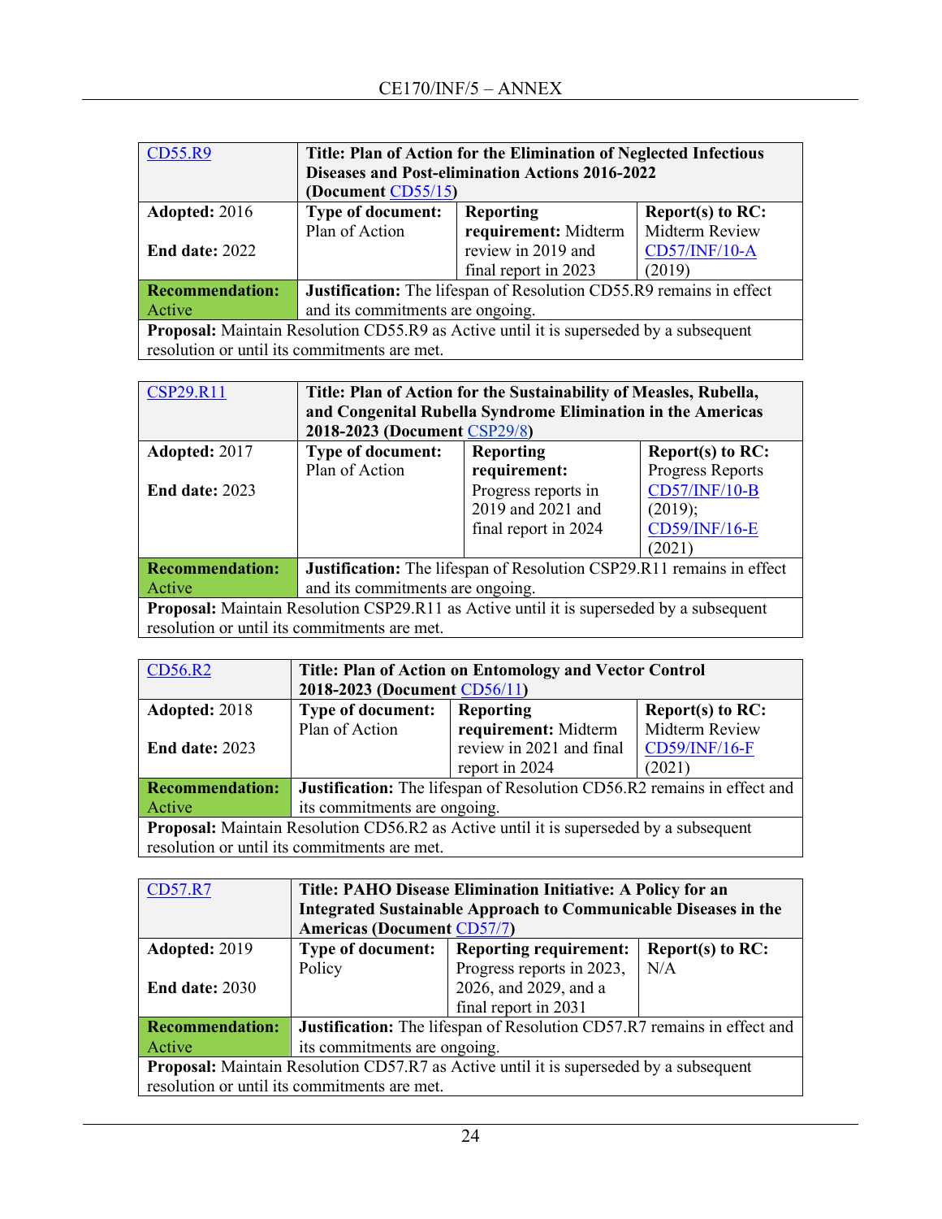| CD55.R9 | Title: Plan of Action for the Elimination of Neglected Infectious Diseases and Post-elimination Actions 2016-2022 (Document CD55/15) | | |
|---|---|---|---|
| **Adopted:** 2016<br><br>**End date:** 2022 | **Type of document:** Plan of Action | **Reporting requirement:** Midterm review in 2019 and final report in 2023 | **Report(s) to RC:** Midterm Review CD57/INF/10-A (2019) |
| **Recommendation:** Active | **Justification:** The lifespan of Resolution CD55.R9 remains in effect and its commitments are ongoing. | | |
| **Proposal:** Maintain Resolution CD55.R9 as Active until it is superseded by a subsequent resolution or until its commitments are met. | | | |

| CSP29.R11 | Title: Plan of Action for the Sustainability of Measles, Rubella, and Congenital Rubella Syndrome Elimination in the Americas 2018-2023 (Document CSP29/8) | | |
|---|---|---|---|
| **Adopted:** 2017<br><br>**End date:** 2023 | **Type of document:** Plan of Action | **Reporting requirement:** Progress reports in 2019 and 2021 and final report in 2024 | **Report(s) to RC:** Progress Reports CD57/INF/10-B (2019); CD59/INF/16-E (2021) |
| **Recommendation:** Active | **Justification:** The lifespan of Resolution CSP29.R11 remains in effect and its commitments are ongoing. | | |
| **Proposal:** Maintain Resolution CSP29.R11 as Active until it is superseded by a subsequent resolution or until its commitments are met. | | | |

| CD56.R2 | Title: Plan of Action on Entomology and Vector Control 2018-2023 (Document CD56/11) | | |
|---|---|---|---|
| **Adopted:** 2018<br><br>**End date:** 2023 | **Type of document:** Plan of Action | **Reporting requirement:** Midterm review in 2021 and final report in 2024 | **Report(s) to RC:** Midterm Review CD59/INF/16-F (2021) |
| **Recommendation:** Active | **Justification:** The lifespan of Resolution CD56.R2 remains in effect and its commitments are ongoing. | | |
| **Proposal:** Maintain Resolution CD56.R2 as Active until it is superseded by a subsequent resolution or until its commitments are met. | | | |

| CD57.R7 | Title: PAHO Disease Elimination Initiative: A Policy for an Integrated Sustainable Approach to Communicable Diseases in the Americas (Document CD57/7) | | |
|---|---|---|---|
| **Adopted:** 2019<br><br>**End date:** 2030 | **Type of document:** Policy | **Reporting requirement:** Progress reports in 2023, 2026, and 2029, and a final report in 2031 | **Report(s) to RC:** N/A |
| **Recommendation:** Active | **Justification:** The lifespan of Resolution CD57.R7 remains in effect and its commitments are ongoing. | | |
| **Proposal:** Maintain Resolution CD57.R7 as Active until it is superseded by a subsequent resolution or until its commitments are met. | | | |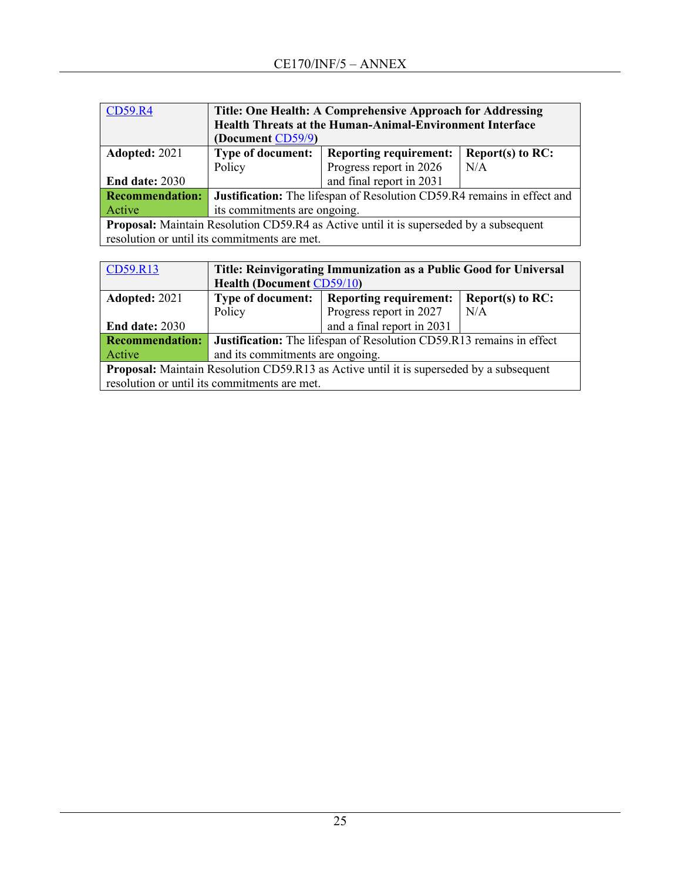| CD59.R4 | Title: One Health: A Comprehensive Approach for Addressing Health Threats at the Human-Animal-Environment Interface (Document CD59/9) | | |
|---|---|---|---|
| **Adopted:** 2021<br><br>**End date:** 2030 | **Type of document:** Policy | **Reporting requirement:** Progress report in 2026 and final report in 2031 | **Report(s) to RC:** N/A |
| **Recommendation:** Active | **Justification:** The lifespan of Resolution CD59.R4 remains in effect and its commitments are ongoing. | | |
| **Proposal:** Maintain Resolution CD59.R4 as Active until it is superseded by a subsequent resolution or until its commitments are met. | | | |

| CD59.R13 | Title: Reinvigorating Immunization as a Public Good for Universal Health (Document CD59/10) | | |
|---|---|---|---|
| **Adopted:** 2021<br><br>**End date:** 2030 | **Type of document:** Policy | **Reporting requirement:** Progress report in 2027 and a final report in 2031 | **Report(s) to RC:** N/A |
| **Recommendation:** Active | **Justification:** The lifespan of Resolution CD59.R13 remains in effect and its commitments are ongoing. | | |
| **Proposal:** Maintain Resolution CD59.R13 as Active until it is superseded by a subsequent resolution or until its commitments are met. | | | |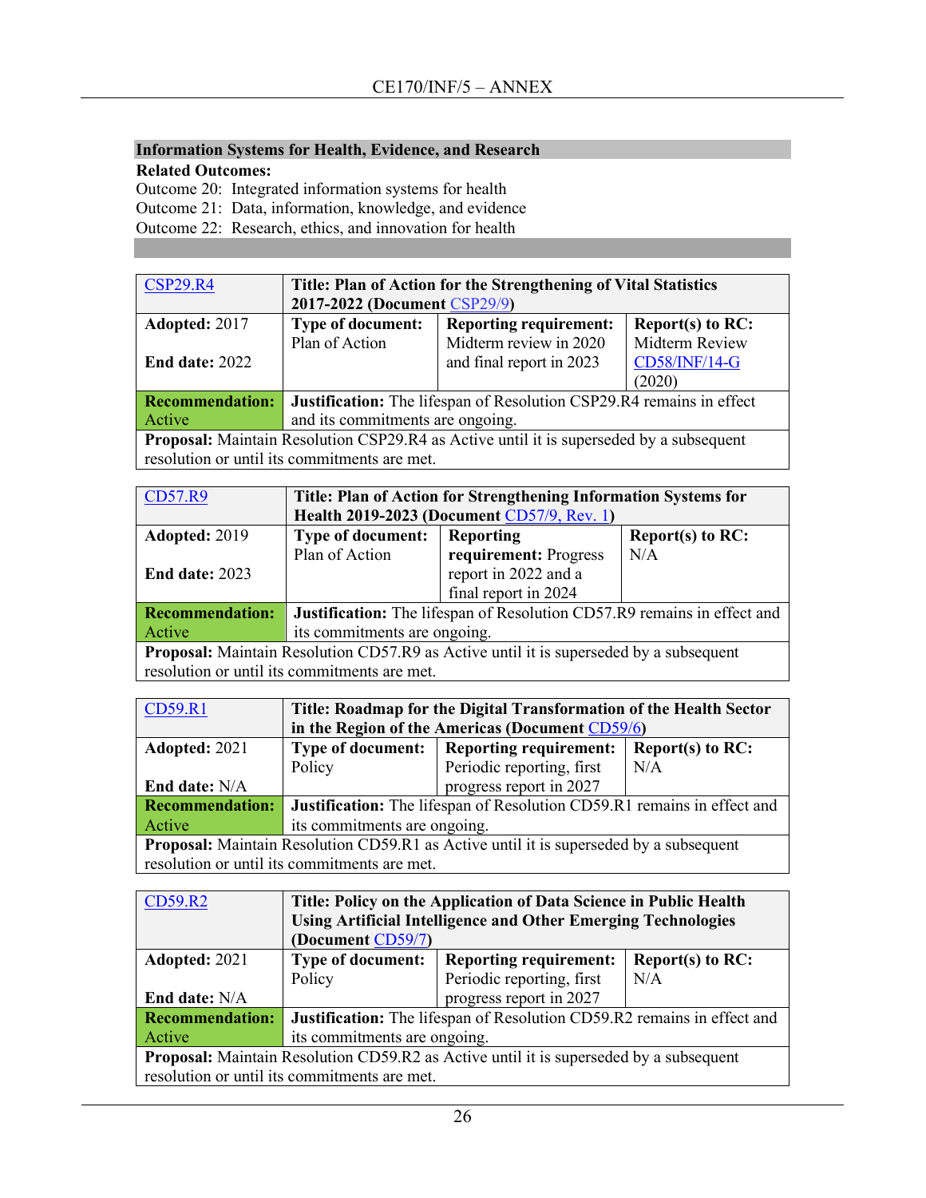**Information Systems for Health, Evidence, and Research**

**Related Outcomes:**

Outcome 20: Integrated information systems for health

Outcome 21: Data, information, knowledge, and evidence

Outcome 22: Research, ethics, and innovation for health

| CSP29.R4 | **Title: Plan of Action for the Strengthening of Vital Statistics 2017-2022 (Document CSP29/9)** | | |
|---|---|---|---|
| **Adopted:** 2017<br><br>**End date:** 2022 | **Type of document:** Plan of Action | **Reporting requirement:** Midterm review in 2020 and final report in 2023 | **Report(s) to RC:** Midterm Review CD58/INF/14-G (2020) |
| **Recommendation:** Active | **Justification:** The lifespan of Resolution CSP29.R4 remains in effect and its commitments are ongoing. | | |
| **Proposal:** Maintain Resolution CSP29.R4 as Active until it is superseded by a subsequent resolution or until its commitments are met. | | | |

| CD57.R9 | **Title: Plan of Action for Strengthening Information Systems for Health 2019-2023 (Document CD57/9, Rev. 1)** | | |
|---|---|---|---|
| **Adopted:** 2019<br><br>**End date:** 2023 | **Type of document:** Plan of Action | **Reporting requirement:** Progress report in 2022 and a final report in 2024 | **Report(s) to RC:** N/A |
| **Recommendation:** Active | **Justification:** The lifespan of Resolution CD57.R9 remains in effect and its commitments are ongoing. | | |
| **Proposal:** Maintain Resolution CD57.R9 as Active until it is superseded by a subsequent resolution or until its commitments are met. | | | |

| CD59.R1 | **Title: Roadmap for the Digital Transformation of the Health Sector in the Region of the Americas (Document CD59/6)** | | |
|---|---|---|---|
| **Adopted:** 2021<br><br>**End date:** N/A | **Type of document:** Policy | **Reporting requirement:** Periodic reporting, first progress report in 2027 | **Report(s) to RC:** N/A |
| **Recommendation:** Active | **Justification:** The lifespan of Resolution CD59.R1 remains in effect and its commitments are ongoing. | | |
| **Proposal:** Maintain Resolution CD59.R1 as Active until it is superseded by a subsequent resolution or until its commitments are met. | | | |

| CD59.R2 | **Title: Policy on the Application of Data Science in Public Health Using Artificial Intelligence and Other Emerging Technologies (Document CD59/7)** | | |
|---|---|---|---|
| **Adopted:** 2021<br><br>**End date:** N/A | **Type of document:** Policy | **Reporting requirement:** Periodic reporting, first progress report in 2027 | **Report(s) to RC:** N/A |
| **Recommendation:** Active | **Justification:** The lifespan of Resolution CD59.R2 remains in effect and its commitments are ongoing. | | |
| **Proposal:** Maintain Resolution CD59.R2 as Active until it is superseded by a subsequent resolution or until its commitments are met. | | | |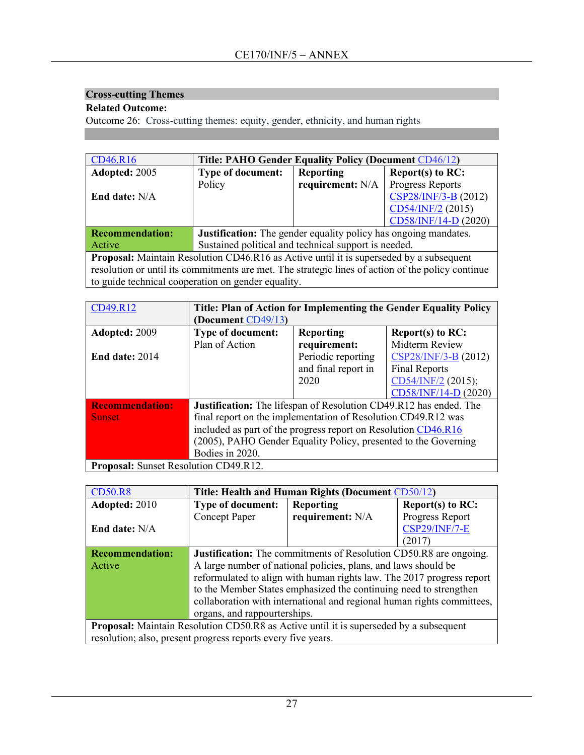**Cross-cutting Themes**

**Related Outcome:**

Outcome 26: Cross-cutting themes: equity, gender, ethnicity, and human rights

| CD46.R16 | **Title: PAHO Gender Equality Policy (Document CD46/12)** | | |
|---|---|---|---|
| **Adopted:** 2005<br><br>**End date:** N/A | **Type of document:** Policy | **Reporting requirement:** N/A | **Report(s) to RC:** Progress Reports CSP28/INF/3-B (2012) CD54/INF/2 (2015) CD58/INF/14-D (2020) |
| **Recommendation:** Active | **Justification:** The gender equality policy has ongoing mandates. Sustained political and technical support is needed. | | |
| **Proposal:** Maintain Resolution CD46.R16 as Active until it is superseded by a subsequent resolution or until its commitments are met. The strategic lines of action of the policy continue to guide technical cooperation on gender equality. | | | |

| CD49.R12 | **Title: Plan of Action for Implementing the Gender Equality Policy (Document CD49/13)** | | |
|---|---|---|---|
| **Adopted:** 2009<br><br>**End date:** 2014 | **Type of document:** Plan of Action | **Reporting requirement:** Periodic reporting and final report in 2020 | **Report(s) to RC:** Midterm Review CSP28/INF/3-B (2012) Final Reports CD54/INF/2 (2015); CD58/INF/14-D (2020) |
| **Recommendation:** Sunset | **Justification:** The lifespan of Resolution CD49.R12 has ended. The final report on the implementation of Resolution CD49.R12 was included as part of the progress report on Resolution CD46.R16 (2005), PAHO Gender Equality Policy, presented to the Governing Bodies in 2020. | | |
| **Proposal:** Sunset Resolution CD49.R12. | | | |

| CD50.R8 | **Title: Health and Human Rights (Document CD50/12)** | | |
|---|---|---|---|
| **Adopted:** 2010<br><br>**End date:** N/A | **Type of document:** Concept Paper | **Reporting requirement:** N/A | **Report(s) to RC:** Progress Report CSP29/INF/7-E (2017) |
| **Recommendation:** Active | **Justification:** The commitments of Resolution CD50.R8 are ongoing. A large number of national policies, plans, and laws should be reformulated to align with human rights law. The 2017 progress report to the Member States emphasized the continuing need to strengthen collaboration with international and regional human rights committees, organs, and rappourterships. | | |
| **Proposal:** Maintain Resolution CD50.R8 as Active until it is superseded by a subsequent resolution; also, present progress reports every five years. | | | |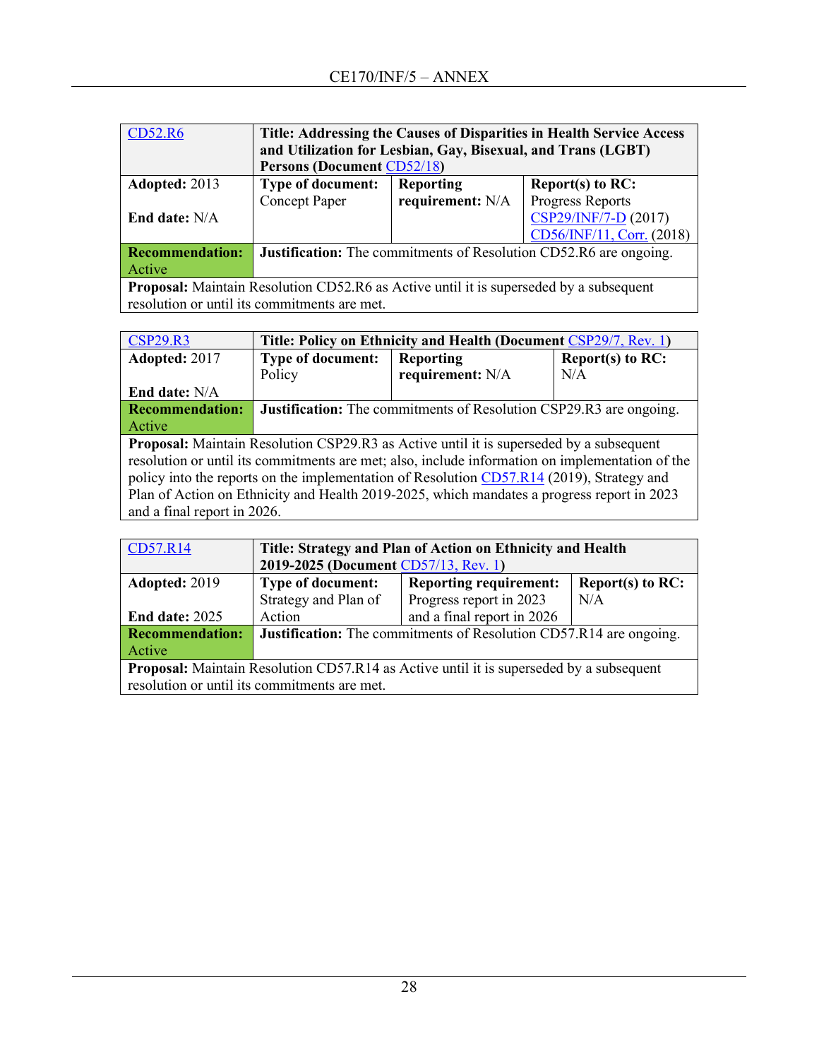| CD52.R6 | **Title: Addressing the Causes of Disparities in Health Service Access and Utilization for Lesbian, Gay, Bisexual, and Trans (LGBT) Persons (Document CD52/18)** | | |
|---|---|---|---|
| **Adopted:** 2013<br><br>**End date:** N/A | **Type of document:** Concept Paper | **Reporting requirement:** N/A | **Report(s) to RC:** Progress Reports CSP29/INF/7-D (2017) CD56/INF/11, Corr. (2018) |
| **Recommendation:** Active | **Justification:** The commitments of Resolution CD52.R6 are ongoing. | | |
| **Proposal:** Maintain Resolution CD52.R6 as Active until it is superseded by a subsequent resolution or until its commitments are met. | | | |

| CSP29.R3 | **Title: Policy on Ethnicity and Health (Document CSP29/7, Rev. 1)** | | |
|---|---|---|---|
| **Adopted:** 2017<br><br>**End date:** N/A | **Type of document:** Policy | **Reporting requirement:** N/A | **Report(s) to RC:** N/A |
| **Recommendation:** Active | **Justification:** The commitments of Resolution CSP29.R3 are ongoing. | | |
| **Proposal:** Maintain Resolution CSP29.R3 as Active until it is superseded by a subsequent resolution or until its commitments are met; also, include information on implementation of the policy into the reports on the implementation of Resolution CD57.R14 (2019), Strategy and Plan of Action on Ethnicity and Health 2019-2025, which mandates a progress report in 2023 and a final report in 2026. | | | |

| CD57.R14 | **Title: Strategy and Plan of Action on Ethnicity and Health 2019-2025 (Document CD57/13, Rev. 1)** | | |
|---|---|---|---|
| **Adopted:** 2019<br><br>**End date:** 2025 | **Type of document:** Strategy and Plan of Action | **Reporting requirement:** Progress report in 2023 and a final report in 2026 | **Report(s) to RC:** N/A |
| **Recommendation:** Active | **Justification:** The commitments of Resolution CD57.R14 are ongoing. | | |
| **Proposal:** Maintain Resolution CD57.R14 as Active until it is superseded by a subsequent resolution or until its commitments are met. | | | |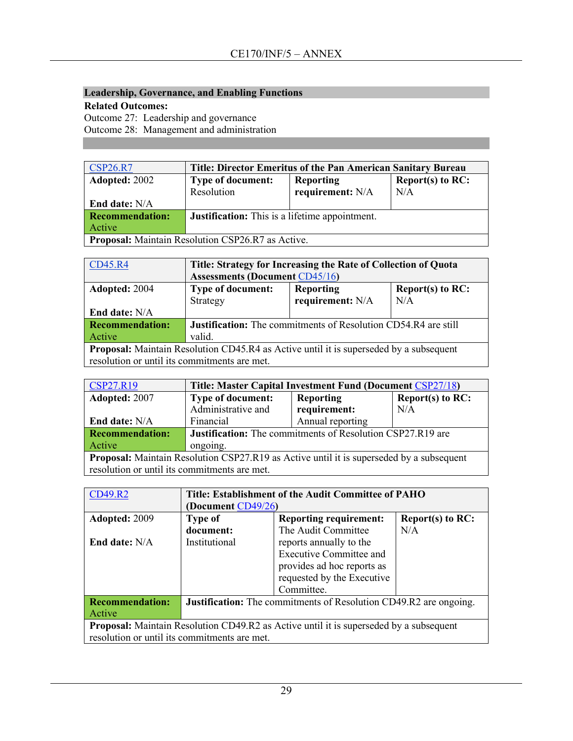**Leadership, Governance, and Enabling Functions**

**Related Outcomes:**

Outcome 27: Leadership and governance

Outcome 28: Management and administration

| CSP26.R7 | **Title: Director Emeritus of the Pan American Sanitary Bureau** | | |
|---|---|---|---|
| **Adopted:** 2002<br><br>**End date:** N/A | **Type of document:** Resolution | **Reporting requirement:** N/A | **Report(s) to RC:** N/A |
| **Recommendation:** Active | **Justification:** This is a lifetime appointment. | | |
| **Proposal:** Maintain Resolution CSP26.R7 as Active. | | | |

| CD45.R4 | **Title: Strategy for Increasing the Rate of Collection of Quota Assessments (Document CD45/16)** | | |
|---|---|---|---|
| **Adopted:** 2004<br><br>**End date:** N/A | **Type of document:** Strategy | **Reporting requirement:** N/A | **Report(s) to RC:** N/A |
| **Recommendation:** Active | **Justification:** The commitments of Resolution CD54.R4 are still valid. | | |
| **Proposal:** Maintain Resolution CD45.R4 as Active until it is superseded by a subsequent resolution or until its commitments are met. | | | |

| CSP27.R19 | **Title: Master Capital Investment Fund (Document CSP27/18)** | | |
|---|---|---|---|
| **Adopted:** 2007<br><br>**End date:** N/A | **Type of document:** Administrative and Financial | **Reporting requirement:** Annual reporting | **Report(s) to RC:** N/A |
| **Recommendation:** Active | **Justification:** The commitments of Resolution CSP27.R19 are ongoing. | | |
| **Proposal:** Maintain Resolution CSP27.R19 as Active until it is superseded by a subsequent resolution or until its commitments are met. | | | |

| CD49.R2 | **Title: Establishment of the Audit Committee of PAHO (Document CD49/26)** | | |
|---|---|---|---|
| **Adopted:** 2009<br><br>**End date:** N/A | **Type of document:** Institutional | **Reporting requirement:** The Audit Committee reports annually to the Executive Committee and provides ad hoc reports as requested by the Executive Committee. | **Report(s) to RC:** N/A |
| **Recommendation:** Active | **Justification:** The commitments of Resolution CD49.R2 are ongoing. | | |
| **Proposal:** Maintain Resolution CD49.R2 as Active until it is superseded by a subsequent resolution or until its commitments are met. | | | |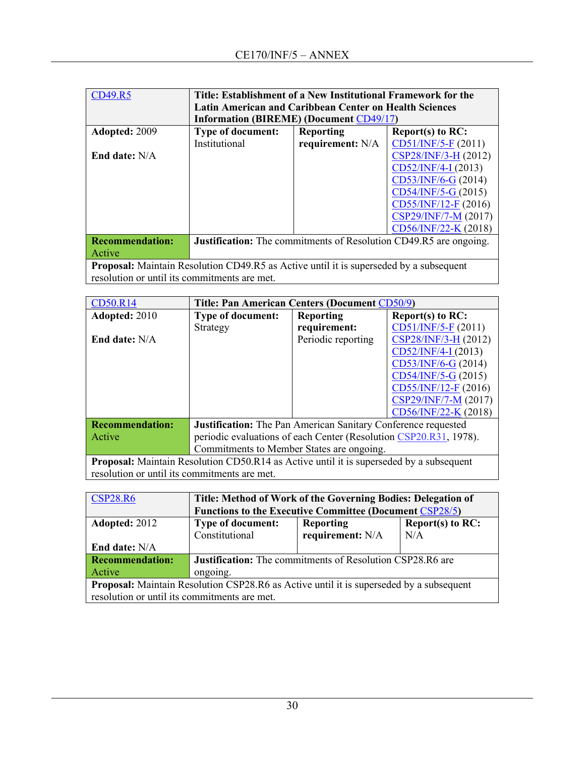| CD49.R5 | **Title: Establishment of a New Institutional Framework for the Latin American and Caribbean Center on Health Sciences Information (BIREME) (Document CD49/17)** | | |
|---|---|---|---|
| **Adopted:** 2009<br><br>**End date:** N/A | **Type of document:** Institutional | **Reporting requirement:** N/A | **Report(s) to RC:** CD51/INF/5-F (2011) CSP28/INF/3-H (2012) CD52/INF/4-I (2013) CD53/INF/6-G (2014) CD54/INF/5-G (2015) CD55/INF/12-F (2016) CSP29/INF/7-M (2017) CD56/INF/22-K (2018) |
| **Recommendation:** Active | **Justification:** The commitments of Resolution CD49.R5 are ongoing. | | |
| **Proposal:** Maintain Resolution CD49.R5 as Active until it is superseded by a subsequent resolution or until its commitments are met. | | | |

| CD50.R14 | **Title: Pan American Centers (Document CD50/9)** | | |
|---|---|---|---|
| **Adopted:** 2010<br><br>**End date:** N/A | **Type of document:** Strategy | **Reporting requirement:** Periodic reporting | **Report(s) to RC:** CD51/INF/5-F (2011) CSP28/INF/3-H (2012) CD52/INF/4-I (2013) CD53/INF/6-G (2014) CD54/INF/5-G (2015) CD55/INF/12-F (2016) CSP29/INF/7-M (2017) CD56/INF/22-K (2018) |
| **Recommendation:** Active | **Justification:** The Pan American Sanitary Conference requested periodic evaluations of each Center (Resolution CSP20.R31, 1978). Commitments to Member States are ongoing. | | |
| **Proposal:** Maintain Resolution CD50.R14 as Active until it is superseded by a subsequent resolution or until its commitments are met. | | | |

| CSP28.R6 | **Title: Method of Work of the Governing Bodies: Delegation of Functions to the Executive Committee (Document CSP28/5)** | | |
|---|---|---|---|
| **Adopted:** 2012<br><br>**End date:** N/A | **Type of document:** Constitutional | **Reporting requirement:** N/A | **Report(s) to RC:** N/A |
| **Recommendation:** Active | **Justification:** The commitments of Resolution CSP28.R6 are ongoing. | | |
| **Proposal:** Maintain Resolution CSP28.R6 as Active until it is superseded by a subsequent resolution or until its commitments are met. | | | |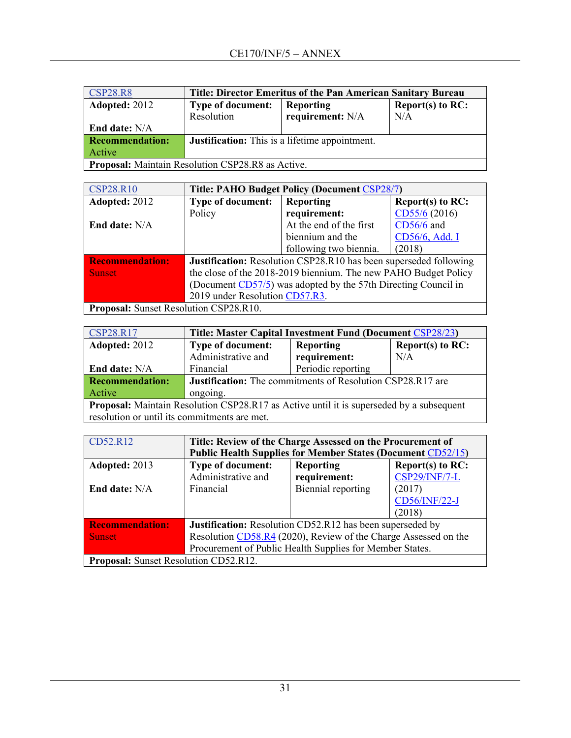| CSP28.R8 | Title: Director Emeritus of the Pan American Sanitary Bureau | | |
|---|---|---|---|
| **Adopted:** 2012<br><br>**End date:** N/A | **Type of document:** Resolution | **Reporting requirement:** N/A | **Report(s) to RC:** N/A |
| **Recommendation:** Active | **Justification:** This is a lifetime appointment. | | |
| **Proposal:** Maintain Resolution CSP28.R8 as Active. | | | |

| CSP28.R10 | Title: PAHO Budget Policy (Document CSP28/7) | | |
|---|---|---|---|
| **Adopted:** 2012<br><br>**End date:** N/A | **Type of document:** Policy | **Reporting requirement:** At the end of the first biennium and the following two biennia. | **Report(s) to RC:** CD55/6 (2016) CD56/6 and CD56/6, Add. I (2018) |
| **Recommendation:** Sunset | **Justification:** Resolution CSP28.R10 has been superseded following the close of the 2018-2019 biennium. The new PAHO Budget Policy (Document CD57/5) was adopted by the 57th Directing Council in 2019 under Resolution CD57.R3. | | |
| **Proposal:** Sunset Resolution CSP28.R10. | | | |

| CSP28.R17 | Title: Master Capital Investment Fund (Document CSP28/23) | | |
|---|---|---|---|
| **Adopted:** 2012<br><br>**End date:** N/A | **Type of document:** Administrative and Financial | **Reporting requirement:** Periodic reporting | **Report(s) to RC:** N/A |
| **Recommendation:** Active | **Justification:** The commitments of Resolution CSP28.R17 are ongoing. | | |
| **Proposal:** Maintain Resolution CSP28.R17 as Active until it is superseded by a subsequent resolution or until its commitments are met. | | | |

| CD52.R12 | Title: Review of the Charge Assessed on the Procurement of Public Health Supplies for Member States (Document CD52/15) | | |
|---|---|---|---|
| **Adopted:** 2013<br><br>**End date:** N/A | **Type of document:** Administrative and Financial | **Reporting requirement:** Biennial reporting | **Report(s) to RC:** CSP29/INF/7-L (2017) CD56/INF/22-J (2018) |
| **Recommendation:** Sunset | **Justification:** Resolution CD52.R12 has been superseded by Resolution CD58.R4 (2020), Review of the Charge Assessed on the Procurement of Public Health Supplies for Member States. | | |
| **Proposal:** Sunset Resolution CD52.R12. | | | |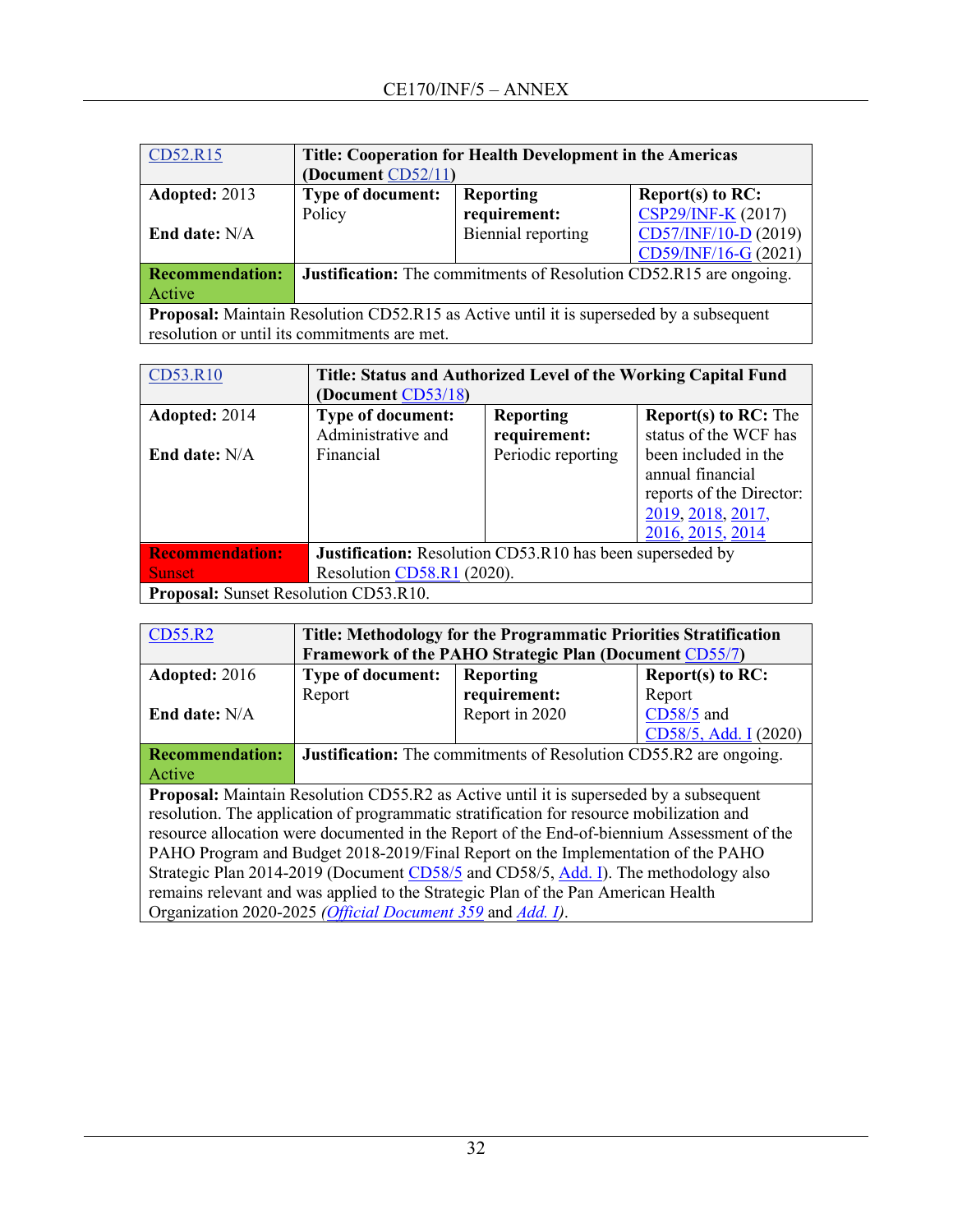| CD52.R15 | **Title: Cooperation for Health Development in the Americas (Document CD52/11)** | | |
|---|---|---|---|
| **Adopted:** 2013<br><br>**End date:** N/A | **Type of document:** Policy | **Reporting requirement:** Biennial reporting | **Report(s) to RC:** CSP29/INF-K (2017) CD57/INF/10-D (2019) CD59/INF/16-G (2021) |
| **Recommendation:** Active | **Justification:** The commitments of Resolution CD52.R15 are ongoing. | | |
| **Proposal:** Maintain Resolution CD52.R15 as Active until it is superseded by a subsequent resolution or until its commitments are met. | | | |

| CD53.R10 | **Title: Status and Authorized Level of the Working Capital Fund (Document CD53/18)** | | |
|---|---|---|---|
| **Adopted:** 2014<br><br>**End date:** N/A | **Type of document:** Administrative and Financial | **Reporting requirement:** Periodic reporting | **Report(s) to RC:** The status of the WCF has been included in the annual financial reports of the Director: 2019, 2018, 2017, 2016, 2015, 2014 |
| **Recommendation:** Sunset | **Justification:** Resolution CD53.R10 has been superseded by Resolution CD58.R1 (2020). | | |
| **Proposal:** Sunset Resolution CD53.R10. | | | |

| CD55.R2 | **Title: Methodology for the Programmatic Priorities Stratification Framework of the PAHO Strategic Plan (Document CD55/7)** | | |
|---|---|---|---|
| **Adopted:** 2016<br><br>**End date:** N/A | **Type of document:** Report | **Reporting requirement:** Report in 2020 | **Report(s) to RC:** Report CD58/5 and CD58/5, Add. I (2020) |
| **Recommendation:** Active | **Justification:** The commitments of Resolution CD55.R2 are ongoing. | | |
| **Proposal:** Maintain Resolution CD55.R2 as Active until it is superseded by a subsequent resolution. The application of programmatic stratification for resource mobilization and resource allocation were documented in the Report of the End-of-biennium Assessment of the PAHO Program and Budget 2018-2019/Final Report on the Implementation of the PAHO Strategic Plan 2014-2019 (Document CD58/5 and CD58/5, Add. I). The methodology also remains relevant and was applied to the Strategic Plan of the Pan American Health Organization 2020-2025 (*Official Document 359* and *Add. I*). | | | |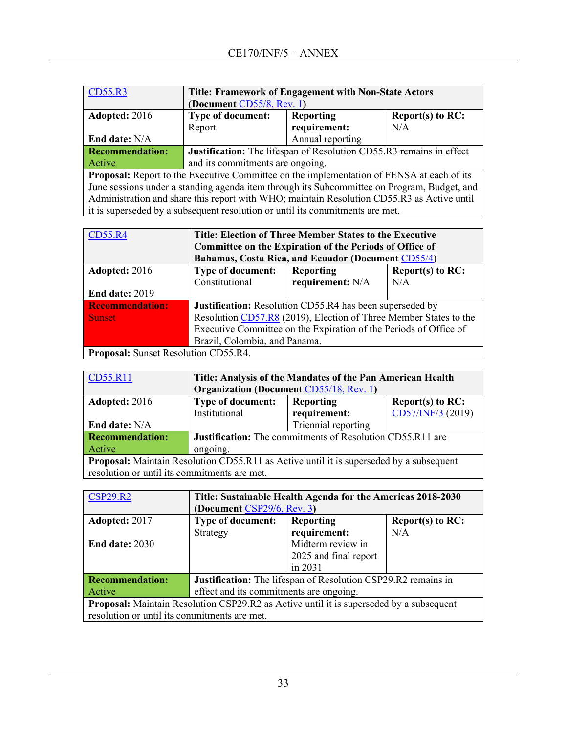| CD55.R3 | Title: Framework of Engagement with Non-State Actors (Document CD55/8, Rev. 1) | | |
|---|---|---|---|
| **Adopted:** 2016<br><br>**End date:** N/A | **Type of document:** Report | **Reporting requirement:** Annual reporting | **Report(s) to RC:** N/A |
| **Recommendation:** Active | **Justification:** The lifespan of Resolution CD55.R3 remains in effect and its commitments are ongoing. | | |
| **Proposal:** Report to the Executive Committee on the implementation of FENSA at each of its June sessions under a standing agenda item through its Subcommittee on Program, Budget, and Administration and share this report with WHO; maintain Resolution CD55.R3 as Active until it is superseded by a subsequent resolution or until its commitments are met. | | | |

| CD55.R4 | Title: Election of Three Member States to the Executive Committee on the Expiration of the Periods of Office of Bahamas, Costa Rica, and Ecuador (Document CD55/4) | | |
|---|---|---|---|
| **Adopted:** 2016<br><br>**End date:** 2019 | **Type of document:** Constitutional | **Reporting requirement:** N/A | **Report(s) to RC:** N/A |
| **Recommendation:** Sunset | **Justification:** Resolution CD55.R4 has been superseded by Resolution CD57.R8 (2019), Election of Three Member States to the Executive Committee on the Expiration of the Periods of Office of Brazil, Colombia, and Panama. | | |
| **Proposal:** Sunset Resolution CD55.R4. | | | |

| CD55.R11 | Title: Analysis of the Mandates of the Pan American Health Organization (Document CD55/18, Rev. 1) | | |
|---|---|---|---|
| **Adopted:** 2016<br><br>**End date:** N/A | **Type of document:** Institutional | **Reporting requirement:** Triennial reporting | **Report(s) to RC:** CD57/INF/3 (2019) |
| **Recommendation:** Active | **Justification:** The commitments of Resolution CD55.R11 are ongoing. | | |
| **Proposal:** Maintain Resolution CD55.R11 as Active until it is superseded by a subsequent resolution or until its commitments are met. | | | |

| CSP29.R2 | Title: Sustainable Health Agenda for the Americas 2018-2030 (Document CSP29/6, Rev. 3) | | |
|---|---|---|---|
| **Adopted:** 2017<br><br>**End date:** 2030 | **Type of document:** Strategy | **Reporting requirement:** Midterm review in 2025 and final report in 2031 | **Report(s) to RC:** N/A |
| **Recommendation:** Active | **Justification:** The lifespan of Resolution CSP29.R2 remains in effect and its commitments are ongoing. | | |
| **Proposal:** Maintain Resolution CSP29.R2 as Active until it is superseded by a subsequent resolution or until its commitments are met. | | | |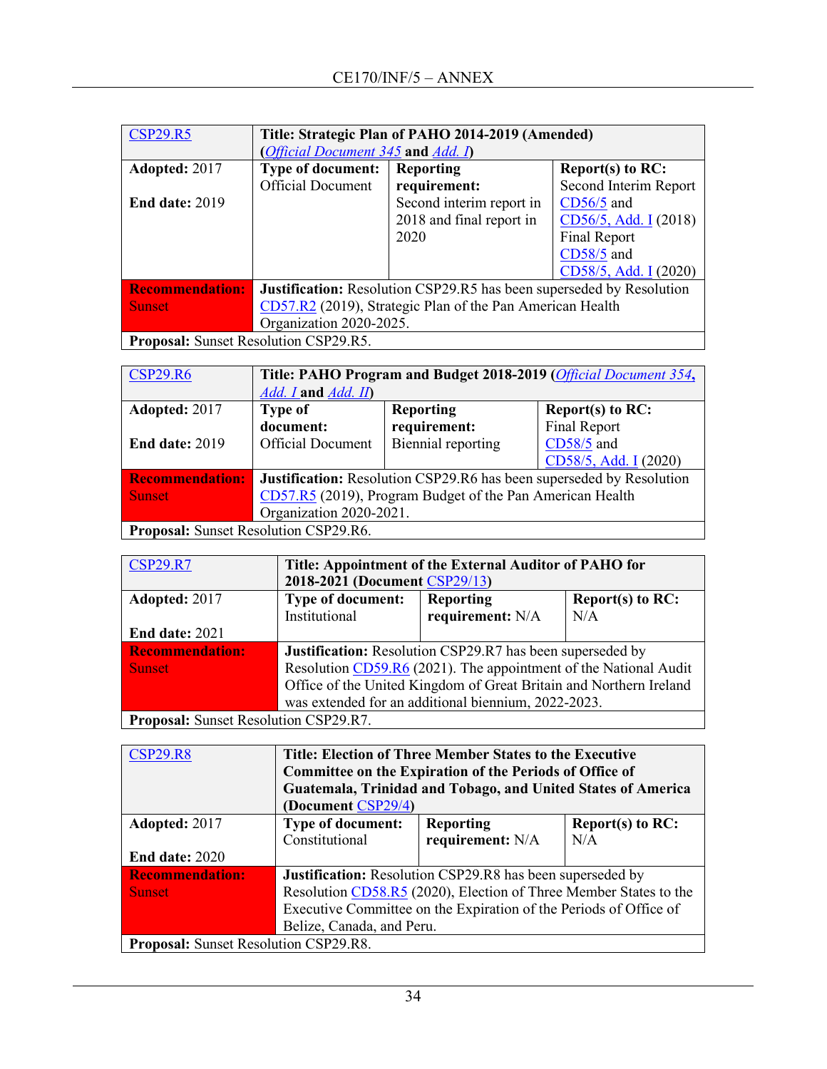| CSP29.R5 | **Title: Strategic Plan of PAHO 2014-2019 (Amended)** (*Official Document 345* and *Add. I*) | | |
|---|---|---|---|
| **Adopted:** 2017<br><br>**End date:** 2019 | **Type of document:** Official Document | **Reporting requirement:** Second interim report in 2018 and final report in 2020 | **Report(s) to RC:** Second Interim Report CD56/5 and CD56/5, Add. I (2018) Final Report CD58/5 and CD58/5, Add. I (2020) |
| **Recommendation:** Sunset | **Justification:** Resolution CSP29.R5 has been superseded by Resolution CD57.R2 (2019), Strategic Plan of the Pan American Health Organization 2020-2025. | | |
| **Proposal:** Sunset Resolution CSP29.R5. | | | |

| CSP29.R6 | **Title: PAHO Program and Budget 2018-2019 (*Official Document 354*, *Add. I* and *Add. II*)** | | |
|---|---|---|---|
| **Adopted:** 2017<br><br>**End date:** 2019 | **Type of document:** Official Document | **Reporting requirement:** Biennial reporting | **Report(s) to RC:** Final Report CD58/5 and CD58/5, Add. I (2020) |
| **Recommendation:** Sunset | **Justification:** Resolution CSP29.R6 has been superseded by Resolution CD57.R5 (2019), Program Budget of the Pan American Health Organization 2020-2021. | | |
| **Proposal:** Sunset Resolution CSP29.R6. | | | |

| CSP29.R7 | **Title: Appointment of the External Auditor of PAHO for 2018-2021 (Document CSP29/13)** | | |
|---|---|---|---|
| **Adopted:** 2017<br><br>**End date:** 2021 | **Type of document:** Institutional | **Reporting requirement:** N/A | **Report(s) to RC:** N/A |
| **Recommendation:** Sunset | **Justification:** Resolution CSP29.R7 has been superseded by Resolution CD59.R6 (2021). The appointment of the National Audit Office of the United Kingdom of Great Britain and Northern Ireland was extended for an additional biennium, 2022-2023. | | |
| **Proposal:** Sunset Resolution CSP29.R7. | | | |

| CSP29.R8 | **Title: Election of Three Member States to the Executive Committee on the Expiration of the Periods of Office of Guatemala, Trinidad and Tobago, and United States of America (Document CSP29/4)** | | |
|---|---|---|---|
| **Adopted:** 2017<br><br>**End date:** 2020 | **Type of document:** Constitutional | **Reporting requirement:** N/A | **Report(s) to RC:** N/A |
| **Recommendation:** Sunset | **Justification:** Resolution CSP29.R8 has been superseded by Resolution CD58.R5 (2020), Election of Three Member States to the Executive Committee on the Expiration of the Periods of Office of Belize, Canada, and Peru. | | |
| **Proposal:** Sunset Resolution CSP29.R8. | | | |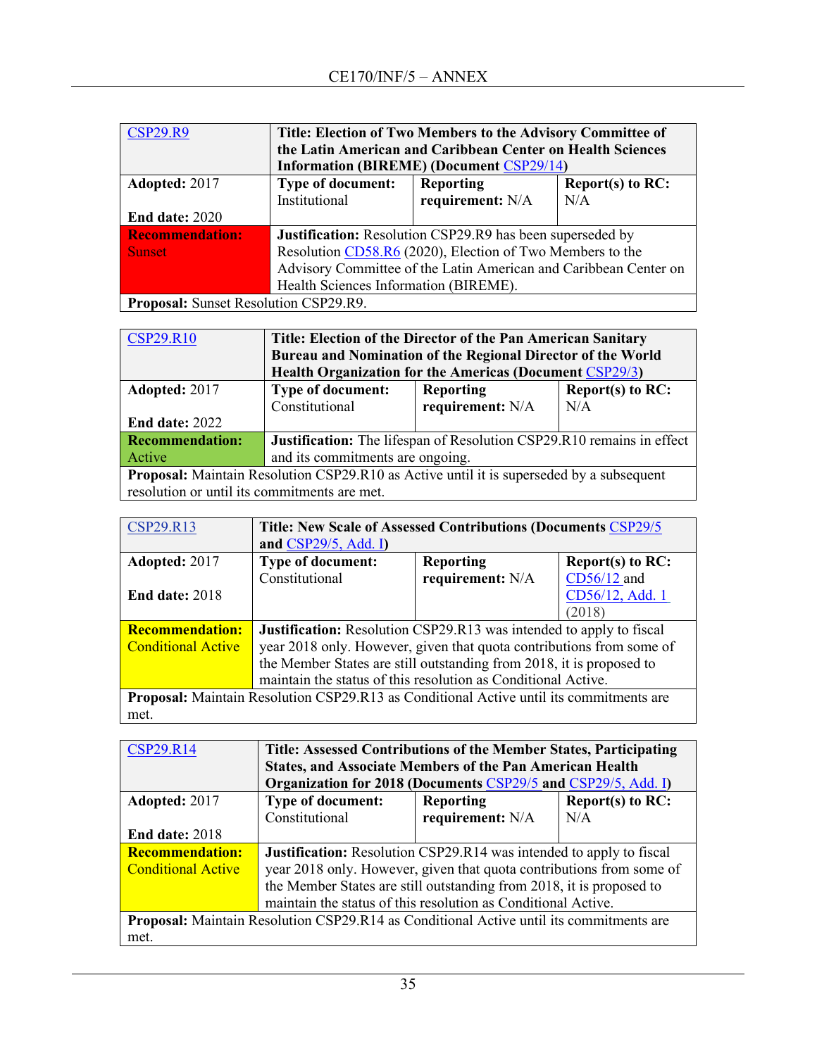| CSP29.R9 | **Title: Election of Two Members to the Advisory Committee of the Latin American and Caribbean Center on Health Sciences Information (BIREME) (Document CSP29/14)** | | |
|---|---|---|---|
| **Adopted:** 2017<br><br>**End date:** 2020 | **Type of document:** Institutional | **Reporting requirement:** N/A | **Report(s) to RC:** N/A |
| **Recommendation:** Sunset | **Justification:** Resolution CSP29.R9 has been superseded by Resolution CD58.R6 (2020), Election of Two Members to the Advisory Committee of the Latin American and Caribbean Center on Health Sciences Information (BIREME). | | |
| **Proposal:** Sunset Resolution CSP29.R9. | | | |

| CSP29.R10 | **Title: Election of the Director of the Pan American Sanitary Bureau and Nomination of the Regional Director of the World Health Organization for the Americas (Document CSP29/3)** | | |
|---|---|---|---|
| **Adopted:** 2017<br><br>**End date:** 2022 | **Type of document:** Constitutional | **Reporting requirement:** N/A | **Report(s) to RC:** N/A |
| **Recommendation:** Active | **Justification:** The lifespan of Resolution CSP29.R10 remains in effect and its commitments are ongoing. | | |
| **Proposal:** Maintain Resolution CSP29.R10 as Active until it is superseded by a subsequent resolution or until its commitments are met. | | | |

| CSP29.R13 | **Title: New Scale of Assessed Contributions (Documents CSP29/5 and CSP29/5, Add. I)** | | |
|---|---|---|---|
| **Adopted:** 2017<br><br>**End date:** 2018 | **Type of document:** Constitutional | **Reporting requirement:** N/A | **Report(s) to RC:** CD56/12 and CD56/12, Add. 1 (2018) |
| **Recommendation:** Conditional Active | **Justification:** Resolution CSP29.R13 was intended to apply to fiscal year 2018 only. However, given that quota contributions from some of the Member States are still outstanding from 2018, it is proposed to maintain the status of this resolution as Conditional Active. | | |
| **Proposal:** Maintain Resolution CSP29.R13 as Conditional Active until its commitments are met. | | | |

| CSP29.R14 | **Title: Assessed Contributions of the Member States, Participating States, and Associate Members of the Pan American Health Organization for 2018 (Documents CSP29/5 and CSP29/5, Add. I)** | | |
|---|---|---|---|
| **Adopted:** 2017<br><br>**End date:** 2018 | **Type of document:** Constitutional | **Reporting requirement:** N/A | **Report(s) to RC:** N/A |
| **Recommendation:** Conditional Active | **Justification:** Resolution CSP29.R14 was intended to apply to fiscal year 2018 only. However, given that quota contributions from some of the Member States are still outstanding from 2018, it is proposed to maintain the status of this resolution as Conditional Active. | | |
| **Proposal:** Maintain Resolution CSP29.R14 as Conditional Active until its commitments are met. | | | |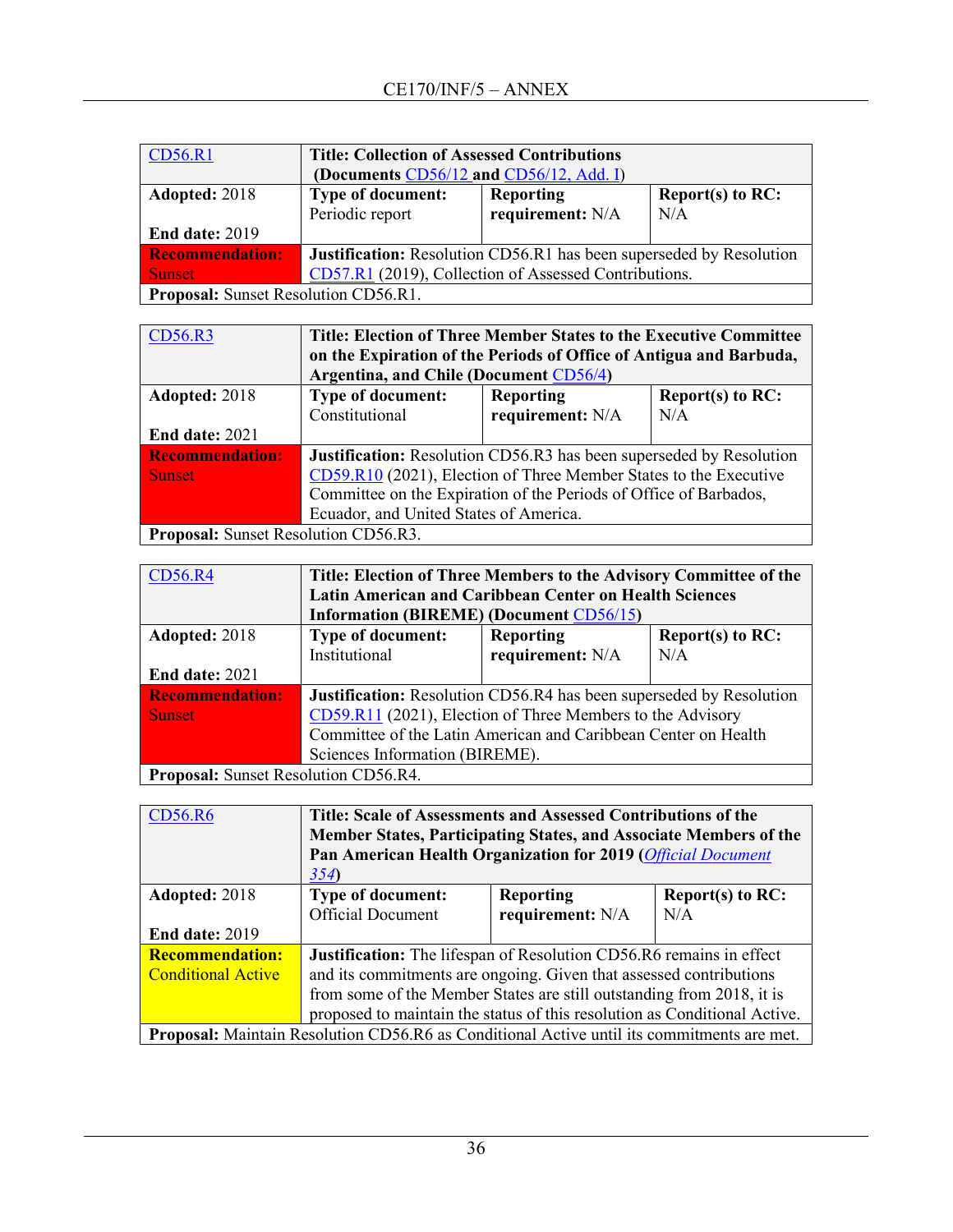| CD56.R1 | **Title: Collection of Assessed Contributions (Documents CD56/12 and CD56/12, Add. I)** | | |
|---|---|---|---|
| **Adopted:** 2018<br><br>**End date:** 2019 | **Type of document:** Periodic report | **Reporting requirement:** N/A | **Report(s) to RC:** N/A |
| **Recommendation:** Sunset | **Justification:** Resolution CD56.R1 has been superseded by Resolution CD57.R1 (2019), Collection of Assessed Contributions. | | |
| **Proposal:** Sunset Resolution CD56.R1. | | | |

| CD56.R3 | **Title: Election of Three Member States to the Executive Committee on the Expiration of the Periods of Office of Antigua and Barbuda, Argentina, and Chile (Document CD56/4)** | | |
|---|---|---|---|
| **Adopted:** 2018<br><br>**End date:** 2021 | **Type of document:** Constitutional | **Reporting requirement:** N/A | **Report(s) to RC:** N/A |
| **Recommendation:** Sunset | **Justification:** Resolution CD56.R3 has been superseded by Resolution CD59.R10 (2021), Election of Three Member States to the Executive Committee on the Expiration of the Periods of Office of Barbados, Ecuador, and United States of America. | | |
| **Proposal:** Sunset Resolution CD56.R3. | | | |

| CD56.R4 | **Title: Election of Three Members to the Advisory Committee of the Latin American and Caribbean Center on Health Sciences Information (BIREME) (Document CD56/15)** | | |
|---|---|---|---|
| **Adopted:** 2018<br><br>**End date:** 2021 | **Type of document:** Institutional | **Reporting requirement:** N/A | **Report(s) to RC:** N/A |
| **Recommendation:** Sunset | **Justification:** Resolution CD56.R4 has been superseded by Resolution CD59.R11 (2021), Election of Three Members to the Advisory Committee of the Latin American and Caribbean Center on Health Sciences Information (BIREME). | | |
| **Proposal:** Sunset Resolution CD56.R4. | | | |

| CD56.R6 | **Title: Scale of Assessments and Assessed Contributions of the Member States, Participating States, and Associate Members of the Pan American Health Organization for 2019 (*Official Document 354*)** | | |
|---|---|---|---|
| **Adopted:** 2018<br><br>**End date:** 2019 | **Type of document:** Official Document | **Reporting requirement:** N/A | **Report(s) to RC:** N/A |
| **Recommendation:** Conditional Active | **Justification:** The lifespan of Resolution CD56.R6 remains in effect and its commitments are ongoing. Given that assessed contributions from some of the Member States are still outstanding from 2018, it is proposed to maintain the status of this resolution as Conditional Active. | | |
| **Proposal:** Maintain Resolution CD56.R6 as Conditional Active until its commitments are met. | | | |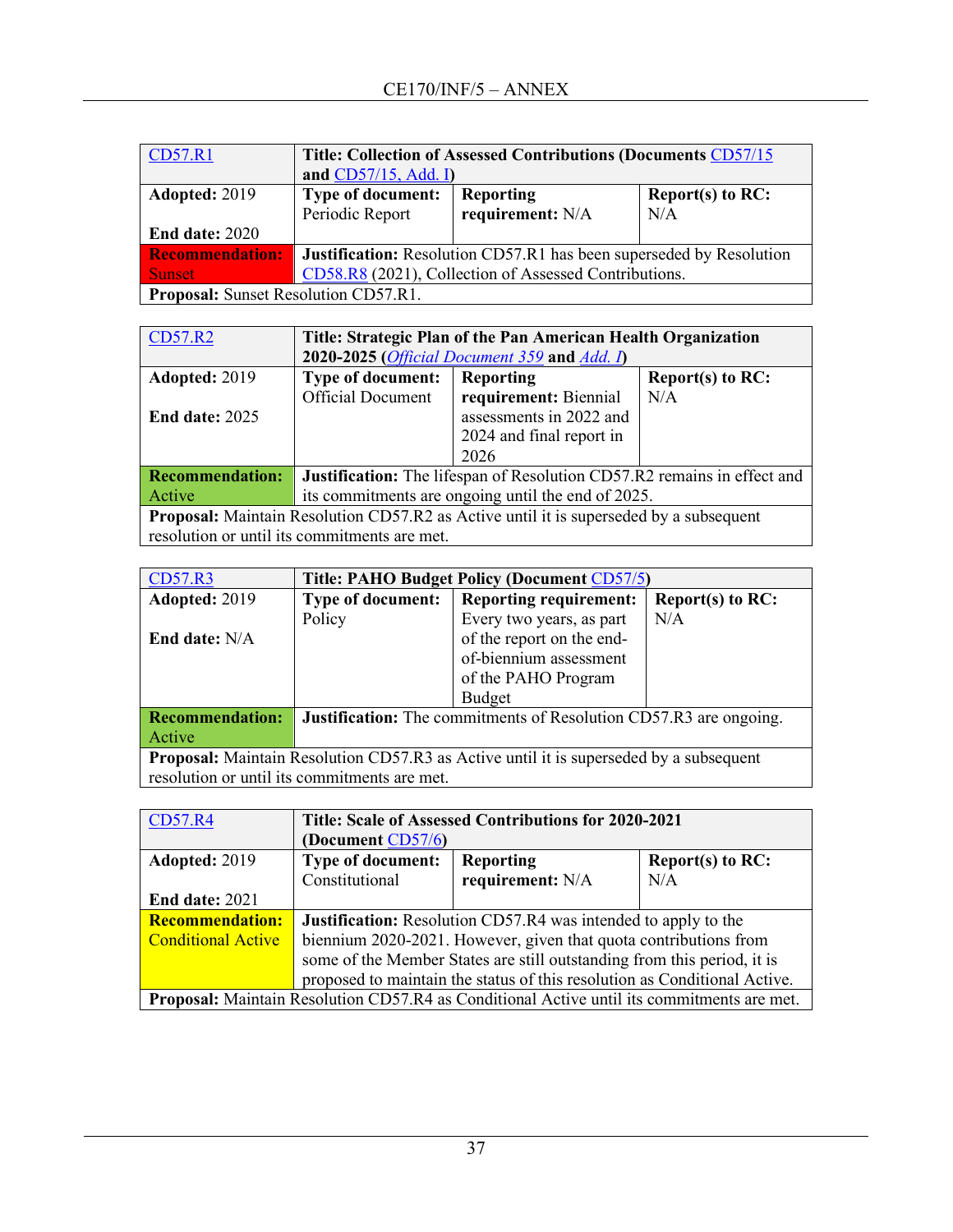| CD57.R1 | Title: Collection of Assessed Contributions (Documents CD57/15 and CD57/15, Add. I) | | |
|---|---|---|---|
| **Adopted:** 2019<br><br>**End date:** 2020 | **Type of document:** Periodic Report | **Reporting requirement:** N/A | **Report(s) to RC:** N/A |
| **Recommendation:** Sunset | **Justification:** Resolution CD57.R1 has been superseded by Resolution CD58.R8 (2021), Collection of Assessed Contributions. | | |
| **Proposal:** Sunset Resolution CD57.R1. | | | |

| CD57.R2 | Title: Strategic Plan of the Pan American Health Organization 2020-2025 (*Official Document 359* and *Add. I*) | | |
|---|---|---|---|
| **Adopted:** 2019<br><br>**End date:** 2025 | **Type of document:** Official Document | **Reporting requirement:** Biennial assessments in 2022 and 2024 and final report in 2026 | **Report(s) to RC:** N/A |
| **Recommendation:** Active | **Justification:** The lifespan of Resolution CD57.R2 remains in effect and its commitments are ongoing until the end of 2025. | | |
| **Proposal:** Maintain Resolution CD57.R2 as Active until it is superseded by a subsequent resolution or until its commitments are met. | | | |

| CD57.R3 | Title: PAHO Budget Policy (Document CD57/5) | | |
|---|---|---|---|
| **Adopted:** 2019<br><br>**End date:** N/A | **Type of document:** Policy | **Reporting requirement:** Every two years, as part of the report on the end-of-biennium assessment of the PAHO Program Budget | **Report(s) to RC:** N/A |
| **Recommendation:** Active | **Justification:** The commitments of Resolution CD57.R3 are ongoing. | | |
| **Proposal:** Maintain Resolution CD57.R3 as Active until it is superseded by a subsequent resolution or until its commitments are met. | | | |

| CD57.R4 | Title: Scale of Assessed Contributions for 2020-2021 (Document CD57/6) | | |
|---|---|---|---|
| **Adopted:** 2019<br><br>**End date:** 2021 | **Type of document:** Constitutional | **Reporting requirement:** N/A | **Report(s) to RC:** N/A |
| **Recommendation:** Conditional Active | **Justification:** Resolution CD57.R4 was intended to apply to the biennium 2020-2021. However, given that quota contributions from some of the Member States are still outstanding from this period, it is proposed to maintain the status of this resolution as Conditional Active. | | |
| **Proposal:** Maintain Resolution CD57.R4 as Conditional Active until its commitments are met. | | | |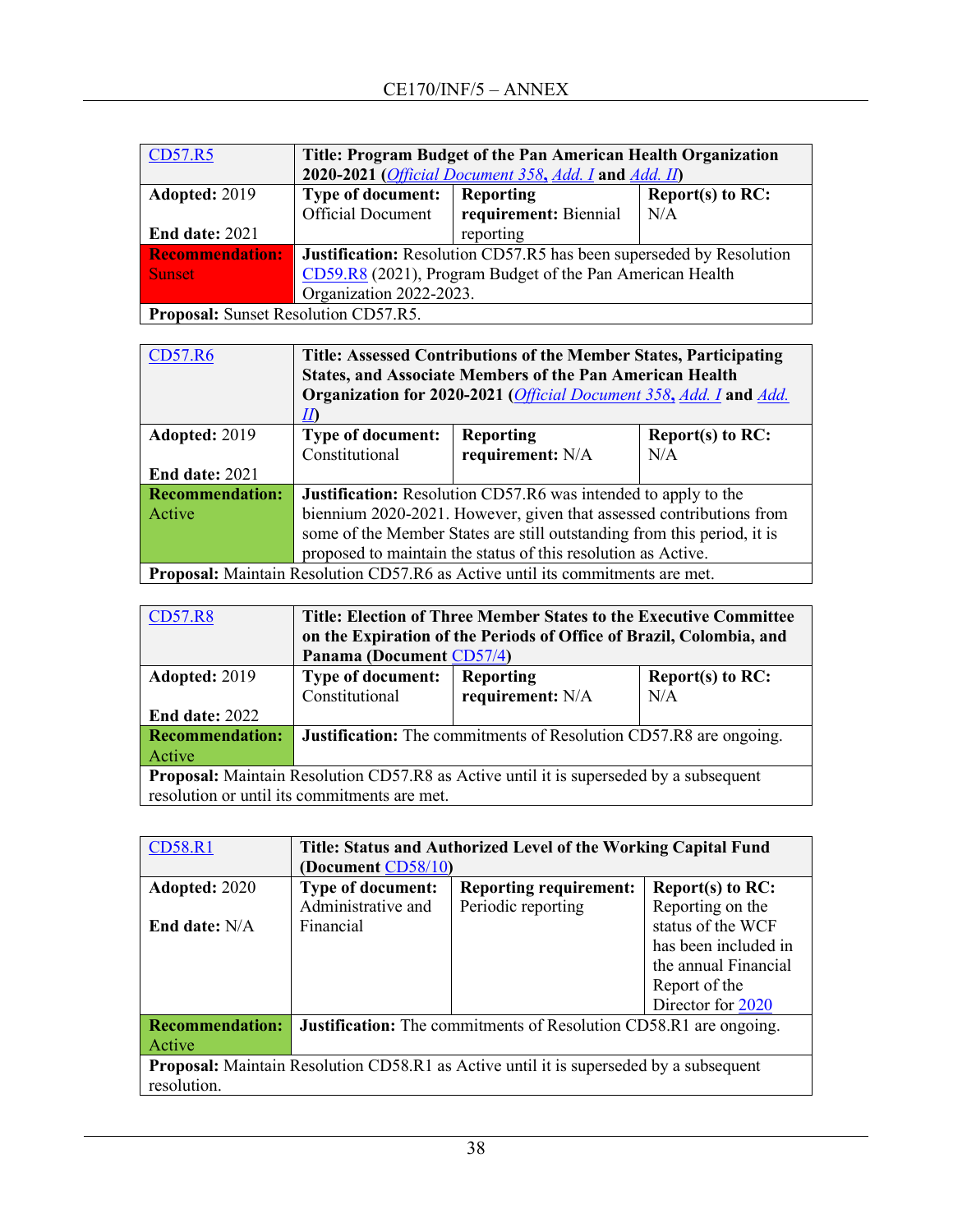| CD57.R5 | **Title: Program Budget of the Pan American Health Organization 2020-2021 (*Official Document 358*, *Add. I* and *Add. II*)** | | |
|---|---|---|---|
| **Adopted:** 2019<br><br>**End date:** 2021 | **Type of document:** Official Document | **Reporting requirement:** Biennial reporting | **Report(s) to RC:** N/A |
| **Recommendation:** Sunset | **Justification:** Resolution CD57.R5 has been superseded by Resolution CD59.R8 (2021), Program Budget of the Pan American Health Organization 2022-2023. | | |
| **Proposal:** Sunset Resolution CD57.R5. | | | |

| CD57.R6 | **Title: Assessed Contributions of the Member States, Participating States, and Associate Members of the Pan American Health Organization for 2020-2021 (*Official Document 358*, *Add. I* and *Add. II*)** | | |
|---|---|---|---|
| **Adopted:** 2019<br><br>**End date:** 2021 | **Type of document:** Constitutional | **Reporting requirement:** N/A | **Report(s) to RC:** N/A |
| **Recommendation:** Active | **Justification:** Resolution CD57.R6 was intended to apply to the biennium 2020-2021. However, given that assessed contributions from some of the Member States are still outstanding from this period, it is proposed to maintain the status of this resolution as Active. | | |
| **Proposal:** Maintain Resolution CD57.R6 as Active until its commitments are met. | | | |

| CD57.R8 | **Title: Election of Three Member States to the Executive Committee on the Expiration of the Periods of Office of Brazil, Colombia, and Panama (Document CD57/4)** | | |
|---|---|---|---|
| **Adopted:** 2019<br><br>**End date:** 2022 | **Type of document:** Constitutional | **Reporting requirement:** N/A | **Report(s) to RC:** N/A |
| **Recommendation:** Active | **Justification:** The commitments of Resolution CD57.R8 are ongoing. | | |
| **Proposal:** Maintain Resolution CD57.R8 as Active until it is superseded by a subsequent resolution or until its commitments are met. | | | |

| CD58.R1 | **Title: Status and Authorized Level of the Working Capital Fund (Document CD58/10)** | | |
|---|---|---|---|
| **Adopted:** 2020<br><br>**End date:** N/A | **Type of document:** Administrative and Financial | **Reporting requirement:** Periodic reporting | **Report(s) to RC:** Reporting on the status of the WCF has been included in the annual Financial Report of the Director for 2020 |
| **Recommendation:** Active | **Justification:** The commitments of Resolution CD58.R1 are ongoing. | | |
| **Proposal:** Maintain Resolution CD58.R1 as Active until it is superseded by a subsequent resolution. | | | |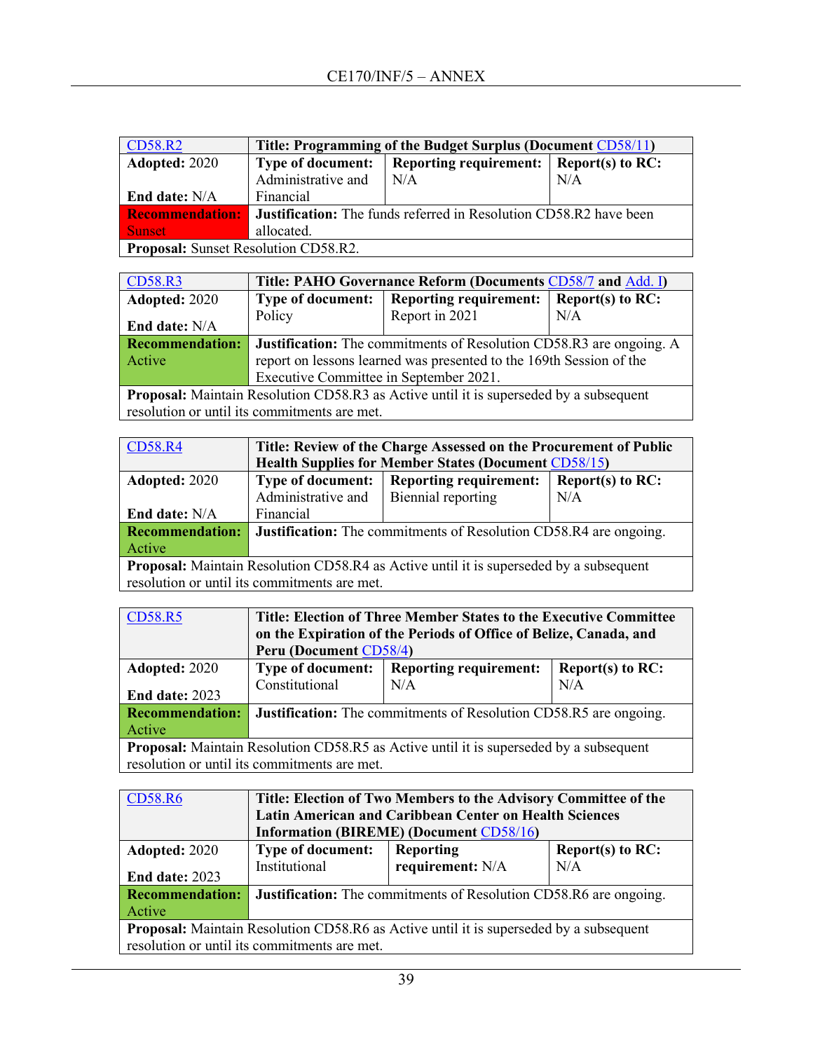| CD58.R2 | **Title: Programming of the Budget Surplus (Document CD58/11)** | | |
|---|---|---|---|
| **Adopted:** 2020<br><br>**End date:** N/A | **Type of document:** Administrative and Financial | **Reporting requirement:** N/A | **Report(s) to RC:** N/A |
| **Recommendation:** Sunset | **Justification:** The funds referred in Resolution CD58.R2 have been allocated. | | |
| **Proposal:** Sunset Resolution CD58.R2. | | | |

| CD58.R3 | **Title: PAHO Governance Reform (Documents CD58/7 and Add. I)** | | |
|---|---|---|---|
| **Adopted:** 2020<br><br>**End date:** N/A | **Type of document:** Policy | **Reporting requirement:** Report in 2021 | **Report(s) to RC:** N/A |
| **Recommendation:** Active | **Justification:** The commitments of Resolution CD58.R3 are ongoing. A report on lessons learned was presented to the 169th Session of the Executive Committee in September 2021. | | |
| **Proposal:** Maintain Resolution CD58.R3 as Active until it is superseded by a subsequent resolution or until its commitments are met. | | | |

| CD58.R4 | **Title: Review of the Charge Assessed on the Procurement of Public Health Supplies for Member States (Document CD58/15)** | | |
|---|---|---|---|
| **Adopted:** 2020<br><br>**End date:** N/A | **Type of document:** Administrative and Financial | **Reporting requirement:** Biennial reporting | **Report(s) to RC:** N/A |
| **Recommendation:** Active | **Justification:** The commitments of Resolution CD58.R4 are ongoing. | | |
| **Proposal:** Maintain Resolution CD58.R4 as Active until it is superseded by a subsequent resolution or until its commitments are met. | | | |

| CD58.R5 | **Title: Election of Three Member States to the Executive Committee on the Expiration of the Periods of Office of Belize, Canada, and Peru (Document CD58/4)** | | |
|---|---|---|---|
| **Adopted:** 2020<br><br>**End date:** 2023 | **Type of document:** Constitutional | **Reporting requirement:** N/A | **Report(s) to RC:** N/A |
| **Recommendation:** Active | **Justification:** The commitments of Resolution CD58.R5 are ongoing. | | |
| **Proposal:** Maintain Resolution CD58.R5 as Active until it is superseded by a subsequent resolution or until its commitments are met. | | | |

| CD58.R6 | **Title: Election of Two Members to the Advisory Committee of the Latin American and Caribbean Center on Health Sciences Information (BIREME) (Document CD58/16)** | | |
|---|---|---|---|
| **Adopted:** 2020<br><br>**End date:** 2023 | **Type of document:** Institutional | **Reporting requirement:** N/A | **Report(s) to RC:** N/A |
| **Recommendation:** Active | **Justification:** The commitments of Resolution CD58.R6 are ongoing. | | |
| **Proposal:** Maintain Resolution CD58.R6 as Active until it is superseded by a subsequent resolution or until its commitments are met. | | | |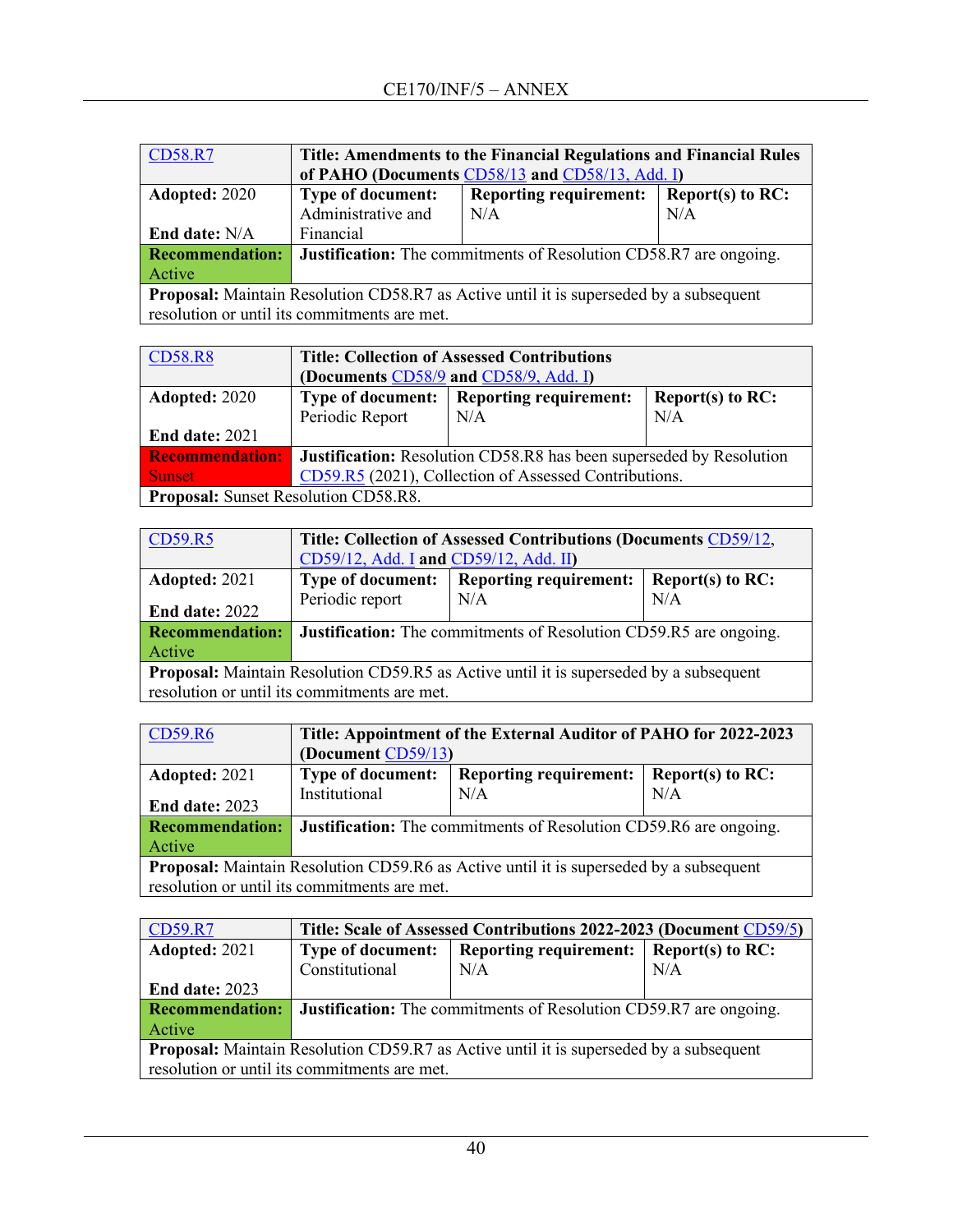| CD58.R7 | Title: Amendments to the Financial Regulations and Financial Rules of PAHO (Documents CD58/13 and CD58/13, Add. I) | | |
|---|---|---|---|
| **Adopted:** 2020<br><br>**End date:** N/A | **Type of document:** Administrative and Financial | **Reporting requirement:** N/A | **Report(s) to RC:** N/A |
| **Recommendation:** Active | **Justification:** The commitments of Resolution CD58.R7 are ongoing. | | |
| **Proposal:** Maintain Resolution CD58.R7 as Active until it is superseded by a subsequent resolution or until its commitments are met. | | | |

| CD58.R8 | Title: Collection of Assessed Contributions (Documents CD58/9 and CD58/9, Add. I) | | |
|---|---|---|---|
| **Adopted:** 2020<br><br>**End date:** 2021 | **Type of document:** Periodic Report | **Reporting requirement:** N/A | **Report(s) to RC:** N/A |
| **Recommendation:** Sunset | **Justification:** Resolution CD58.R8 has been superseded by Resolution CD59.R5 (2021), Collection of Assessed Contributions. | | |
| **Proposal:** Sunset Resolution CD58.R8. | | | |

| CD59.R5 | Title: Collection of Assessed Contributions (Documents CD59/12, CD59/12, Add. I and CD59/12, Add. II) | | |
|---|---|---|---|
| **Adopted:** 2021<br><br>**End date:** 2022 | **Type of document:** Periodic report | **Reporting requirement:** N/A | **Report(s) to RC:** N/A |
| **Recommendation:** Active | **Justification:** The commitments of Resolution CD59.R5 are ongoing. | | |
| **Proposal:** Maintain Resolution CD59.R5 as Active until it is superseded by a subsequent resolution or until its commitments are met. | | | |

| CD59.R6 | Title: Appointment of the External Auditor of PAHO for 2022-2023 (Document CD59/13) | | |
|---|---|---|---|
| **Adopted:** 2021<br><br>**End date:** 2023 | **Type of document:** Institutional | **Reporting requirement:** N/A | **Report(s) to RC:** N/A |
| **Recommendation:** Active | **Justification:** The commitments of Resolution CD59.R6 are ongoing. | | |
| **Proposal:** Maintain Resolution CD59.R6 as Active until it is superseded by a subsequent resolution or until its commitments are met. | | | |

| CD59.R7 | Title: Scale of Assessed Contributions 2022-2023 (Document CD59/5) | | |
|---|---|---|---|
| **Adopted:** 2021<br><br>**End date:** 2023 | **Type of document:** Constitutional | **Reporting requirement:** N/A | **Report(s) to RC:** N/A |
| **Recommendation:** Active | **Justification:** The commitments of Resolution CD59.R7 are ongoing. | | |
| **Proposal:** Maintain Resolution CD59.R7 as Active until it is superseded by a subsequent resolution or until its commitments are met. | | | |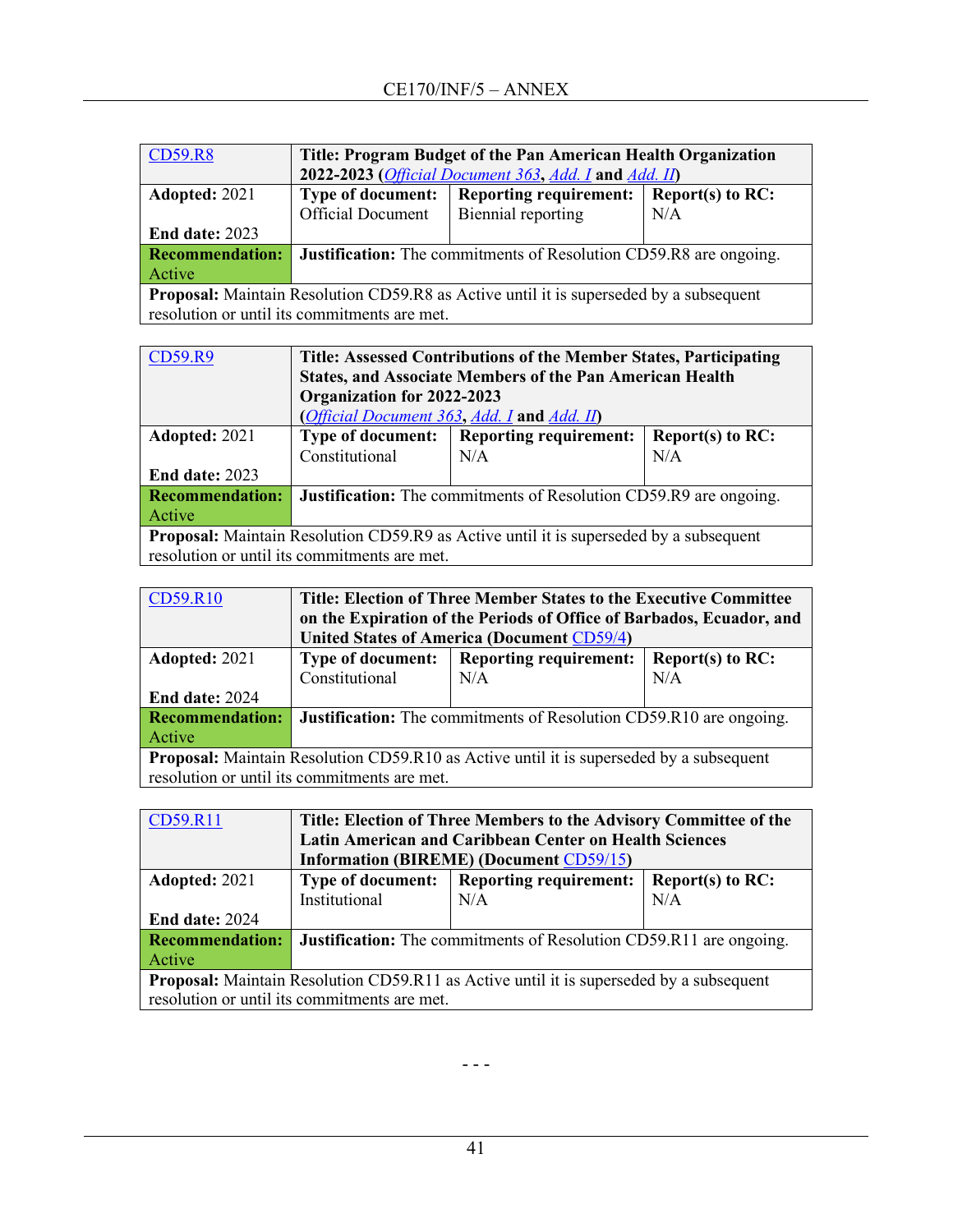| | | | |
|---|---|---|---|
| CD59.R8 | **Title: Program Budget of the Pan American Health Organization 2022-2023 (*Official Document 363*, *Add. I* and *Add. II*)** | | |
| **Adopted:** 2021<br><br>**End date:** 2023 | **Type of document:** Official Document | **Reporting requirement:** Biennial reporting | **Report(s) to RC:** N/A |
| **Recommendation:** Active | **Justification:** The commitments of Resolution CD59.R8 are ongoing. | | |
| **Proposal:** Maintain Resolution CD59.R8 as Active until it is superseded by a subsequent resolution or until its commitments are met. | | | |

| | | | |
|---|---|---|---|
| CD59.R9 | **Title: Assessed Contributions of the Member States, Participating States, and Associate Members of the Pan American Health Organization for 2022-2023 (*Official Document 363*, *Add. I* and *Add. II*)** | | |
| **Adopted:** 2021<br><br>**End date:** 2023 | **Type of document:** Constitutional | **Reporting requirement:** N/A | **Report(s) to RC:** N/A |
| **Recommendation:** Active | **Justification:** The commitments of Resolution CD59.R9 are ongoing. | | |
| **Proposal:** Maintain Resolution CD59.R9 as Active until it is superseded by a subsequent resolution or until its commitments are met. | | | |

| | | | |
|---|---|---|---|
| CD59.R10 | **Title: Election of Three Member States to the Executive Committee on the Expiration of the Periods of Office of Barbados, Ecuador, and United States of America (Document CD59/4)** | | |
| **Adopted:** 2021<br><br>**End date:** 2024 | **Type of document:** Constitutional | **Reporting requirement:** N/A | **Report(s) to RC:** N/A |
| **Recommendation:** Active | **Justification:** The commitments of Resolution CD59.R10 are ongoing. | | |
| **Proposal:** Maintain Resolution CD59.R10 as Active until it is superseded by a subsequent resolution or until its commitments are met. | | | |

| | | | |
|---|---|---|---|
| CD59.R11 | **Title: Election of Three Members to the Advisory Committee of the Latin American and Caribbean Center on Health Sciences Information (BIREME) (Document CD59/15)** | | |
| **Adopted:** 2021<br><br>**End date:** 2024 | **Type of document:** Institutional | **Reporting requirement:** N/A | **Report(s) to RC:** N/A |
| **Recommendation:** Active | **Justification:** The commitments of Resolution CD59.R11 are ongoing. | | |
| **Proposal:** Maintain Resolution CD59.R11 as Active until it is superseded by a subsequent resolution or until its commitments are met. | | | |

- - -